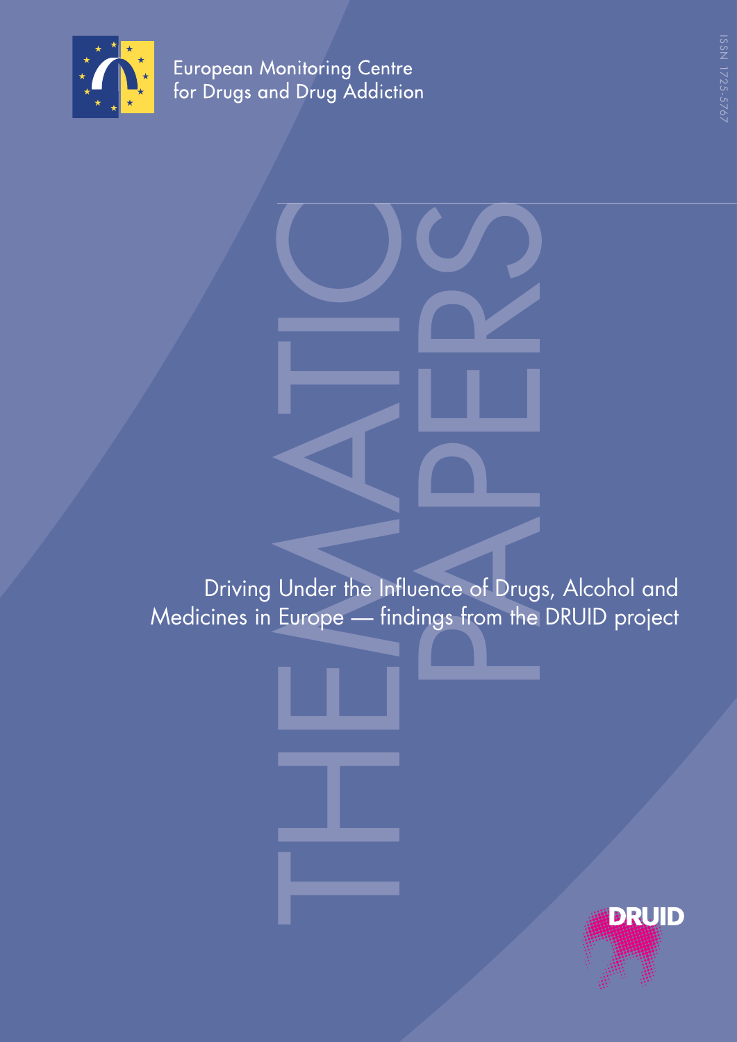European Monitoring Centre for Drugs and Drug Addiction

ISSN 1725-5767

THEMATIC PAPERS

# Driving Under the Influence of Drugs, Alcohol and Medicines in Europe — findings from the DRUID project

DRUID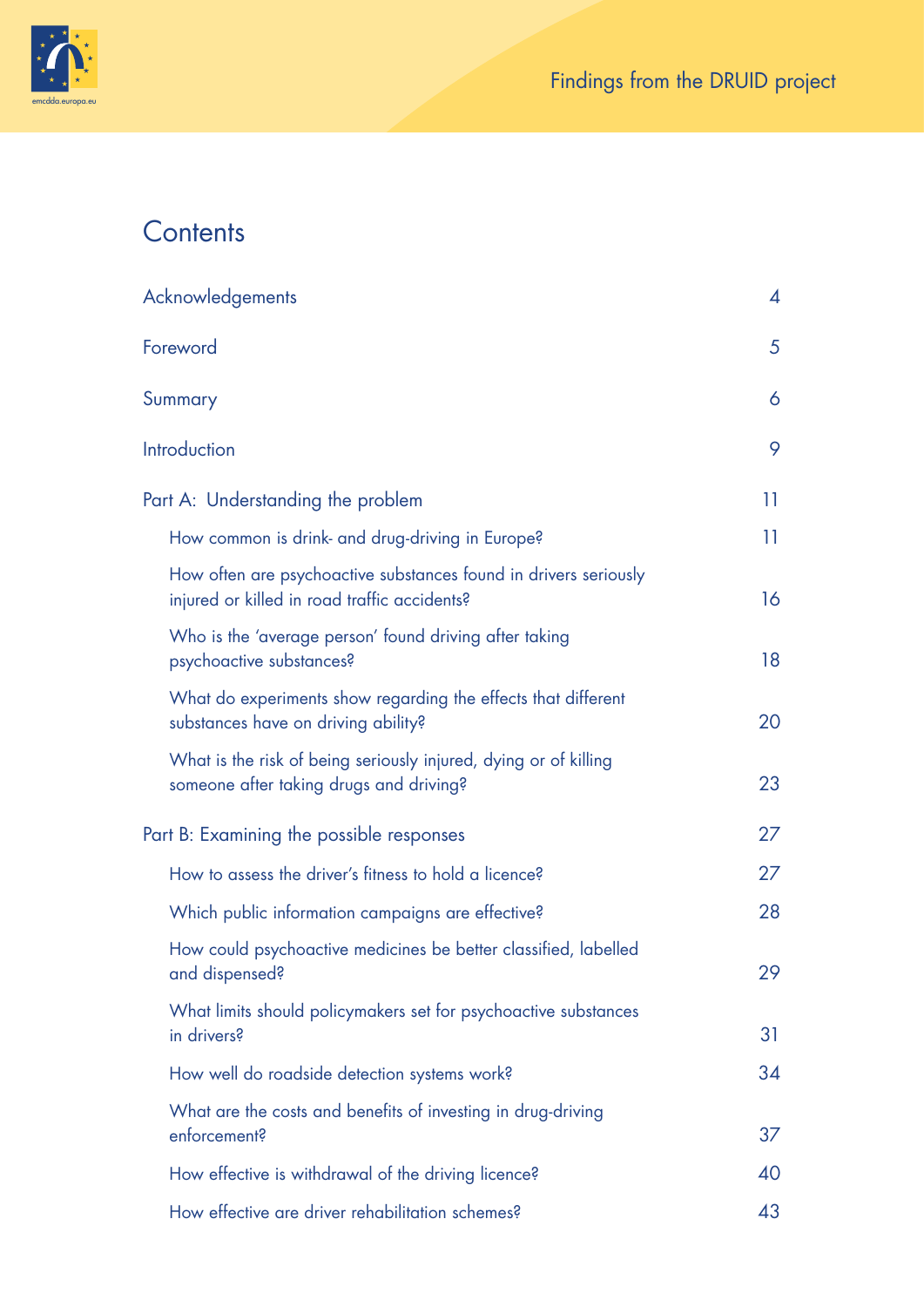# Contents

| | |
|---|---|
| Acknowledgements | 4 |
| Foreword | 5 |
| Summary | 6 |
| Introduction | 9 |
| Part A: Understanding the problem | 11 |
| How common is drink- and drug-driving in Europe? | 11 |
| How often are psychoactive substances found in drivers seriously injured or killed in road traffic accidents? | 16 |
| Who is the 'average person' found driving after taking psychoactive substances? | 18 |
| What do experiments show regarding the effects that different substances have on driving ability? | 20 |
| What is the risk of being seriously injured, dying or of killing someone after taking drugs and driving? | 23 |
| Part B: Examining the possible responses | 27 |
| How to assess the driver's fitness to hold a licence? | 27 |
| Which public information campaigns are effective? | 28 |
| How could psychoactive medicines be better classified, labelled and dispensed? | 29 |
| What limits should policymakers set for psychoactive substances in drivers? | 31 |
| How well do roadside detection systems work? | 34 |
| What are the costs and benefits of investing in drug-driving enforcement? | 37 |
| How effective is withdrawal of the driving licence? | 40 |
| How effective are driver rehabilitation schemes? | 43 |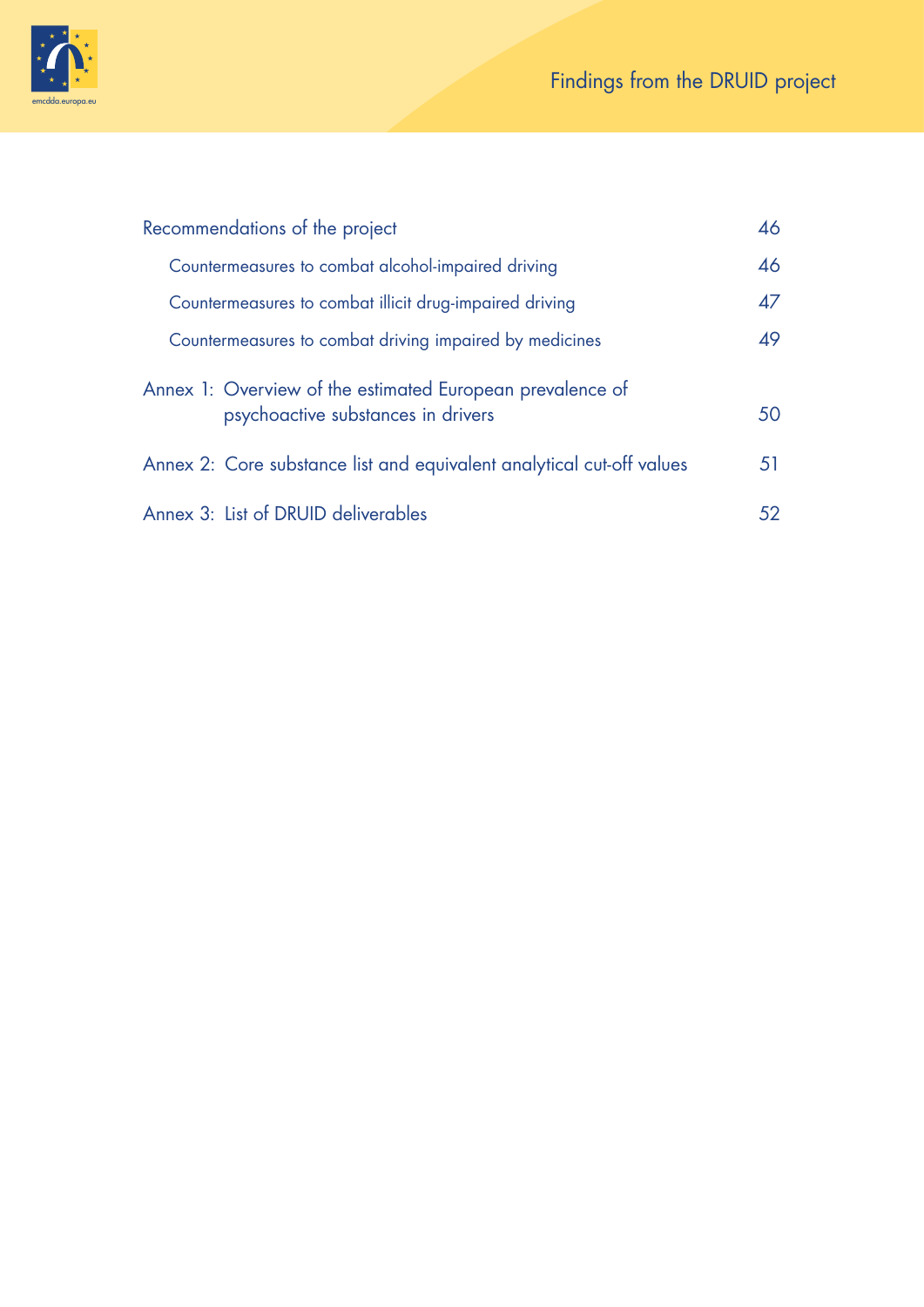Recommendations of the project 46

- Countermeasures to combat alcohol-impaired driving 46
- Countermeasures to combat illicit drug-impaired driving 47
- Countermeasures to combat driving impaired by medicines 49

Annex 1: Overview of the estimated European prevalence of psychoactive substances in drivers 50

Annex 2: Core substance list and equivalent analytical cut-off values 51

Annex 3: List of DRUID deliverables 52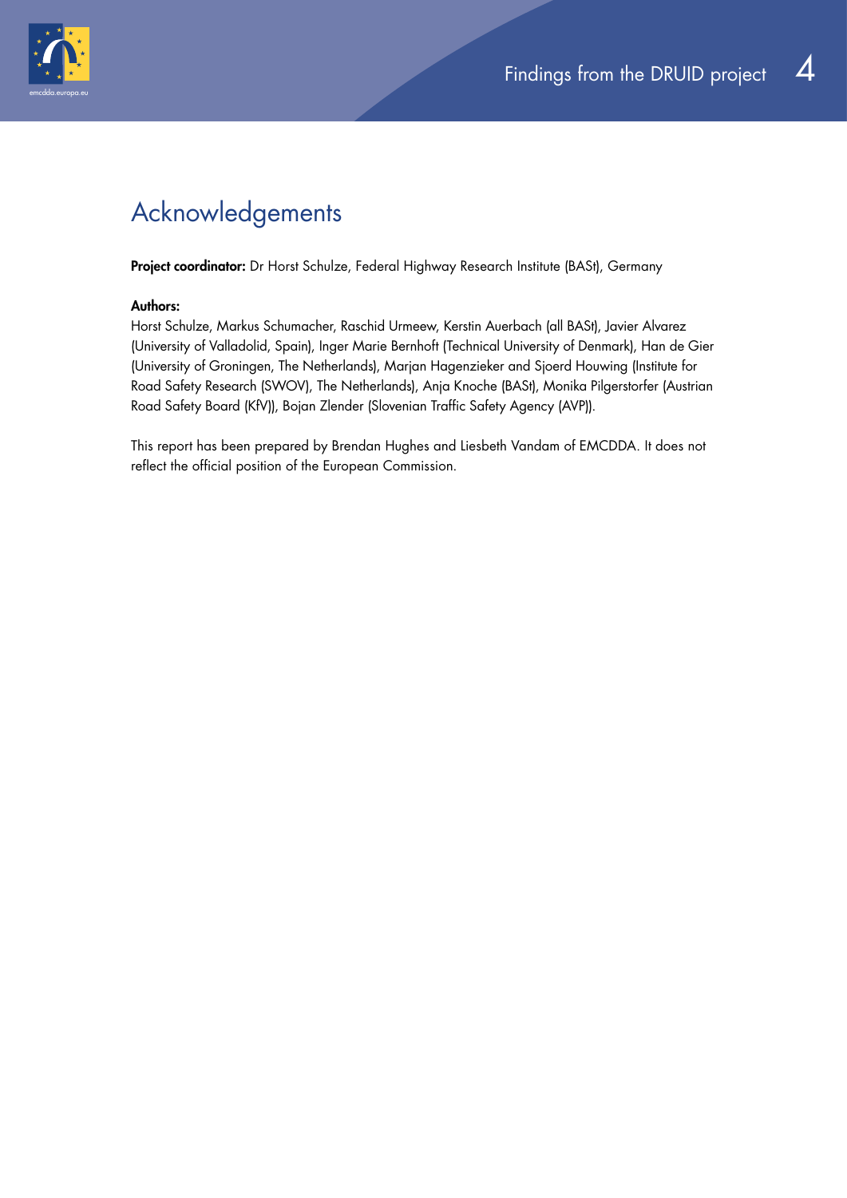# Acknowledgements

**Project coordinator:** Dr Horst Schulze, Federal Highway Research Institute (BASt), Germany

**Authors:**

Horst Schulze, Markus Schumacher, Raschid Urmeew, Kerstin Auerbach (all BASt), Javier Alvarez (University of Valladolid, Spain), Inger Marie Bernhoft (Technical University of Denmark), Han de Gier (University of Groningen, The Netherlands), Marjan Hagenzieker and Sjoerd Houwing (Institute for Road Safety Research (SWOV), The Netherlands), Anja Knoche (BASt), Monika Pilgerstorfer (Austrian Road Safety Board (KfV)), Bojan Zlender (Slovenian Traffic Safety Agency (AVP)).

This report has been prepared by Brendan Hughes and Liesbeth Vandam of EMCDDA. It does not reflect the official position of the European Commission.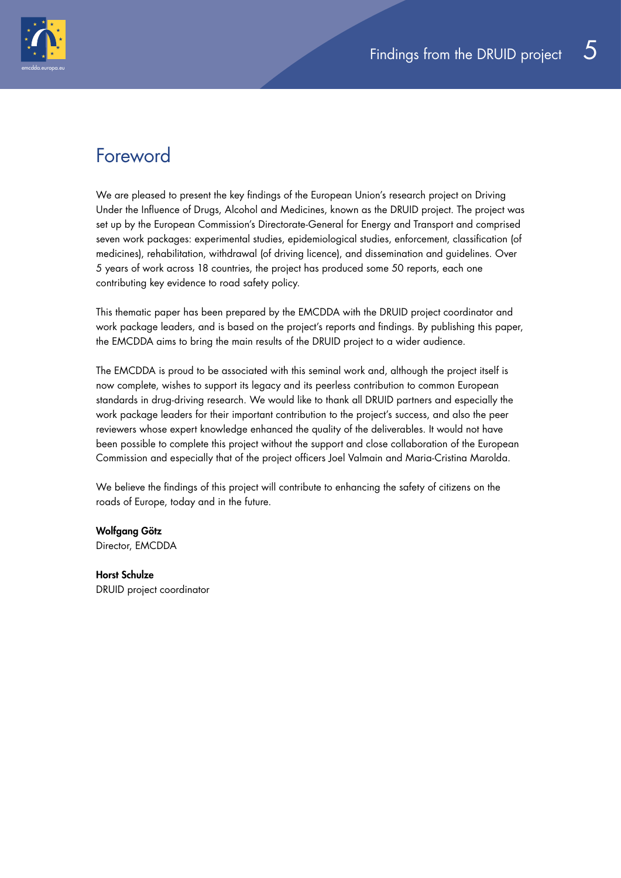# Foreword

We are pleased to present the key findings of the European Union's research project on Driving Under the Influence of Drugs, Alcohol and Medicines, known as the DRUID project. The project was set up by the European Commission's Directorate-General for Energy and Transport and comprised seven work packages: experimental studies, epidemiological studies, enforcement, classification (of medicines), rehabilitation, withdrawal (of driving licence), and dissemination and guidelines. Over 5 years of work across 18 countries, the project has produced some 50 reports, each one contributing key evidence to road safety policy.

This thematic paper has been prepared by the EMCDDA with the DRUID project coordinator and work package leaders, and is based on the project's reports and findings. By publishing this paper, the EMCDDA aims to bring the main results of the DRUID project to a wider audience.

The EMCDDA is proud to be associated with this seminal work and, although the project itself is now complete, wishes to support its legacy and its peerless contribution to common European standards in drug-driving research. We would like to thank all DRUID partners and especially the work package leaders for their important contribution to the project's success, and also the peer reviewers whose expert knowledge enhanced the quality of the deliverables. It would not have been possible to complete this project without the support and close collaboration of the European Commission and especially that of the project officers Joel Valmain and Maria-Cristina Marolda.

We believe the findings of this project will contribute to enhancing the safety of citizens on the roads of Europe, today and in the future.

**Wolfgang Götz**
Director, EMCDDA

**Horst Schulze**
DRUID project coordinator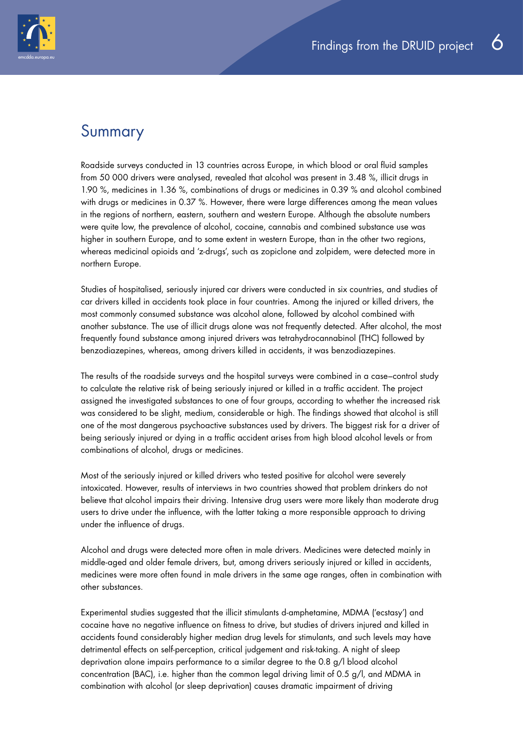## Summary

Roadside surveys conducted in 13 countries across Europe, in which blood or oral fluid samples from 50 000 drivers were analysed, revealed that alcohol was present in 3.48 %, illicit drugs in 1.90 %, medicines in 1.36 %, combinations of drugs or medicines in 0.39 % and alcohol combined with drugs or medicines in 0.37 %. However, there were large differences among the mean values in the regions of northern, eastern, southern and western Europe. Although the absolute numbers were quite low, the prevalence of alcohol, cocaine, cannabis and combined substance use was higher in southern Europe, and to some extent in western Europe, than in the other two regions, whereas medicinal opioids and 'z-drugs', such as zopiclone and zolpidem, were detected more in northern Europe.

Studies of hospitalised, seriously injured car drivers were conducted in six countries, and studies of car drivers killed in accidents took place in four countries. Among the injured or killed drivers, the most commonly consumed substance was alcohol alone, followed by alcohol combined with another substance. The use of illicit drugs alone was not frequently detected. After alcohol, the most frequently found substance among injured drivers was tetrahydrocannabinol (THC) followed by benzodiazepines, whereas, among drivers killed in accidents, it was benzodiazepines.

The results of the roadside surveys and the hospital surveys were combined in a case–control study to calculate the relative risk of being seriously injured or killed in a traffic accident. The project assigned the investigated substances to one of four groups, according to whether the increased risk was considered to be slight, medium, considerable or high. The findings showed that alcohol is still one of the most dangerous psychoactive substances used by drivers. The biggest risk for a driver of being seriously injured or dying in a traffic accident arises from high blood alcohol levels or from combinations of alcohol, drugs or medicines.

Most of the seriously injured or killed drivers who tested positive for alcohol were severely intoxicated. However, results of interviews in two countries showed that problem drinkers do not believe that alcohol impairs their driving. Intensive drug users were more likely than moderate drug users to drive under the influence, with the latter taking a more responsible approach to driving under the influence of drugs.

Alcohol and drugs were detected more often in male drivers. Medicines were detected mainly in middle-aged and older female drivers, but, among drivers seriously injured or killed in accidents, medicines were more often found in male drivers in the same age ranges, often in combination with other substances.

Experimental studies suggested that the illicit stimulants d-amphetamine, MDMA ('ecstasy') and cocaine have no negative influence on fitness to drive, but studies of drivers injured and killed in accidents found considerably higher median drug levels for stimulants, and such levels may have detrimental effects on self-perception, critical judgement and risk-taking. A night of sleep deprivation alone impairs performance to a similar degree to the 0.8 g/l blood alcohol concentration (BAC), i.e. higher than the common legal driving limit of 0.5 g/l, and MDMA in combination with alcohol (or sleep deprivation) causes dramatic impairment of driving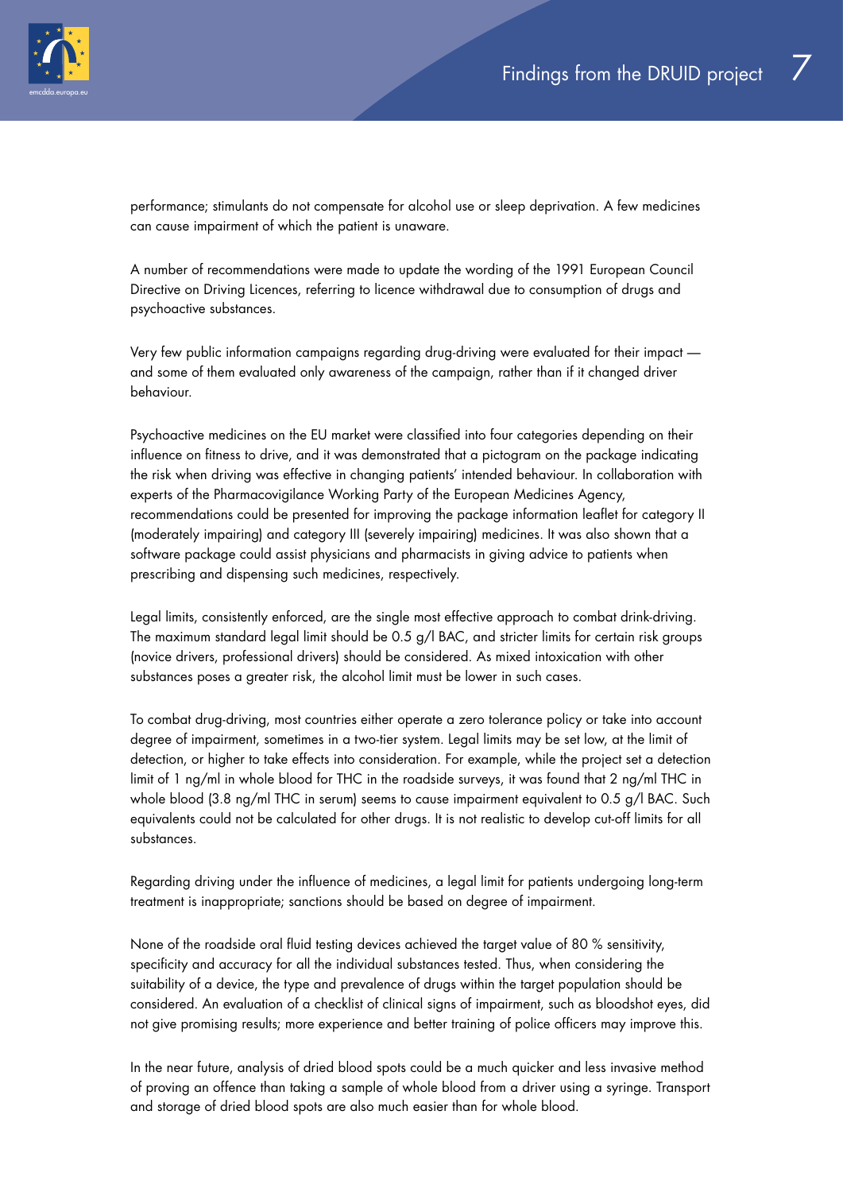performance; stimulants do not compensate for alcohol use or sleep deprivation. A few medicines can cause impairment of which the patient is unaware.

A number of recommendations were made to update the wording of the 1991 European Council Directive on Driving Licences, referring to licence withdrawal due to consumption of drugs and psychoactive substances.

Very few public information campaigns regarding drug-driving were evaluated for their impact — and some of them evaluated only awareness of the campaign, rather than if it changed driver behaviour.

Psychoactive medicines on the EU market were classified into four categories depending on their influence on fitness to drive, and it was demonstrated that a pictogram on the package indicating the risk when driving was effective in changing patients' intended behaviour. In collaboration with experts of the Pharmacovigilance Working Party of the European Medicines Agency, recommendations could be presented for improving the package information leaflet for category II (moderately impairing) and category III (severely impairing) medicines. It was also shown that a software package could assist physicians and pharmacists in giving advice to patients when prescribing and dispensing such medicines, respectively.

Legal limits, consistently enforced, are the single most effective approach to combat drink-driving. The maximum standard legal limit should be 0.5 g/l BAC, and stricter limits for certain risk groups (novice drivers, professional drivers) should be considered. As mixed intoxication with other substances poses a greater risk, the alcohol limit must be lower in such cases.

To combat drug-driving, most countries either operate a zero tolerance policy or take into account degree of impairment, sometimes in a two-tier system. Legal limits may be set low, at the limit of detection, or higher to take effects into consideration. For example, while the project set a detection limit of 1 ng/ml in whole blood for THC in the roadside surveys, it was found that 2 ng/ml THC in whole blood (3.8 ng/ml THC in serum) seems to cause impairment equivalent to 0.5 g/l BAC. Such equivalents could not be calculated for other drugs. It is not realistic to develop cut-off limits for all substances.

Regarding driving under the influence of medicines, a legal limit for patients undergoing long-term treatment is inappropriate; sanctions should be based on degree of impairment.

None of the roadside oral fluid testing devices achieved the target value of 80 % sensitivity, specificity and accuracy for all the individual substances tested. Thus, when considering the suitability of a device, the type and prevalence of drugs within the target population should be considered. An evaluation of a checklist of clinical signs of impairment, such as bloodshot eyes, did not give promising results; more experience and better training of police officers may improve this.

In the near future, analysis of dried blood spots could be a much quicker and less invasive method of proving an offence than taking a sample of whole blood from a driver using a syringe. Transport and storage of dried blood spots are also much easier than for whole blood.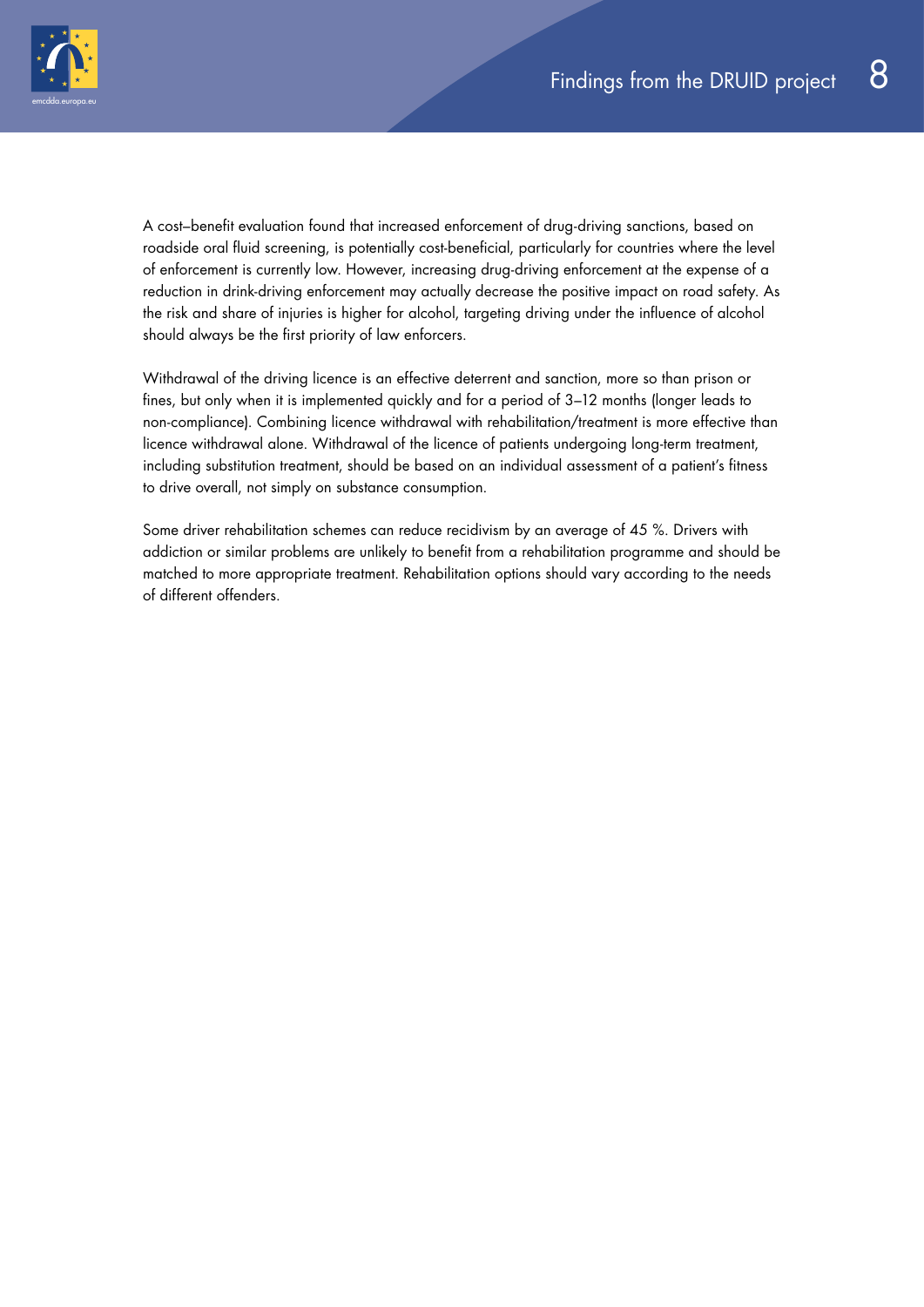A cost–benefit evaluation found that increased enforcement of drug-driving sanctions, based on roadside oral fluid screening, is potentially cost-beneficial, particularly for countries where the level of enforcement is currently low. However, increasing drug-driving enforcement at the expense of a reduction in drink-driving enforcement may actually decrease the positive impact on road safety. As the risk and share of injuries is higher for alcohol, targeting driving under the influence of alcohol should always be the first priority of law enforcers.

Withdrawal of the driving licence is an effective deterrent and sanction, more so than prison or fines, but only when it is implemented quickly and for a period of 3–12 months (longer leads to non-compliance). Combining licence withdrawal with rehabilitation/treatment is more effective than licence withdrawal alone. Withdrawal of the licence of patients undergoing long-term treatment, including substitution treatment, should be based on an individual assessment of a patient's fitness to drive overall, not simply on substance consumption.

Some driver rehabilitation schemes can reduce recidivism by an average of 45 %. Drivers with addiction or similar problems are unlikely to benefit from a rehabilitation programme and should be matched to more appropriate treatment. Rehabilitation options should vary according to the needs of different offenders.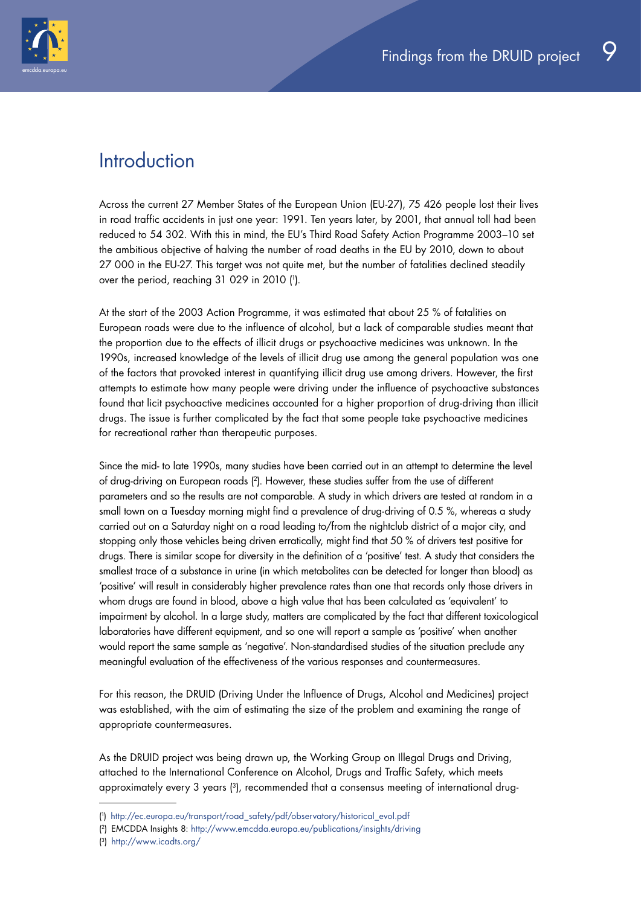# Introduction

Across the current 27 Member States of the European Union (EU-27), 75 426 people lost their lives in road traffic accidents in just one year: 1991. Ten years later, by 2001, that annual toll had been reduced to 54 302. With this in mind, the EU's Third Road Safety Action Programme 2003–10 set the ambitious objective of halving the number of road deaths in the EU by 2010, down to about 27 000 in the EU-27. This target was not quite met, but the number of fatalities declined steadily over the period, reaching 31 029 in 2010 ([1]).

At the start of the 2003 Action Programme, it was estimated that about 25 % of fatalities on European roads were due to the influence of alcohol, but a lack of comparable studies meant that the proportion due to the effects of illicit drugs or psychoactive medicines was unknown. In the 1990s, increased knowledge of the levels of illicit drug use among the general population was one of the factors that provoked interest in quantifying illicit drug use among drivers. However, the first attempts to estimate how many people were driving under the influence of psychoactive substances found that licit psychoactive medicines accounted for a higher proportion of drug-driving than illicit drugs. The issue is further complicated by the fact that some people take psychoactive medicines for recreational rather than therapeutic purposes.

Since the mid- to late 1990s, many studies have been carried out in an attempt to determine the level of drug-driving on European roads ([2]). However, these studies suffer from the use of different parameters and so the results are not comparable. A study in which drivers are tested at random in a small town on a Tuesday morning might find a prevalence of drug-driving of 0.5 %, whereas a study carried out on a Saturday night on a road leading to/from the nightclub district of a major city, and stopping only those vehicles being driven erratically, might find that 50 % of drivers test positive for drugs. There is similar scope for diversity in the definition of a 'positive' test. A study that considers the smallest trace of a substance in urine (in which metabolites can be detected for longer than blood) as 'positive' will result in considerably higher prevalence rates than one that records only those drivers in whom drugs are found in blood, above a high value that has been calculated as 'equivalent' to impairment by alcohol. In a large study, matters are complicated by the fact that different toxicological laboratories have different equipment, and so one will report a sample as 'positive' when another would report the same sample as 'negative'. Non-standardised studies of the situation preclude any meaningful evaluation of the effectiveness of the various responses and countermeasures.

For this reason, the DRUID (Driving Under the Influence of Drugs, Alcohol and Medicines) project was established, with the aim of estimating the size of the problem and examining the range of appropriate countermeasures.

As the DRUID project was being drawn up, the Working Group on Illegal Drugs and Driving, attached to the International Conference on Alcohol, Drugs and Traffic Safety, which meets approximately every 3 years ([3]), recommended that a consensus meeting of international drug-

---

([1]) http://ec.europa.eu/transport/road_safety/pdf/observatory/historical_evol.pdf

([2]) EMCDDA Insights 8: http://www.emcdda.europa.eu/publications/insights/driving

([3]) http://www.icadts.org/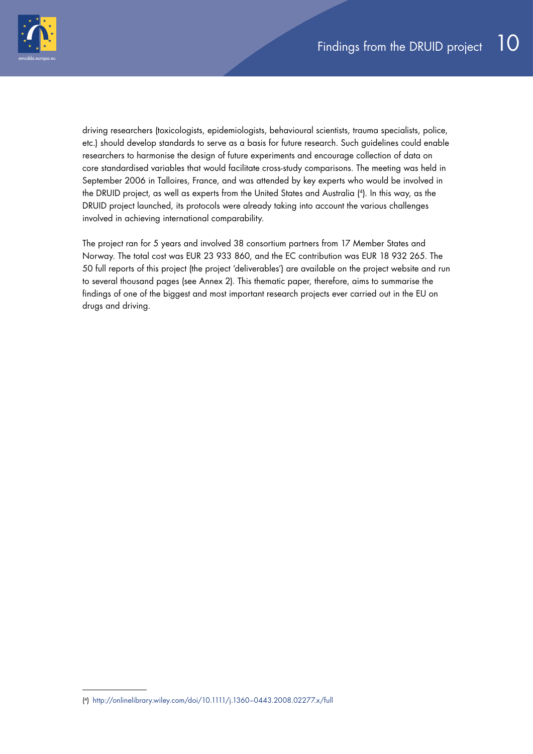driving researchers (toxicologists, epidemiologists, behavioural scientists, trauma specialists, police, etc.) should develop standards to serve as a basis for future research. Such guidelines could enable researchers to harmonise the design of future experiments and encourage collection of data on core standardised variables that would facilitate cross-study comparisons. The meeting was held in September 2006 in Talloires, France, and was attended by key experts who would be involved in the DRUID project, as well as experts from the United States and Australia ([4]). In this way, as the DRUID project launched, its protocols were already taking into account the various challenges involved in achieving international comparability.

The project ran for 5 years and involved 38 consortium partners from 17 Member States and Norway. The total cost was EUR 23 933 860, and the EC contribution was EUR 18 932 265. The 50 full reports of this project (the project 'deliverables') are available on the project website and run to several thousand pages (see Annex 2). This thematic paper, therefore, aims to summarise the findings of one of the biggest and most important research projects ever carried out in the EU on drugs and driving.

([4]) http://onlinelibrary.wiley.com/doi/10.1111/j.1360–0443.2008.02277.x/full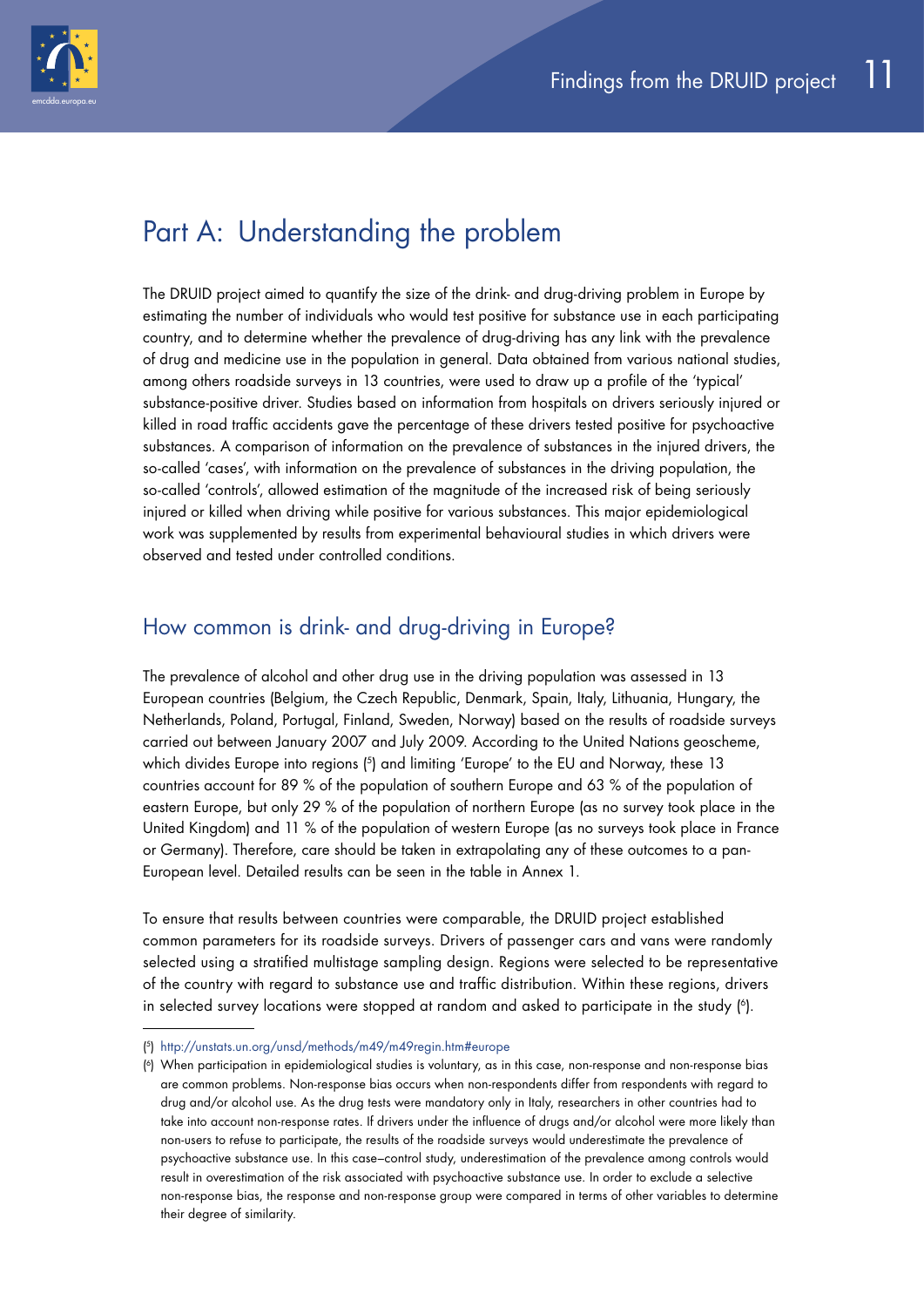# Part A: Understanding the problem

The DRUID project aimed to quantify the size of the drink- and drug-driving problem in Europe by estimating the number of individuals who would test positive for substance use in each participating country, and to determine whether the prevalence of drug-driving has any link with the prevalence of drug and medicine use in the population in general. Data obtained from various national studies, among others roadside surveys in 13 countries, were used to draw up a profile of the 'typical' substance-positive driver. Studies based on information from hospitals on drivers seriously injured or killed in road traffic accidents gave the percentage of these drivers tested positive for psychoactive substances. A comparison of information on the prevalence of substances in the injured drivers, the so-called 'cases', with information on the prevalence of substances in the driving population, the so-called 'controls', allowed estimation of the magnitude of the increased risk of being seriously injured or killed when driving while positive for various substances. This major epidemiological work was supplemented by results from experimental behavioural studies in which drivers were observed and tested under controlled conditions.

## How common is drink- and drug-driving in Europe?

The prevalence of alcohol and other drug use in the driving population was assessed in 13 European countries (Belgium, the Czech Republic, Denmark, Spain, Italy, Lithuania, Hungary, the Netherlands, Poland, Portugal, Finland, Sweden, Norway) based on the results of roadside surveys carried out between January 2007 and July 2009. According to the United Nations geoscheme, which divides Europe into regions [5] and limiting 'Europe' to the EU and Norway, these 13 countries account for 89 % of the population of southern Europe and 63 % of the population of eastern Europe, but only 29 % of the population of northern Europe (as no survey took place in the United Kingdom) and 11 % of the population of western Europe (as no surveys took place in France or Germany). Therefore, care should be taken in extrapolating any of these outcomes to a pan-European level. Detailed results can be seen in the table in Annex 1.

To ensure that results between countries were comparable, the DRUID project established common parameters for its roadside surveys. Drivers of passenger cars and vans were randomly selected using a stratified multistage sampling design. Regions were selected to be representative of the country with regard to substance use and traffic distribution. Within these regions, drivers in selected survey locations were stopped at random and asked to participate in the study [6].

---

[5] http://unstats.un.org/unsd/methods/m49/m49regin.htm#europe

[6] When participation in epidemiological studies is voluntary, as in this case, non-response and non-response bias are common problems. Non-response bias occurs when non-respondents differ from respondents with regard to drug and/or alcohol use. As the drug tests were mandatory only in Italy, researchers in other countries had to take into account non-response rates. If drivers under the influence of drugs and/or alcohol were more likely than non-users to refuse to participate, the results of the roadside surveys would underestimate the prevalence of psychoactive substance use. In this case–control study, underestimation of the prevalence among controls would result in overestimation of the risk associated with psychoactive substance use. In order to exclude a selective non-response bias, the response and non-response group were compared in terms of other variables to determine their degree of similarity.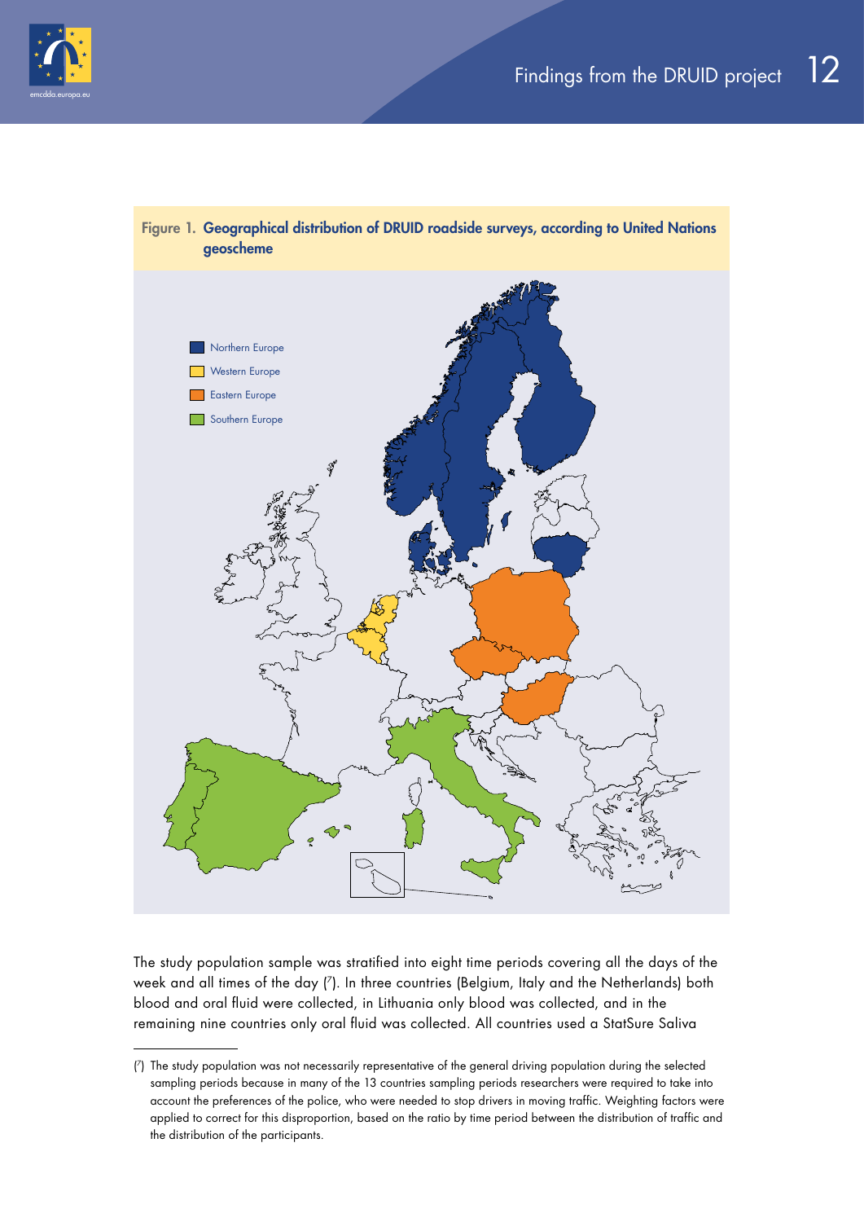**Figure 1. Geographical distribution of DRUID roadside surveys, according to United Nations geoscheme**

Northern Europe
Western Europe
Eastern Europe
Southern Europe

The study population sample was stratified into eight time periods covering all the days of the week and all times of the day ([7]). In three countries (Belgium, Italy and the Netherlands) both blood and oral fluid were collected, in Lithuania only blood was collected, and in the remaining nine countries only oral fluid was collected. All countries used a StatSure Saliva

---

([7]) The study population was not necessarily representative of the general driving population during the selected sampling periods because in many of the 13 countries sampling periods researchers were required to take into account the preferences of the police, who were needed to stop drivers in moving traffic. Weighting factors were applied to correct for this disproportion, based on the ratio by time period between the distribution of traffic and the distribution of the participants.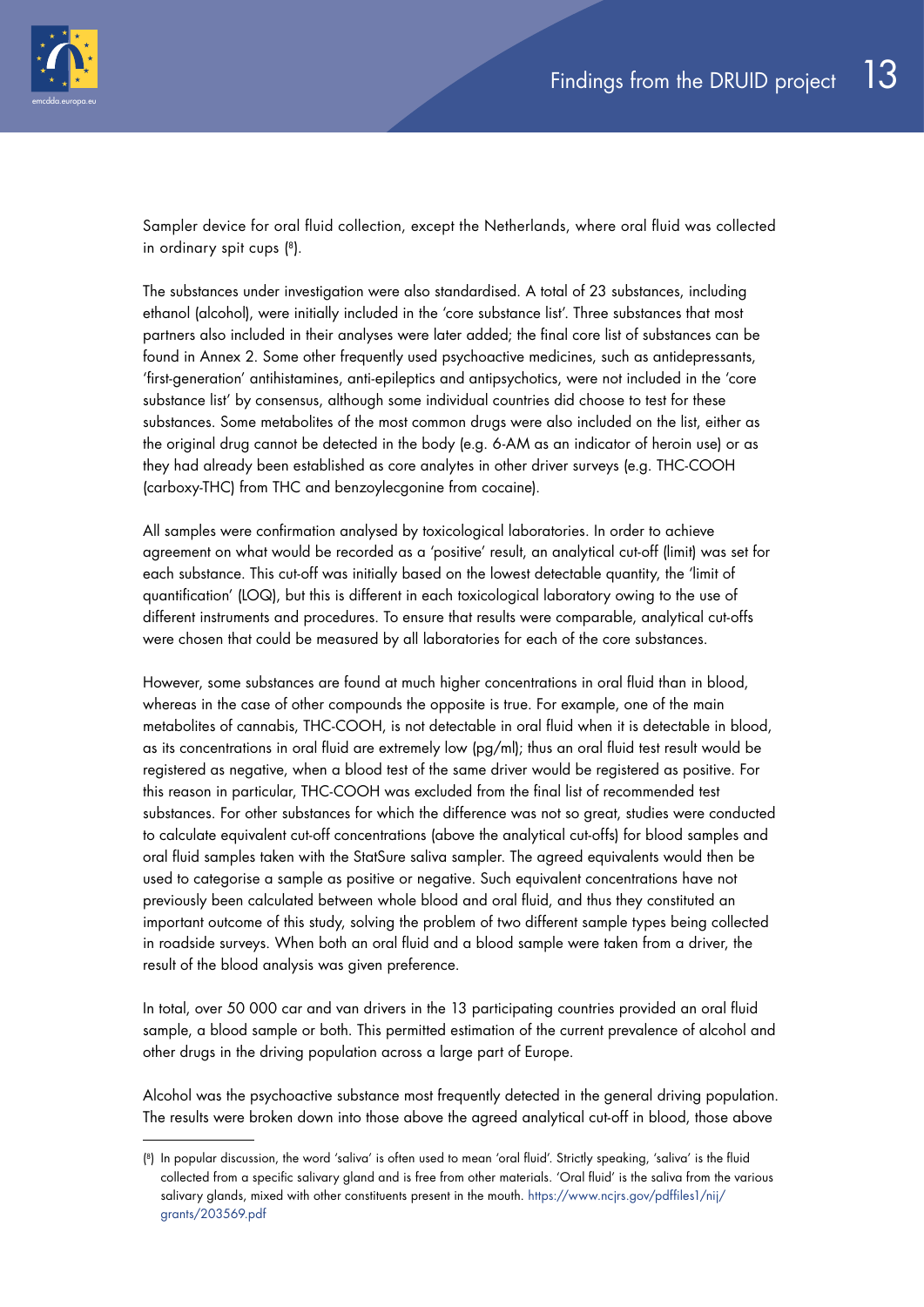Sampler device for oral fluid collection, except the Netherlands, where oral fluid was collected in ordinary spit cups [8].

The substances under investigation were also standardised. A total of 23 substances, including ethanol (alcohol), were initially included in the 'core substance list'. Three substances that most partners also included in their analyses were later added; the final core list of substances can be found in Annex 2. Some other frequently used psychoactive medicines, such as antidepressants, 'first-generation' antihistamines, anti-epileptics and antipsychotics, were not included in the 'core substance list' by consensus, although some individual countries did choose to test for these substances. Some metabolites of the most common drugs were also included on the list, either as the original drug cannot be detected in the body (e.g. 6-AM as an indicator of heroin use) or as they had already been established as core analytes in other driver surveys (e.g. THC-COOH (carboxy-THC) from THC and benzoylecgonine from cocaine).

All samples were confirmation analysed by toxicological laboratories. In order to achieve agreement on what would be recorded as a 'positive' result, an analytical cut-off (limit) was set for each substance. This cut-off was initially based on the lowest detectable quantity, the 'limit of quantification' (LOQ), but this is different in each toxicological laboratory owing to the use of different instruments and procedures. To ensure that results were comparable, analytical cut-offs were chosen that could be measured by all laboratories for each of the core substances.

However, some substances are found at much higher concentrations in oral fluid than in blood, whereas in the case of other compounds the opposite is true. For example, one of the main metabolites of cannabis, THC-COOH, is not detectable in oral fluid when it is detectable in blood, as its concentrations in oral fluid are extremely low (pg/ml); thus an oral fluid test result would be registered as negative, when a blood test of the same driver would be registered as positive. For this reason in particular, THC-COOH was excluded from the final list of recommended test substances. For other substances for which the difference was not so great, studies were conducted to calculate equivalent cut-off concentrations (above the analytical cut-offs) for blood samples and oral fluid samples taken with the StatSure saliva sampler. The agreed equivalents would then be used to categorise a sample as positive or negative. Such equivalent concentrations have not previously been calculated between whole blood and oral fluid, and thus they constituted an important outcome of this study, solving the problem of two different sample types being collected in roadside surveys. When both an oral fluid and a blood sample were taken from a driver, the result of the blood analysis was given preference.

In total, over 50 000 car and van drivers in the 13 participating countries provided an oral fluid sample, a blood sample or both. This permitted estimation of the current prevalence of alcohol and other drugs in the driving population across a large part of Europe.

Alcohol was the psychoactive substance most frequently detected in the general driving population. The results were broken down into those above the agreed analytical cut-off in blood, those above

---

[8] In popular discussion, the word 'saliva' is often used to mean 'oral fluid'. Strictly speaking, 'saliva' is the fluid collected from a specific salivary gland and is free from other materials. 'Oral fluid' is the saliva from the various salivary glands, mixed with other constituents present in the mouth. https://www.ncjrs.gov/pdffiles1/nij/grants/203569.pdf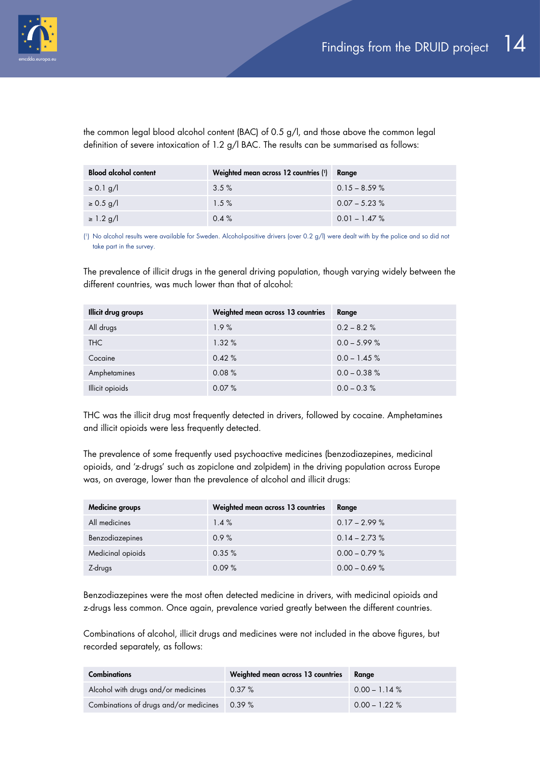the common legal blood alcohol content (BAC) of 0.5 g/l, and those above the common legal definition of severe intoxication of 1.2 g/l BAC. The results can be summarised as follows:

| Blood alcohol content | Weighted mean across 12 countries [1] | Range |
|---|---|---|
| ≥ 0.1 g/l | 3.5 % | 0.15 – 8.59 % |
| ≥ 0.5 g/l | 1.5 % | 0.07 – 5.23 % |
| ≥ 1.2 g/l | 0.4 % | 0.01 – 1.47 % |

[1] No alcohol results were available for Sweden. Alcohol-positive drivers (over 0.2 g/l) were dealt with by the police and so did not take part in the survey.

The prevalence of illicit drugs in the general driving population, though varying widely between the different countries, was much lower than that of alcohol:

| Illicit drug groups | Weighted mean across 13 countries | Range |
|---|---|---|
| All drugs | 1.9 % | 0.2 – 8.2 % |
| THC | 1.32 % | 0.0 – 5.99 % |
| Cocaine | 0.42 % | 0.0 – 1.45 % |
| Amphetamines | 0.08 % | 0.0 – 0.38 % |
| Illicit opioids | 0.07 % | 0.0 – 0.3 % |

THC was the illicit drug most frequently detected in drivers, followed by cocaine. Amphetamines and illicit opioids were less frequently detected.

The prevalence of some frequently used psychoactive medicines (benzodiazepines, medicinal opioids, and 'z-drugs' such as zopiclone and zolpidem) in the driving population across Europe was, on average, lower than the prevalence of alcohol and illicit drugs:

| Medicine groups | Weighted mean across 13 countries | Range |
|---|---|---|
| All medicines | 1.4 % | 0.17 – 2.99 % |
| Benzodiazepines | 0.9 % | 0.14 – 2.73 % |
| Medicinal opioids | 0.35 % | 0.00 – 0.79 % |
| Z-drugs | 0.09 % | 0.00 – 0.69 % |

Benzodiazepines were the most often detected medicine in drivers, with medicinal opioids and z-drugs less common. Once again, prevalence varied greatly between the different countries.

Combinations of alcohol, illicit drugs and medicines were not included in the above figures, but recorded separately, as follows:

| Combinations | Weighted mean across 13 countries | Range |
|---|---|---|
| Alcohol with drugs and/or medicines | 0.37 % | 0.00 – 1.14 % |
| Combinations of drugs and/or medicines | 0.39 % | 0.00 – 1.22 % |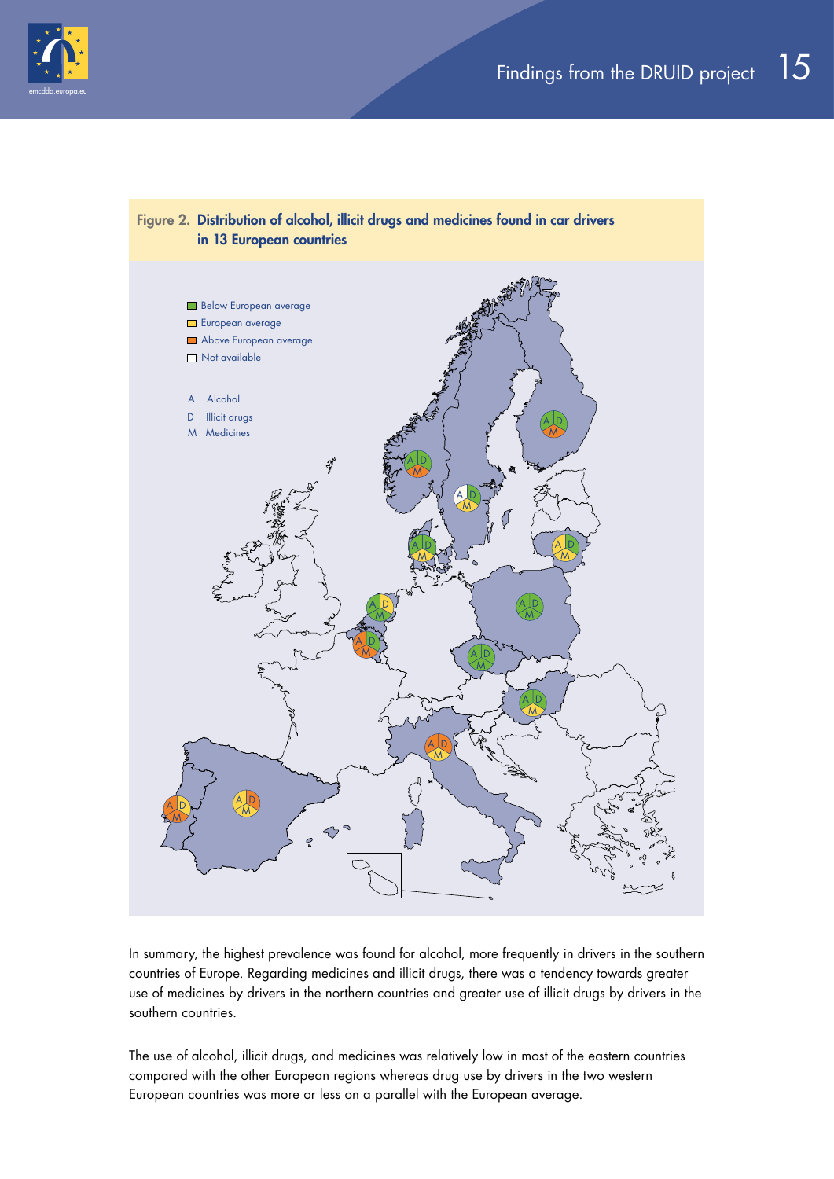**Figure 2. Distribution of alcohol, illicit drugs and medicines found in car drivers in 13 European countries**

Below European average
European average
Above European average
Not available

A Alcohol
D Illicit drugs
M Medicines

In summary, the highest prevalence was found for alcohol, more frequently in drivers in the southern countries of Europe. Regarding medicines and illicit drugs, there was a tendency towards greater use of medicines by drivers in the northern countries and greater use of illicit drugs by drivers in the southern countries.

The use of alcohol, illicit drugs, and medicines was relatively low in most of the eastern countries compared with the other European regions whereas drug use by drivers in the two western European countries was more or less on a parallel with the European average.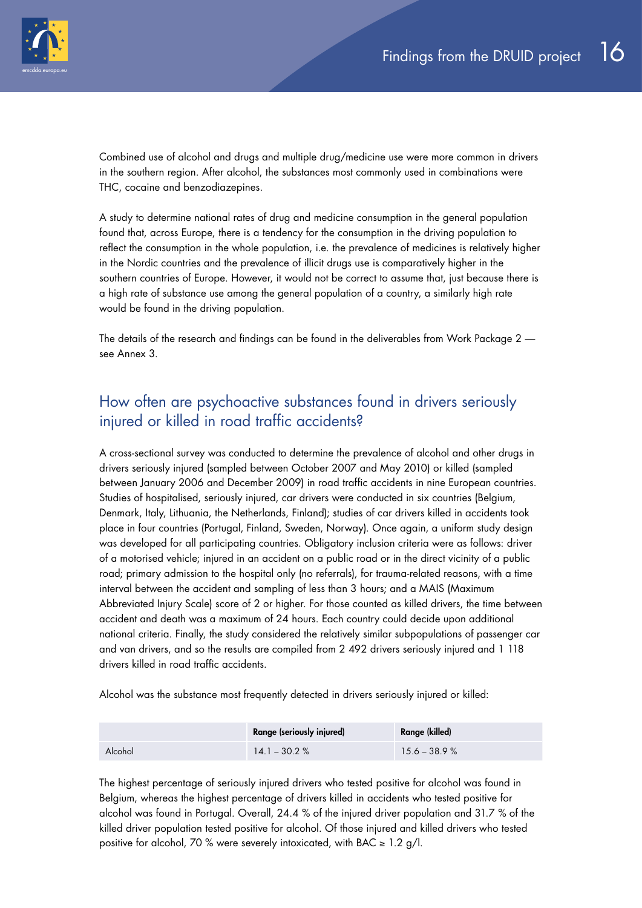Combined use of alcohol and drugs and multiple drug/medicine use were more common in drivers in the southern region. After alcohol, the substances most commonly used in combinations were THC, cocaine and benzodiazepines.

A study to determine national rates of drug and medicine consumption in the general population found that, across Europe, there is a tendency for the consumption in the driving population to reflect the consumption in the whole population, i.e. the prevalence of medicines is relatively higher in the Nordic countries and the prevalence of illicit drugs use is comparatively higher in the southern countries of Europe. However, it would not be correct to assume that, just because there is a high rate of substance use among the general population of a country, a similarly high rate would be found in the driving population.

The details of the research and findings can be found in the deliverables from Work Package 2 — see Annex 3.

## How often are psychoactive substances found in drivers seriously injured or killed in road traffic accidents?

A cross-sectional survey was conducted to determine the prevalence of alcohol and other drugs in drivers seriously injured (sampled between October 2007 and May 2010) or killed (sampled between January 2006 and December 2009) in road traffic accidents in nine European countries. Studies of hospitalised, seriously injured, car drivers were conducted in six countries (Belgium, Denmark, Italy, Lithuania, the Netherlands, Finland); studies of car drivers killed in accidents took place in four countries (Portugal, Finland, Sweden, Norway). Once again, a uniform study design was developed for all participating countries. Obligatory inclusion criteria were as follows: driver of a motorised vehicle; injured in an accident on a public road or in the direct vicinity of a public road; primary admission to the hospital only (no referrals), for trauma-related reasons, with a time interval between the accident and sampling of less than 3 hours; and a MAIS (Maximum Abbreviated Injury Scale) score of 2 or higher. For those counted as killed drivers, the time between accident and death was a maximum of 24 hours. Each country could decide upon additional national criteria. Finally, the study considered the relatively similar subpopulations of passenger car and van drivers, and so the results are compiled from 2 492 drivers seriously injured and 1 118 drivers killed in road traffic accidents.

Alcohol was the substance most frequently detected in drivers seriously injured or killed:

| | Range (seriously injured) | Range (killed) |
|---|---|---|
| Alcohol | 14.1 – 30.2 % | 15.6 – 38.9 % |

The highest percentage of seriously injured drivers who tested positive for alcohol was found in Belgium, whereas the highest percentage of drivers killed in accidents who tested positive for alcohol was found in Portugal. Overall, 24.4 % of the injured driver population and 31.7 % of the killed driver population tested positive for alcohol. Of those injured and killed drivers who tested positive for alcohol, 70 % were severely intoxicated, with BAC ≥ 1.2 g/l.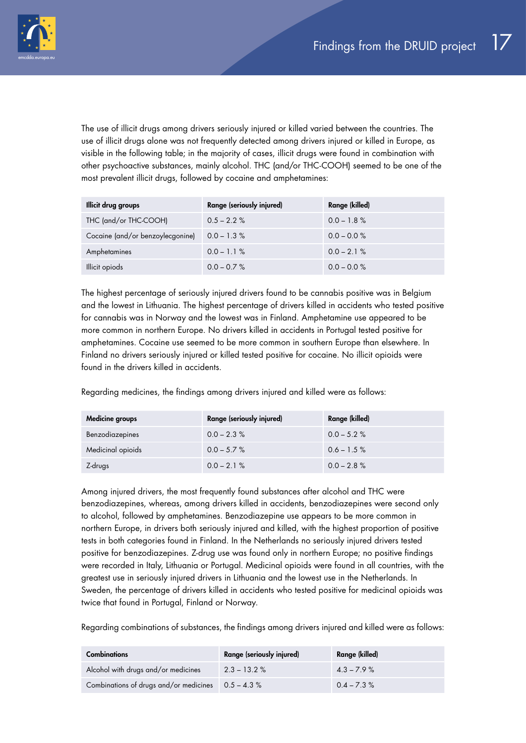The use of illicit drugs among drivers seriously injured or killed varied between the countries. The use of illicit drugs alone was not frequently detected among drivers injured or killed in Europe, as visible in the following table; in the majority of cases, illicit drugs were found in combination with other psychoactive substances, mainly alcohol. THC (and/or THC-COOH) seemed to be one of the most prevalent illicit drugs, followed by cocaine and amphetamines:

| Illicit drug groups | Range (seriously injured) | Range (killed) |
| --- | --- | --- |
| THC (and/or THC-COOH) | 0.5 – 2.2 % | 0.0 – 1.8 % |
| Cocaine (and/or benzoylecgonine) | 0.0 – 1.3 % | 0.0 – 0.0 % |
| Amphetamines | 0.0 – 1.1 % | 0.0 – 2.1 % |
| Illicit opiods | 0.0 – 0.7 % | 0.0 – 0.0 % |

The highest percentage of seriously injured drivers found to be cannabis positive was in Belgium and the lowest in Lithuania. The highest percentage of drivers killed in accidents who tested positive for cannabis was in Norway and the lowest was in Finland. Amphetamine use appeared to be more common in northern Europe. No drivers killed in accidents in Portugal tested positive for amphetamines. Cocaine use seemed to be more common in southern Europe than elsewhere. In Finland no drivers seriously injured or killed tested positive for cocaine. No illicit opioids were found in the drivers killed in accidents.

Regarding medicines, the findings among drivers injured and killed were as follows:

| Medicine groups | Range (seriously injured) | Range (killed) |
| --- | --- | --- |
| Benzodiazepines | 0.0 – 2.3 % | 0.0 – 5.2 % |
| Medicinal opioids | 0.0 – 5.7 % | 0.6 – 1.5 % |
| Z-drugs | 0.0 – 2.1 % | 0.0 – 2.8 % |

Among injured drivers, the most frequently found substances after alcohol and THC were benzodiazepines, whereas, among drivers killed in accidents, benzodiazepines were second only to alcohol, followed by amphetamines. Benzodiazepine use appears to be more common in northern Europe, in drivers both seriously injured and killed, with the highest proportion of positive tests in both categories found in Finland. In the Netherlands no seriously injured drivers tested positive for benzodiazepines. Z-drug use was found only in northern Europe; no positive findings were recorded in Italy, Lithuania or Portugal. Medicinal opioids were found in all countries, with the greatest use in seriously injured drivers in Lithuania and the lowest use in the Netherlands. In Sweden, the percentage of drivers killed in accidents who tested positive for medicinal opioids was twice that found in Portugal, Finland or Norway.

Regarding combinations of substances, the findings among drivers injured and killed were as follows:

| Combinations | Range (seriously injured) | Range (killed) |
| --- | --- | --- |
| Alcohol with drugs and/or medicines | 2.3 – 13.2 % | 4.3 – 7.9 % |
| Combinations of drugs and/or medicines | 0.5 – 4.3 % | 0.4 – 7.3 % |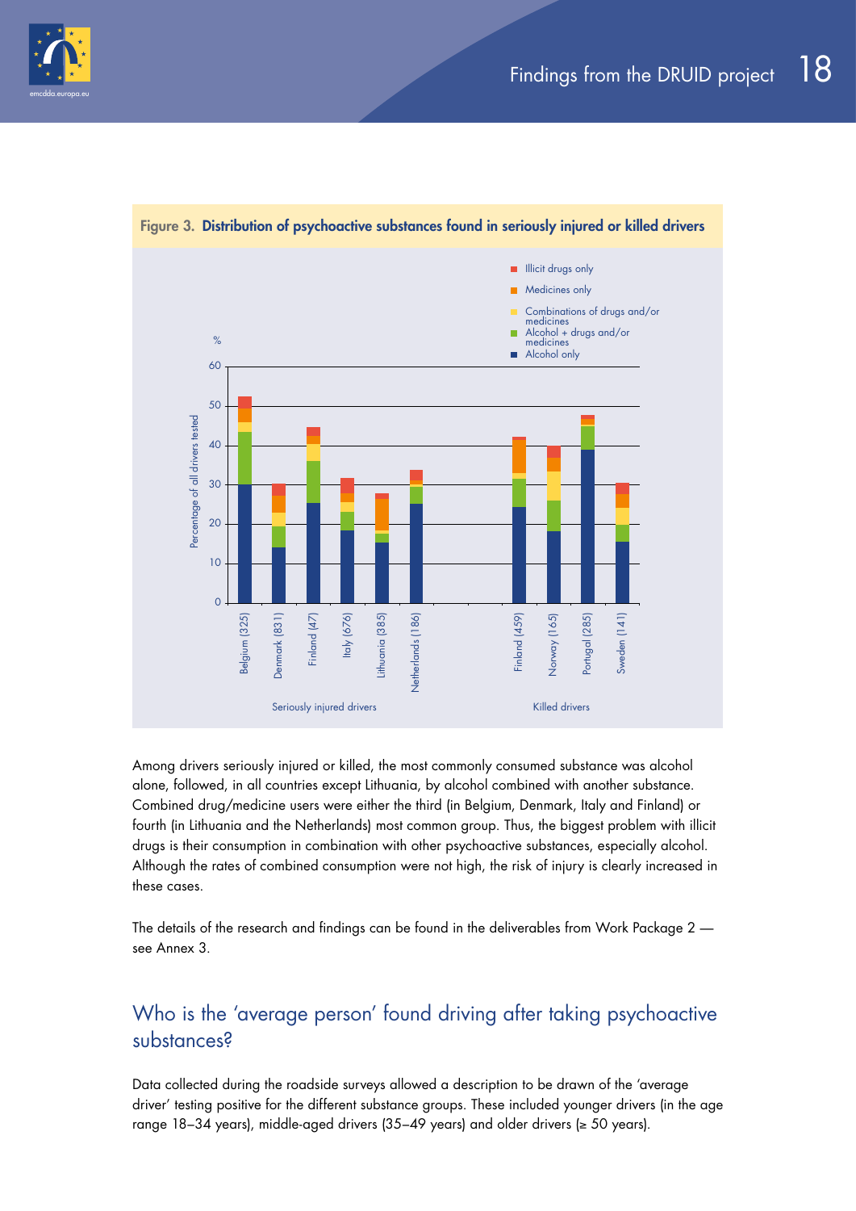**Figure 3. Distribution of psychoactive substances found in seriously injured or killed drivers**

Among drivers seriously injured or killed, the most commonly consumed substance was alcohol alone, followed, in all countries except Lithuania, by alcohol combined with another substance. Combined drug/medicine users were either the third (in Belgium, Denmark, Italy and Finland) or fourth (in Lithuania and the Netherlands) most common group. Thus, the biggest problem with illicit drugs is their consumption in combination with other psychoactive substances, especially alcohol. Although the rates of combined consumption were not high, the risk of injury is clearly increased in these cases.

The details of the research and findings can be found in the deliverables from Work Package 2 — see Annex 3.

## Who is the 'average person' found driving after taking psychoactive substances?

Data collected during the roadside surveys allowed a description to be drawn of the 'average driver' testing positive for the different substance groups. These included younger drivers (in the age range 18–34 years), middle-aged drivers (35–49 years) and older drivers (≥ 50 years).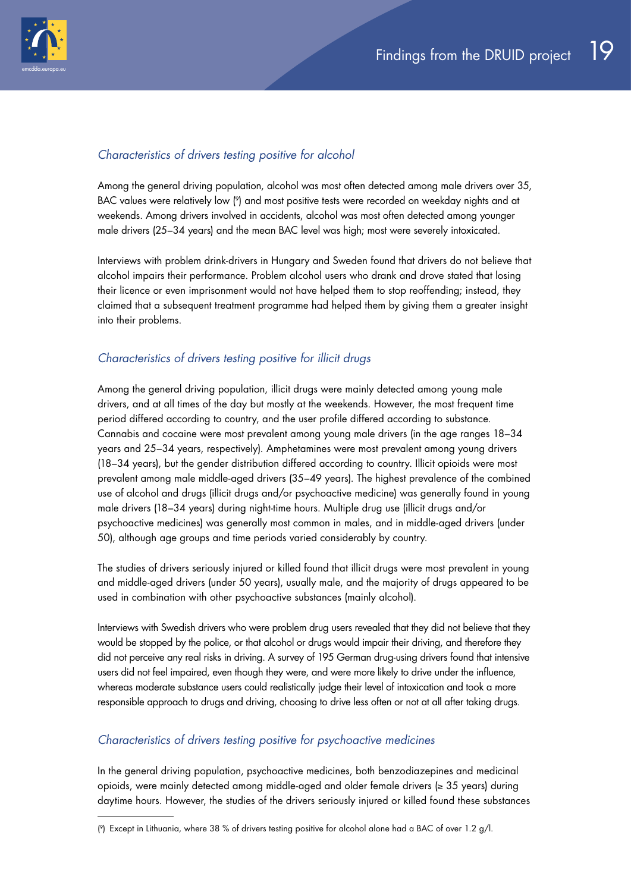### *Characteristics of drivers testing positive for alcohol*

Among the general driving population, alcohol was most often detected among male drivers over 35, BAC values were relatively low [9] and most positive tests were recorded on weekday nights and at weekends. Among drivers involved in accidents, alcohol was most often detected among younger male drivers (25–34 years) and the mean BAC level was high; most were severely intoxicated.

Interviews with problem drink-drivers in Hungary and Sweden found that drivers do not believe that alcohol impairs their performance. Problem alcohol users who drank and drove stated that losing their licence or even imprisonment would not have helped them to stop reoffending; instead, they claimed that a subsequent treatment programme had helped them by giving them a greater insight into their problems.

### *Characteristics of drivers testing positive for illicit drugs*

Among the general driving population, illicit drugs were mainly detected among young male drivers, and at all times of the day but mostly at the weekends. However, the most frequent time period differed according to country, and the user profile differed according to substance. Cannabis and cocaine were most prevalent among young male drivers (in the age ranges 18–34 years and 25–34 years, respectively). Amphetamines were most prevalent among young drivers (18–34 years), but the gender distribution differed according to country. Illicit opioids were most prevalent among male middle-aged drivers (35–49 years). The highest prevalence of the combined use of alcohol and drugs (illicit drugs and/or psychoactive medicine) was generally found in young male drivers (18–34 years) during night-time hours. Multiple drug use (illicit drugs and/or psychoactive medicines) was generally most common in males, and in middle-aged drivers (under 50), although age groups and time periods varied considerably by country.

The studies of drivers seriously injured or killed found that illicit drugs were most prevalent in young and middle-aged drivers (under 50 years), usually male, and the majority of drugs appeared to be used in combination with other psychoactive substances (mainly alcohol).

Interviews with Swedish drivers who were problem drug users revealed that they did not believe that they would be stopped by the police, or that alcohol or drugs would impair their driving, and therefore they did not perceive any real risks in driving. A survey of 195 German drug-using drivers found that intensive users did not feel impaired, even though they were, and were more likely to drive under the influence, whereas moderate substance users could realistically judge their level of intoxication and took a more responsible approach to drugs and driving, choosing to drive less often or not at all after taking drugs.

### *Characteristics of drivers testing positive for psychoactive medicines*

In the general driving population, psychoactive medicines, both benzodiazepines and medicinal opioids, were mainly detected among middle-aged and older female drivers (≥ 35 years) during daytime hours. However, the studies of the drivers seriously injured or killed found these substances

---

[9] Except in Lithuania, where 38 % of drivers testing positive for alcohol alone had a BAC of over 1.2 g/l.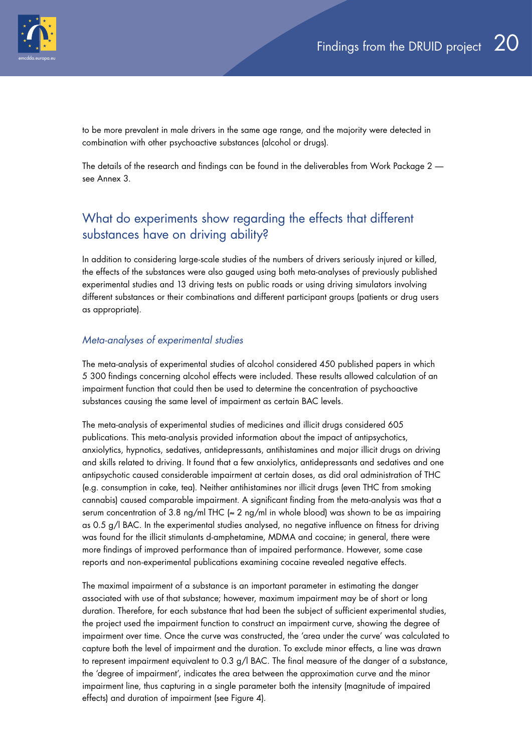to be more prevalent in male drivers in the same age range, and the majority were detected in combination with other psychoactive substances (alcohol or drugs).

The details of the research and findings can be found in the deliverables from Work Package 2 — see Annex 3.

## What do experiments show regarding the effects that different substances have on driving ability?

In addition to considering large-scale studies of the numbers of drivers seriously injured or killed, the effects of the substances were also gauged using both meta-analyses of previously published experimental studies and 13 driving tests on public roads or using driving simulators involving different substances or their combinations and different participant groups (patients or drug users as appropriate).

### *Meta-analyses of experimental studies*

The meta-analysis of experimental studies of alcohol considered 450 published papers in which 5 300 findings concerning alcohol effects were included. These results allowed calculation of an impairment function that could then be used to determine the concentration of psychoactive substances causing the same level of impairment as certain BAC levels.

The meta-analysis of experimental studies of medicines and illicit drugs considered 605 publications. This meta-analysis provided information about the impact of antipsychotics, anxiolytics, hypnotics, sedatives, antidepressants, antihistamines and major illicit drugs on driving and skills related to driving. It found that a few anxiolytics, antidepressants and sedatives and one antipsychotic caused considerable impairment at certain doses, as did oral administration of THC (e.g. consumption in cake, tea). Neither antihistamines nor illicit drugs (even THC from smoking cannabis) caused comparable impairment. A significant finding from the meta-analysis was that a serum concentration of 3.8 ng/ml THC (≈ 2 ng/ml in whole blood) was shown to be as impairing as 0.5 g/l BAC. In the experimental studies analysed, no negative influence on fitness for driving was found for the illicit stimulants d-amphetamine, MDMA and cocaine; in general, there were more findings of improved performance than of impaired performance. However, some case reports and non-experimental publications examining cocaine revealed negative effects.

The maximal impairment of a substance is an important parameter in estimating the danger associated with use of that substance; however, maximum impairment may be of short or long duration. Therefore, for each substance that had been the subject of sufficient experimental studies, the project used the impairment function to construct an impairment curve, showing the degree of impairment over time. Once the curve was constructed, the 'area under the curve' was calculated to capture both the level of impairment and the duration. To exclude minor effects, a line was drawn to represent impairment equivalent to 0.3 g/l BAC. The final measure of the danger of a substance, the 'degree of impairment', indicates the area between the approximation curve and the minor impairment line, thus capturing in a single parameter both the intensity (magnitude of impaired effects) and duration of impairment (see Figure 4).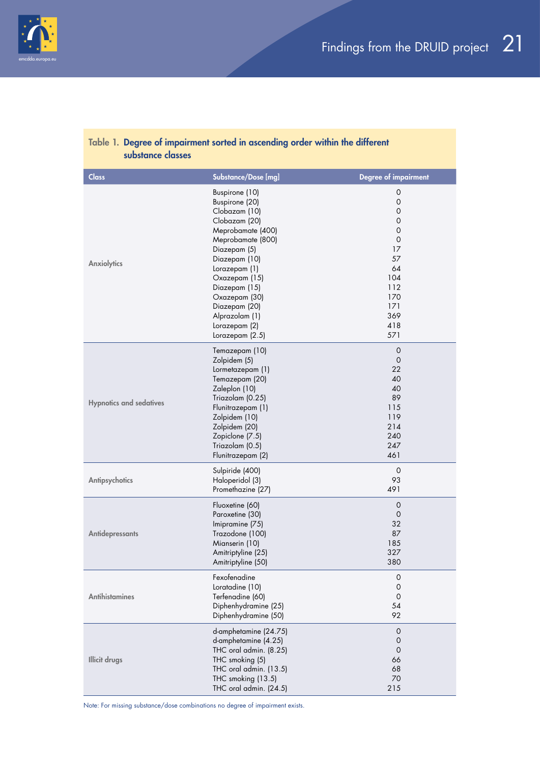**Table 1. Degree of impairment sorted in ascending order within the different substance classes**

| Class | Substance/Dose [mg] | Degree of impairment |
|---|---|---|
| Anxiolytics | Buspirone (10) | 0 |
| | Buspirone (20) | 0 |
| | Clobazam (10) | 0 |
| | Clobazam (20) | 0 |
| | Meprobamate (400) | 0 |
| | Meprobamate (800) | 0 |
| | Diazepam (5) | 17 |
| | Diazepam (10) | 57 |
| | Lorazepam (1) | 64 |
| | Oxazepam (15) | 104 |
| | Diazepam (15) | 112 |
| | Oxazepam (30) | 170 |
| | Diazepam (20) | 171 |
| | Alprazolam (1) | 369 |
| | Lorazepam (2) | 418 |
| | Lorazepam (2.5) | 571 |
| Hypnotics and sedatives | Temazepam (10) | 0 |
| | Zolpidem (5) | 0 |
| | Lormetazepam (1) | 22 |
| | Temazepam (20) | 40 |
| | Zaleplon (10) | 40 |
| | Triazolam (0.25) | 89 |
| | Flunitrazepam (1) | 115 |
| | Zolpidem (10) | 119 |
| | Zolpidem (20) | 214 |
| | Zopiclone (7.5) | 240 |
| | Triazolam (0.5) | 247 |
| | Flunitrazepam (2) | 461 |
| Antipsychotics | Sulpiride (400) | 0 |
| | Haloperidol (3) | 93 |
| | Promethazine (27) | 491 |
| Antidepressants | Fluoxetine (60) | 0 |
| | Paroxetine (30) | 0 |
| | Imipramine (75) | 32 |
| | Trazodone (100) | 87 |
| | Mianserin (10) | 185 |
| | Amitriptyline (25) | 327 |
| | Amitriptyline (50) | 380 |
| Antihistamines | Fexofenadine | 0 |
| | Loratadine (10) | 0 |
| | Terfenadine (60) | 0 |
| | Diphenhydramine (25) | 54 |
| | Diphenhydramine (50) | 92 |
| Illicit drugs | d-amphetamine (24.75) | 0 |
| | d-amphetamine (4.25) | 0 |
| | THC oral admin. (8.25) | 0 |
| | THC smoking (5) | 66 |
| | THC oral admin. (13.5) | 68 |
| | THC smoking (13.5) | 70 |
| | THC oral admin. (24.5) | 215 |

Note: For missing substance/dose combinations no degree of impairment exists.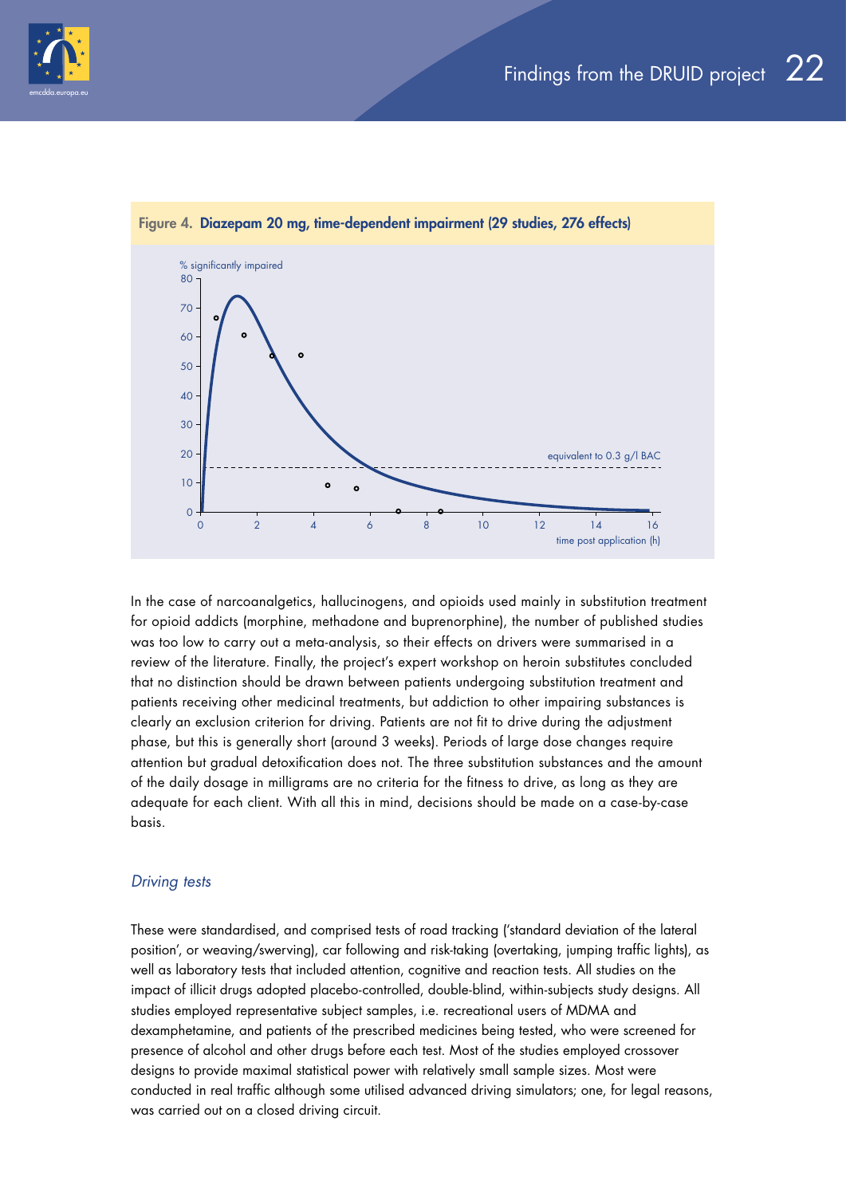**Figure 4. Diazepam 20 mg, time-dependent impairment (29 studies, 276 effects)**

In the case of narcoanalgetics, hallucinogens, and opioids used mainly in substitution treatment for opioid addicts (morphine, methadone and buprenorphine), the number of published studies was too low to carry out a meta-analysis, so their effects on drivers were summarised in a review of the literature. Finally, the project's expert workshop on heroin substitutes concluded that no distinction should be drawn between patients undergoing substitution treatment and patients receiving other medicinal treatments, but addiction to other impairing substances is clearly an exclusion criterion for driving. Patients are not fit to drive during the adjustment phase, but this is generally short (around 3 weeks). Periods of large dose changes require attention but gradual detoxification does not. The three substitution substances and the amount of the daily dosage in milligrams are no criteria for the fitness to drive, as long as they are adequate for each client. With all this in mind, decisions should be made on a case-by-case basis.

### *Driving tests*

These were standardised, and comprised tests of road tracking ('standard deviation of the lateral position', or weaving/swerving), car following and risk-taking (overtaking, jumping traffic lights), as well as laboratory tests that included attention, cognitive and reaction tests. All studies on the impact of illicit drugs adopted placebo-controlled, double-blind, within-subjects study designs. All studies employed representative subject samples, i.e. recreational users of MDMA and dexamphetamine, and patients of the prescribed medicines being tested, who were screened for presence of alcohol and other drugs before each test. Most of the studies employed crossover designs to provide maximal statistical power with relatively small sample sizes. Most were conducted in real traffic although some utilised advanced driving simulators; one, for legal reasons, was carried out on a closed driving circuit.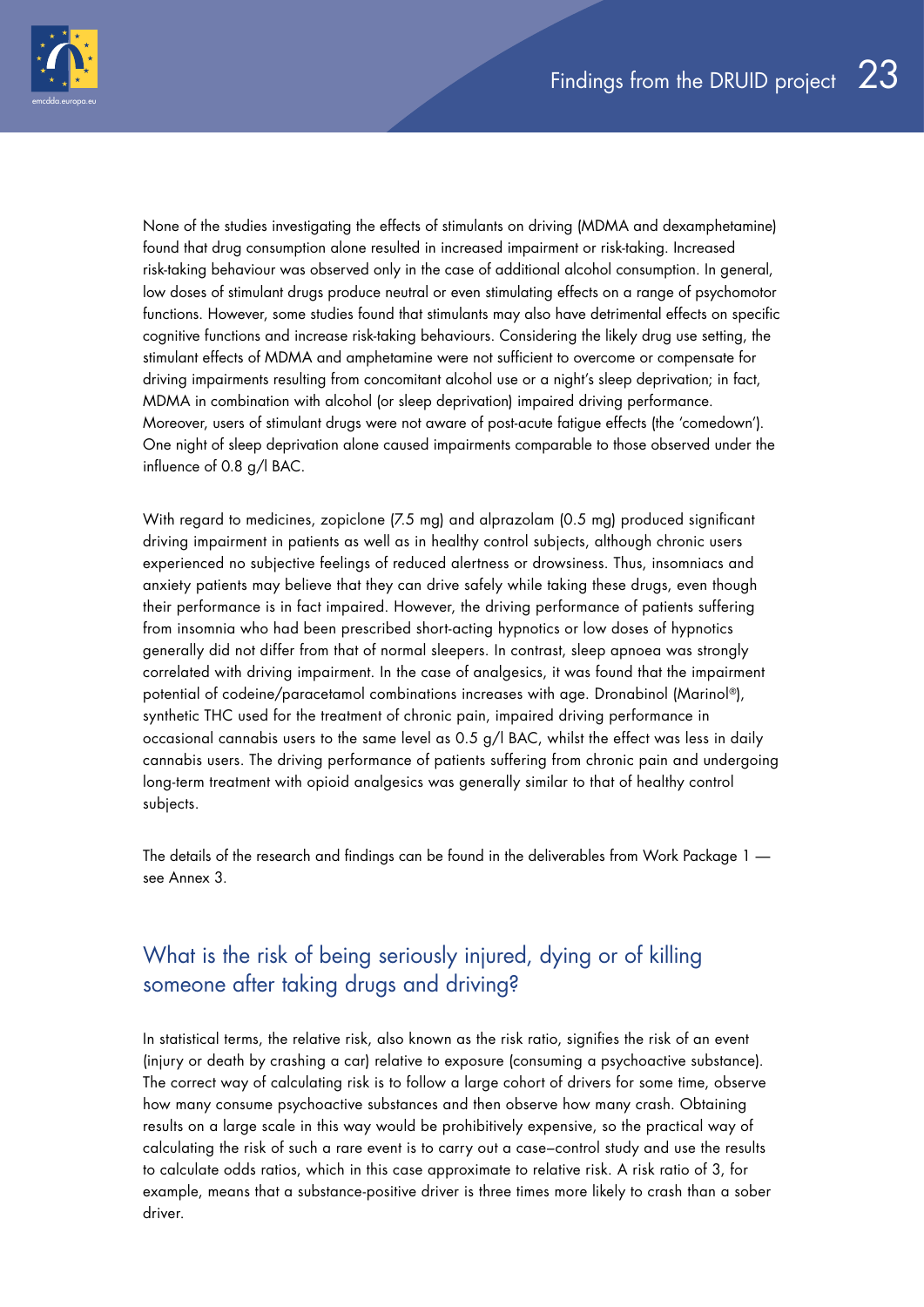None of the studies investigating the effects of stimulants on driving (MDMA and dexamphetamine) found that drug consumption alone resulted in increased impairment or risk-taking. Increased risk-taking behaviour was observed only in the case of additional alcohol consumption. In general, low doses of stimulant drugs produce neutral or even stimulating effects on a range of psychomotor functions. However, some studies found that stimulants may also have detrimental effects on specific cognitive functions and increase risk-taking behaviours. Considering the likely drug use setting, the stimulant effects of MDMA and amphetamine were not sufficient to overcome or compensate for driving impairments resulting from concomitant alcohol use or a night's sleep deprivation; in fact, MDMA in combination with alcohol (or sleep deprivation) impaired driving performance. Moreover, users of stimulant drugs were not aware of post-acute fatigue effects (the 'comedown'). One night of sleep deprivation alone caused impairments comparable to those observed under the influence of 0.8 g/l BAC.

With regard to medicines, zopiclone (7.5 mg) and alprazolam (0.5 mg) produced significant driving impairment in patients as well as in healthy control subjects, although chronic users experienced no subjective feelings of reduced alertness or drowsiness. Thus, insomniacs and anxiety patients may believe that they can drive safely while taking these drugs, even though their performance is in fact impaired. However, the driving performance of patients suffering from insomnia who had been prescribed short-acting hypnotics or low doses of hypnotics generally did not differ from that of normal sleepers. In contrast, sleep apnoea was strongly correlated with driving impairment. In the case of analgesics, it was found that the impairment potential of codeine/paracetamol combinations increases with age. Dronabinol (Marinol®), synthetic THC used for the treatment of chronic pain, impaired driving performance in occasional cannabis users to the same level as 0.5 g/l BAC, whilst the effect was less in daily cannabis users. The driving performance of patients suffering from chronic pain and undergoing long-term treatment with opioid analgesics was generally similar to that of healthy control subjects.

The details of the research and findings can be found in the deliverables from Work Package 1 — see Annex 3.

## What is the risk of being seriously injured, dying or of killing someone after taking drugs and driving?

In statistical terms, the relative risk, also known as the risk ratio, signifies the risk of an event (injury or death by crashing a car) relative to exposure (consuming a psychoactive substance). The correct way of calculating risk is to follow a large cohort of drivers for some time, observe how many consume psychoactive substances and then observe how many crash. Obtaining results on a large scale in this way would be prohibitively expensive, so the practical way of calculating the risk of such a rare event is to carry out a case–control study and use the results to calculate odds ratios, which in this case approximate to relative risk. A risk ratio of 3, for example, means that a substance-positive driver is three times more likely to crash than a sober driver.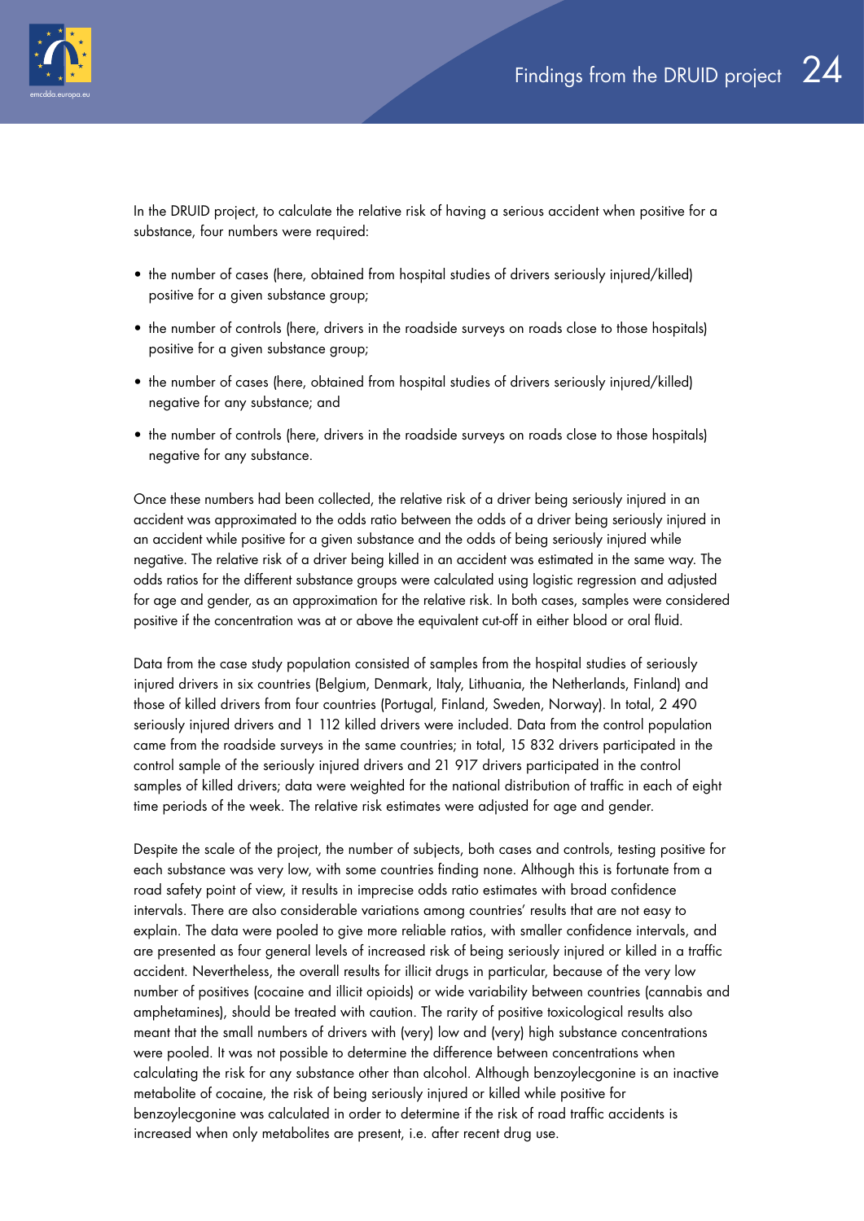In the DRUID project, to calculate the relative risk of having a serious accident when positive for a substance, four numbers were required:

- the number of cases (here, obtained from hospital studies of drivers seriously injured/killed) positive for a given substance group;
- the number of controls (here, drivers in the roadside surveys on roads close to those hospitals) positive for a given substance group;
- the number of cases (here, obtained from hospital studies of drivers seriously injured/killed) negative for any substance; and
- the number of controls (here, drivers in the roadside surveys on roads close to those hospitals) negative for any substance.

Once these numbers had been collected, the relative risk of a driver being seriously injured in an accident was approximated to the odds ratio between the odds of a driver being seriously injured in an accident while positive for a given substance and the odds of being seriously injured while negative. The relative risk of a driver being killed in an accident was estimated in the same way. The odds ratios for the different substance groups were calculated using logistic regression and adjusted for age and gender, as an approximation for the relative risk. In both cases, samples were considered positive if the concentration was at or above the equivalent cut-off in either blood or oral fluid.

Data from the case study population consisted of samples from the hospital studies of seriously injured drivers in six countries (Belgium, Denmark, Italy, Lithuania, the Netherlands, Finland) and those of killed drivers from four countries (Portugal, Finland, Sweden, Norway). In total, 2 490 seriously injured drivers and 1 112 killed drivers were included. Data from the control population came from the roadside surveys in the same countries; in total, 15 832 drivers participated in the control sample of the seriously injured drivers and 21 917 drivers participated in the control samples of killed drivers; data were weighted for the national distribution of traffic in each of eight time periods of the week. The relative risk estimates were adjusted for age and gender.

Despite the scale of the project, the number of subjects, both cases and controls, testing positive for each substance was very low, with some countries finding none. Although this is fortunate from a road safety point of view, it results in imprecise odds ratio estimates with broad confidence intervals. There are also considerable variations among countries' results that are not easy to explain. The data were pooled to give more reliable ratios, with smaller confidence intervals, and are presented as four general levels of increased risk of being seriously injured or killed in a traffic accident. Nevertheless, the overall results for illicit drugs in particular, because of the very low number of positives (cocaine and illicit opioids) or wide variability between countries (cannabis and amphetamines), should be treated with caution. The rarity of positive toxicological results also meant that the small numbers of drivers with (very) low and (very) high substance concentrations were pooled. It was not possible to determine the difference between concentrations when calculating the risk for any substance other than alcohol. Although benzoylecgonine is an inactive metabolite of cocaine, the risk of being seriously injured or killed while positive for benzoylecgonine was calculated in order to determine if the risk of road traffic accidents is increased when only metabolites are present, i.e. after recent drug use.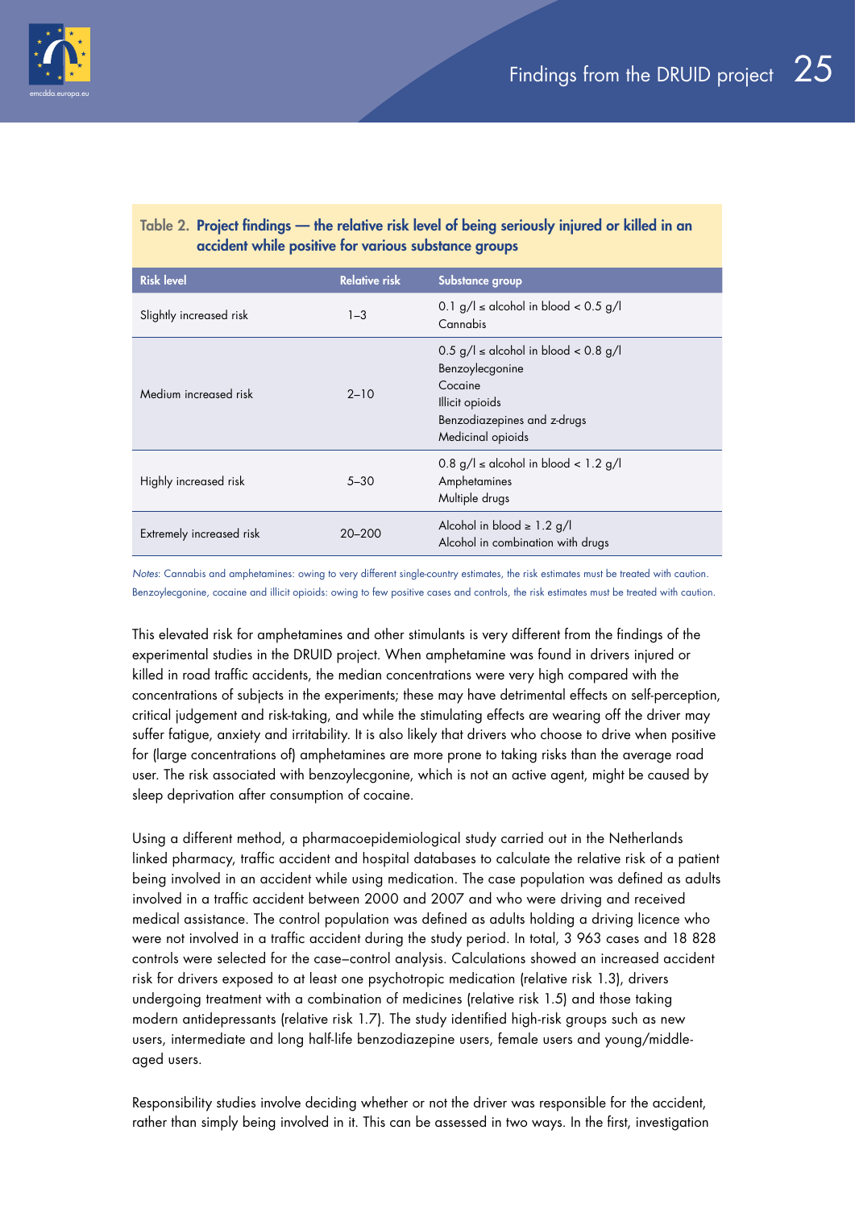**Table 2. Project findings — the relative risk level of being seriously injured or killed in an accident while positive for various substance groups**

| Risk level | Relative risk | Substance group |
| --- | --- | --- |
| Slightly increased risk | 1–3 | 0.1 g/l ≤ alcohol in blood < 0.5 g/l<br>Cannabis |
| Medium increased risk | 2–10 | 0.5 g/l ≤ alcohol in blood < 0.8 g/l<br>Benzoylecgonine<br>Cocaine<br>Illicit opioids<br>Benzodiazepines and z-drugs<br>Medicinal opioids |
| Highly increased risk | 5–30 | 0.8 g/l ≤ alcohol in blood < 1.2 g/l<br>Amphetamines<br>Multiple drugs |
| Extremely increased risk | 20–200 | Alcohol in blood ≥ 1.2 g/l<br>Alcohol in combination with drugs |

*Notes*: Cannabis and amphetamines: owing to very different single-country estimates, the risk estimates must be treated with caution. Benzoylecgonine, cocaine and illicit opioids: owing to few positive cases and controls, the risk estimates must be treated with caution.

This elevated risk for amphetamines and other stimulants is very different from the findings of the experimental studies in the DRUID project. When amphetamine was found in drivers injured or killed in road traffic accidents, the median concentrations were very high compared with the concentrations of subjects in the experiments; these may have detrimental effects on self-perception, critical judgement and risk-taking, and while the stimulating effects are wearing off the driver may suffer fatigue, anxiety and irritability. It is also likely that drivers who choose to drive when positive for (large concentrations of) amphetamines are more prone to taking risks than the average road user. The risk associated with benzoylecgonine, which is not an active agent, might be caused by sleep deprivation after consumption of cocaine.

Using a different method, a pharmacoepidemiological study carried out in the Netherlands linked pharmacy, traffic accident and hospital databases to calculate the relative risk of a patient being involved in an accident while using medication. The case population was defined as adults involved in a traffic accident between 2000 and 2007 and who were driving and received medical assistance. The control population was defined as adults holding a driving licence who were not involved in a traffic accident during the study period. In total, 3 963 cases and 18 828 controls were selected for the case–control analysis. Calculations showed an increased accident risk for drivers exposed to at least one psychotropic medication (relative risk 1.3), drivers undergoing treatment with a combination of medicines (relative risk 1.5) and those taking modern antidepressants (relative risk 1.7). The study identified high-risk groups such as new users, intermediate and long half-life benzodiazepine users, female users and young/middle-aged users.

Responsibility studies involve deciding whether or not the driver was responsible for the accident, rather than simply being involved in it. This can be assessed in two ways. In the first, investigation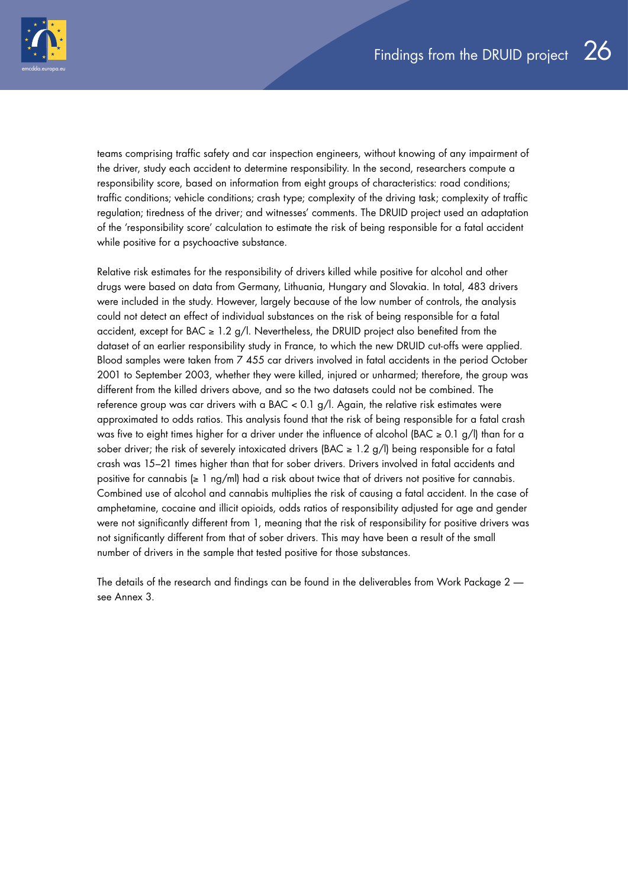teams comprising traffic safety and car inspection engineers, without knowing of any impairment of the driver, study each accident to determine responsibility. In the second, researchers compute a responsibility score, based on information from eight groups of characteristics: road conditions; traffic conditions; vehicle conditions; crash type; complexity of the driving task; complexity of traffic regulation; tiredness of the driver; and witnesses' comments. The DRUID project used an adaptation of the 'responsibility score' calculation to estimate the risk of being responsible for a fatal accident while positive for a psychoactive substance.

Relative risk estimates for the responsibility of drivers killed while positive for alcohol and other drugs were based on data from Germany, Lithuania, Hungary and Slovakia. In total, 483 drivers were included in the study. However, largely because of the low number of controls, the analysis could not detect an effect of individual substances on the risk of being responsible for a fatal accident, except for BAC ≥ 1.2 g/l. Nevertheless, the DRUID project also benefited from the dataset of an earlier responsibility study in France, to which the new DRUID cut-offs were applied. Blood samples were taken from 7 455 car drivers involved in fatal accidents in the period October 2001 to September 2003, whether they were killed, injured or unharmed; therefore, the group was different from the killed drivers above, and so the two datasets could not be combined. The reference group was car drivers with a BAC < 0.1 g/l. Again, the relative risk estimates were approximated to odds ratios. This analysis found that the risk of being responsible for a fatal crash was five to eight times higher for a driver under the influence of alcohol (BAC ≥ 0.1 g/l) than for a sober driver; the risk of severely intoxicated drivers (BAC ≥ 1.2 g/l) being responsible for a fatal crash was 15–21 times higher than that for sober drivers. Drivers involved in fatal accidents and positive for cannabis (≥ 1 ng/ml) had a risk about twice that of drivers not positive for cannabis. Combined use of alcohol and cannabis multiplies the risk of causing a fatal accident. In the case of amphetamine, cocaine and illicit opioids, odds ratios of responsibility adjusted for age and gender were not significantly different from 1, meaning that the risk of responsibility for positive drivers was not significantly different from that of sober drivers. This may have been a result of the small number of drivers in the sample that tested positive for those substances.

The details of the research and findings can be found in the deliverables from Work Package 2 — see Annex 3.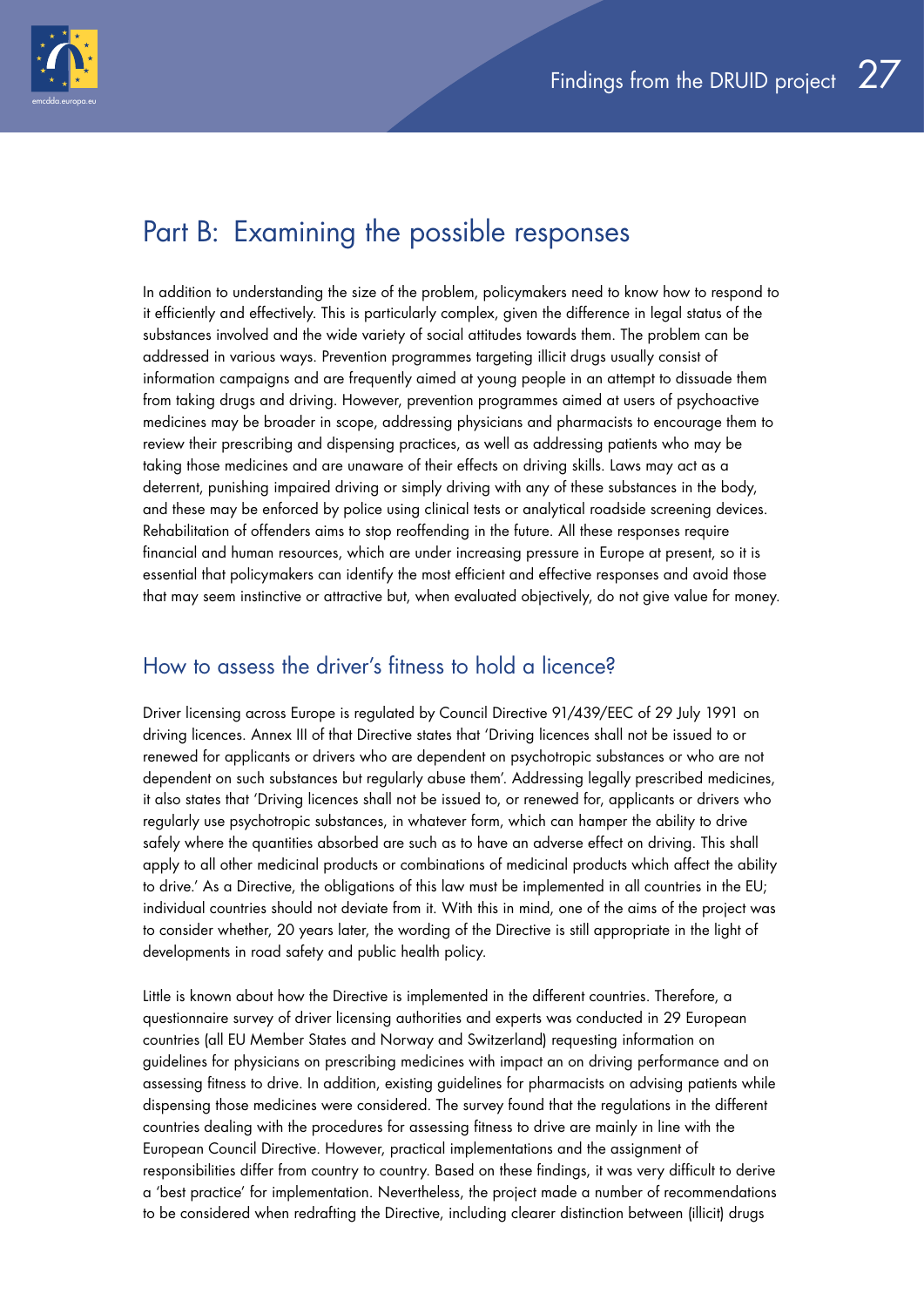# Part B: Examining the possible responses

In addition to understanding the size of the problem, policymakers need to know how to respond to it efficiently and effectively. This is particularly complex, given the difference in legal status of the substances involved and the wide variety of social attitudes towards them. The problem can be addressed in various ways. Prevention programmes targeting illicit drugs usually consist of information campaigns and are frequently aimed at young people in an attempt to dissuade them from taking drugs and driving. However, prevention programmes aimed at users of psychoactive medicines may be broader in scope, addressing physicians and pharmacists to encourage them to review their prescribing and dispensing practices, as well as addressing patients who may be taking those medicines and are unaware of their effects on driving skills. Laws may act as a deterrent, punishing impaired driving or simply driving with any of these substances in the body, and these may be enforced by police using clinical tests or analytical roadside screening devices. Rehabilitation of offenders aims to stop reoffending in the future. All these responses require financial and human resources, which are under increasing pressure in Europe at present, so it is essential that policymakers can identify the most efficient and effective responses and avoid those that may seem instinctive or attractive but, when evaluated objectively, do not give value for money.

## How to assess the driver's fitness to hold a licence?

Driver licensing across Europe is regulated by Council Directive 91/439/EEC of 29 July 1991 on driving licences. Annex III of that Directive states that 'Driving licences shall not be issued to or renewed for applicants or drivers who are dependent on psychotropic substances or who are not dependent on such substances but regularly abuse them'. Addressing legally prescribed medicines, it also states that 'Driving licences shall not be issued to, or renewed for, applicants or drivers who regularly use psychotropic substances, in whatever form, which can hamper the ability to drive safely where the quantities absorbed are such as to have an adverse effect on driving. This shall apply to all other medicinal products or combinations of medicinal products which affect the ability to drive.' As a Directive, the obligations of this law must be implemented in all countries in the EU; individual countries should not deviate from it. With this in mind, one of the aims of the project was to consider whether, 20 years later, the wording of the Directive is still appropriate in the light of developments in road safety and public health policy.

Little is known about how the Directive is implemented in the different countries. Therefore, a questionnaire survey of driver licensing authorities and experts was conducted in 29 European countries (all EU Member States and Norway and Switzerland) requesting information on guidelines for physicians on prescribing medicines with impact an on driving performance and on assessing fitness to drive. In addition, existing guidelines for pharmacists on advising patients while dispensing those medicines were considered. The survey found that the regulations in the different countries dealing with the procedures for assessing fitness to drive are mainly in line with the European Council Directive. However, practical implementations and the assignment of responsibilities differ from country to country. Based on these findings, it was very difficult to derive a 'best practice' for implementation. Nevertheless, the project made a number of recommendations to be considered when redrafting the Directive, including clearer distinction between (illicit) drugs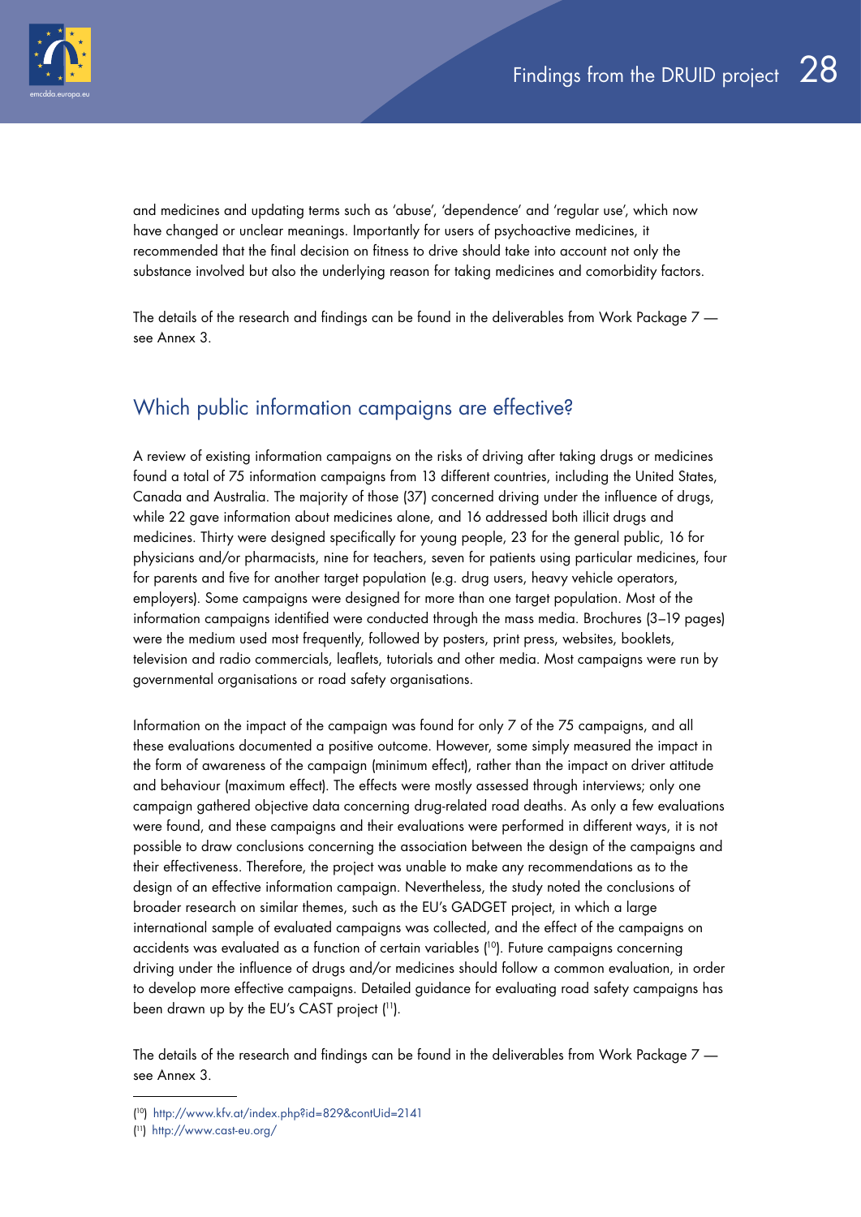and medicines and updating terms such as 'abuse', 'dependence' and 'regular use', which now have changed or unclear meanings. Importantly for users of psychoactive medicines, it recommended that the final decision on fitness to drive should take into account not only the substance involved but also the underlying reason for taking medicines and comorbidity factors.

The details of the research and findings can be found in the deliverables from Work Package 7 — see Annex 3.

## Which public information campaigns are effective?

A review of existing information campaigns on the risks of driving after taking drugs or medicines found a total of 75 information campaigns from 13 different countries, including the United States, Canada and Australia. The majority of those (37) concerned driving under the influence of drugs, while 22 gave information about medicines alone, and 16 addressed both illicit drugs and medicines. Thirty were designed specifically for young people, 23 for the general public, 16 for physicians and/or pharmacists, nine for teachers, seven for patients using particular medicines, four for parents and five for another target population (e.g. drug users, heavy vehicle operators, employers). Some campaigns were designed for more than one target population. Most of the information campaigns identified were conducted through the mass media. Brochures (3–19 pages) were the medium used most frequently, followed by posters, print press, websites, booklets, television and radio commercials, leaflets, tutorials and other media. Most campaigns were run by governmental organisations or road safety organisations.

Information on the impact of the campaign was found for only 7 of the 75 campaigns, and all these evaluations documented a positive outcome. However, some simply measured the impact in the form of awareness of the campaign (minimum effect), rather than the impact on driver attitude and behaviour (maximum effect). The effects were mostly assessed through interviews; only one campaign gathered objective data concerning drug-related road deaths. As only a few evaluations were found, and these campaigns and their evaluations were performed in different ways, it is not possible to draw conclusions concerning the association between the design of the campaigns and their effectiveness. Therefore, the project was unable to make any recommendations as to the design of an effective information campaign. Nevertheless, the study noted the conclusions of broader research on similar themes, such as the EU's GADGET project, in which a large international sample of evaluated campaigns was collected, and the effect of the campaigns on accidents was evaluated as a function of certain variables ([10]). Future campaigns concerning driving under the influence of drugs and/or medicines should follow a common evaluation, in order to develop more effective campaigns. Detailed guidance for evaluating road safety campaigns has been drawn up by the EU's CAST project ([11]).

The details of the research and findings can be found in the deliverables from Work Package 7 — see Annex 3.

---

([10]) http://www.kfv.at/index.php?id=829&contUid=2141

([11]) http://www.cast-eu.org/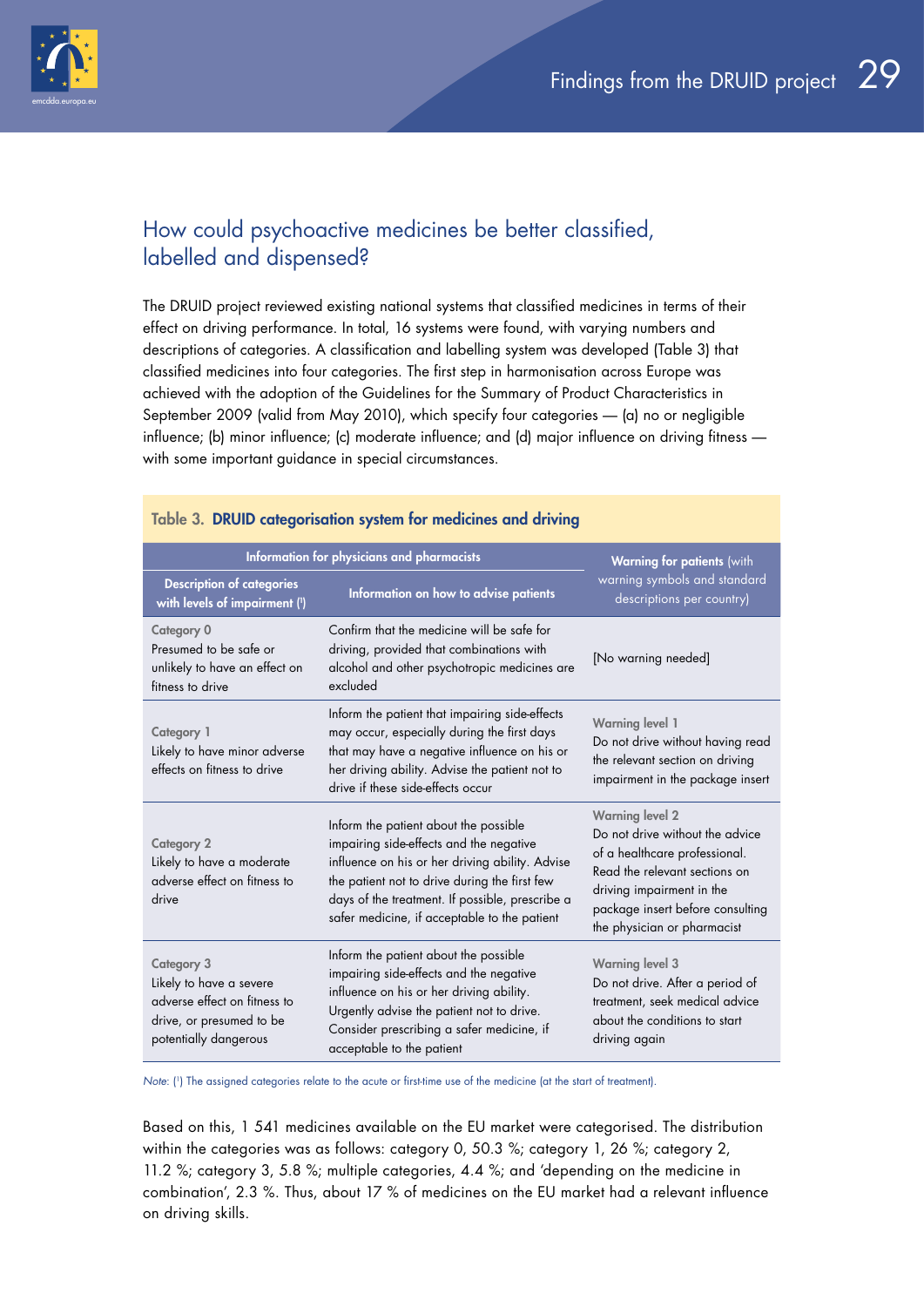## How could psychoactive medicines be better classified, labelled and dispensed?

The DRUID project reviewed existing national systems that classified medicines in terms of their effect on driving performance. In total, 16 systems were found, with varying numbers and descriptions of categories. A classification and labelling system was developed (Table 3) that classified medicines into four categories. The first step in harmonisation across Europe was achieved with the adoption of the Guidelines for the Summary of Product Characteristics in September 2009 (valid from May 2010), which specify four categories — (a) no or negligible influence; (b) minor influence; (c) moderate influence; and (d) major influence on driving fitness — with some important guidance in special circumstances.

**Table 3. DRUID categorisation system for medicines and driving**

| Information for physicians and pharmacists | | Warning for patients (with warning symbols and standard descriptions per country) |
|---|---|---|
| **Description of categories with levels of impairment [1]** | **Information on how to advise patients** | |
| Category 0<br>Presumed to be safe or unlikely to have an effect on fitness to drive | Confirm that the medicine will be safe for driving, provided that combinations with alcohol and other psychotropic medicines are excluded | [No warning needed] |
| Category 1<br>Likely to have minor adverse effects on fitness to drive | Inform the patient that impairing side-effects may occur, especially during the first days that may have a negative influence on his or her driving ability. Advise the patient not to drive if these side-effects occur | Warning level 1<br>Do not drive without having read the relevant section on driving impairment in the package insert |
| Category 2<br>Likely to have a moderate adverse effect on fitness to drive | Inform the patient about the possible impairing side-effects and the negative influence on his or her driving ability. Advise the patient not to drive during the first few days of the treatment. If possible, prescribe a safer medicine, if acceptable to the patient | Warning level 2<br>Do not drive without the advice of a healthcare professional. Read the relevant sections on driving impairment in the package insert before consulting the physician or pharmacist |
| Category 3<br>Likely to have a severe adverse effect on fitness to drive, or presumed to be potentially dangerous | Inform the patient about the possible impairing side-effects and the negative influence on his or her driving ability. Urgently advise the patient not to drive. Consider prescribing a safer medicine, if acceptable to the patient | Warning level 3<br>Do not drive. After a period of treatment, seek medical advice about the conditions to start driving again |

*Note:* [1] The assigned categories relate to the acute or first-time use of the medicine (at the start of treatment).

Based on this, 1 541 medicines available on the EU market were categorised. The distribution within the categories was as follows: category 0, 50.3 %; category 1, 26 %; category 2, 11.2 %; category 3, 5.8 %; multiple categories, 4.4 %; and 'depending on the medicine in combination', 2.3 %. Thus, about 17 % of medicines on the EU market had a relevant influence on driving skills.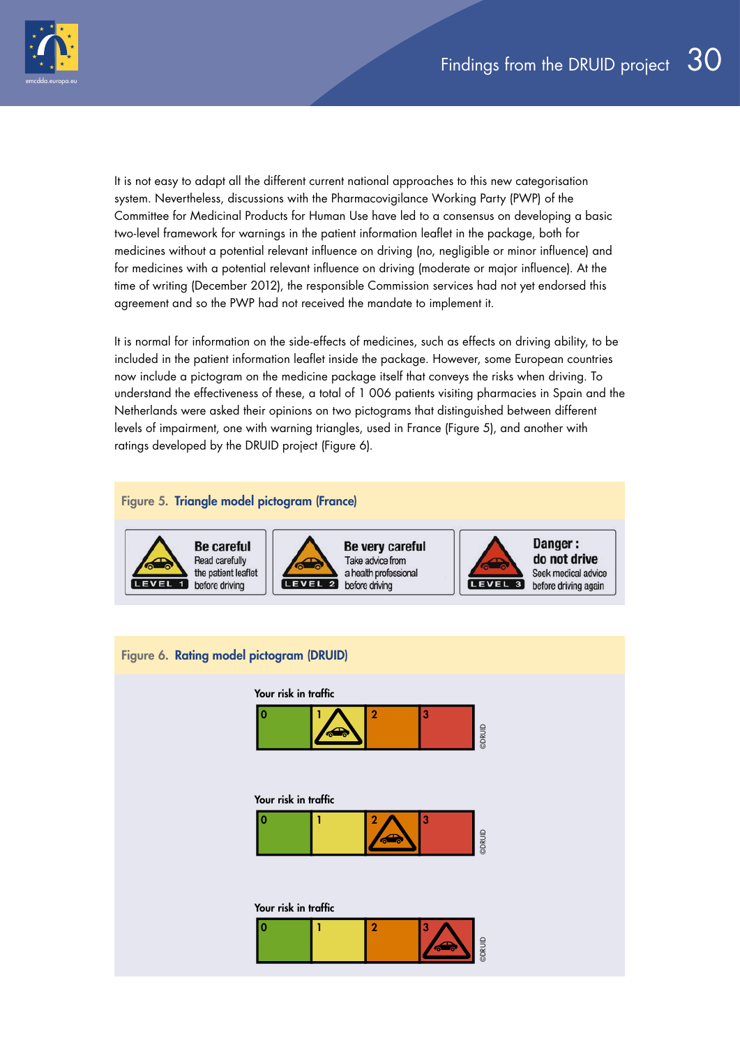It is not easy to adapt all the different current national approaches to this new categorisation system. Nevertheless, discussions with the Pharmacovigilance Working Party (PWP) of the Committee for Medicinal Products for Human Use have led to a consensus on developing a basic two-level framework for warnings in the patient information leaflet in the package, both for medicines without a potential relevant influence on driving (no, negligible or minor influence) and for medicines with a potential relevant influence on driving (moderate or major influence). At the time of writing (December 2012), the responsible Commission services had not yet endorsed this agreement and so the PWP had not received the mandate to implement it.

It is normal for information on the side-effects of medicines, such as effects on driving ability, to be included in the patient information leaflet inside the package. However, some European countries now include a pictogram on the medicine package itself that conveys the risks when driving. To understand the effectiveness of these, a total of 1 006 patients visiting pharmacies in Spain and the Netherlands were asked their opinions on two pictograms that distinguished between different levels of impairment, one with warning triangles, used in France (Figure 5), and another with ratings developed by the DRUID project (Figure 6).

**Figure 5. Triangle model pictogram (France)**

| LEVEL 1 | LEVEL 2 | LEVEL 3 |
|---|---|---|
| **Be careful** Read carefully the patient leaflet before driving | **Be very careful** Take advice from a health professional before driving | **Danger : do not drive** Seek medical advice before driving again |

**Figure 6. Rating model pictogram (DRUID)**

Your risk in traffic: 0 | 1 | 2 | 3 (warning triangle at level 1) ©DRUID

Your risk in traffic: 0 | 1 | 2 | 3 (warning triangle at level 2) ©DRUID

Your risk in traffic: 0 | 1 | 2 | 3 (warning triangle at level 3) ©DRUID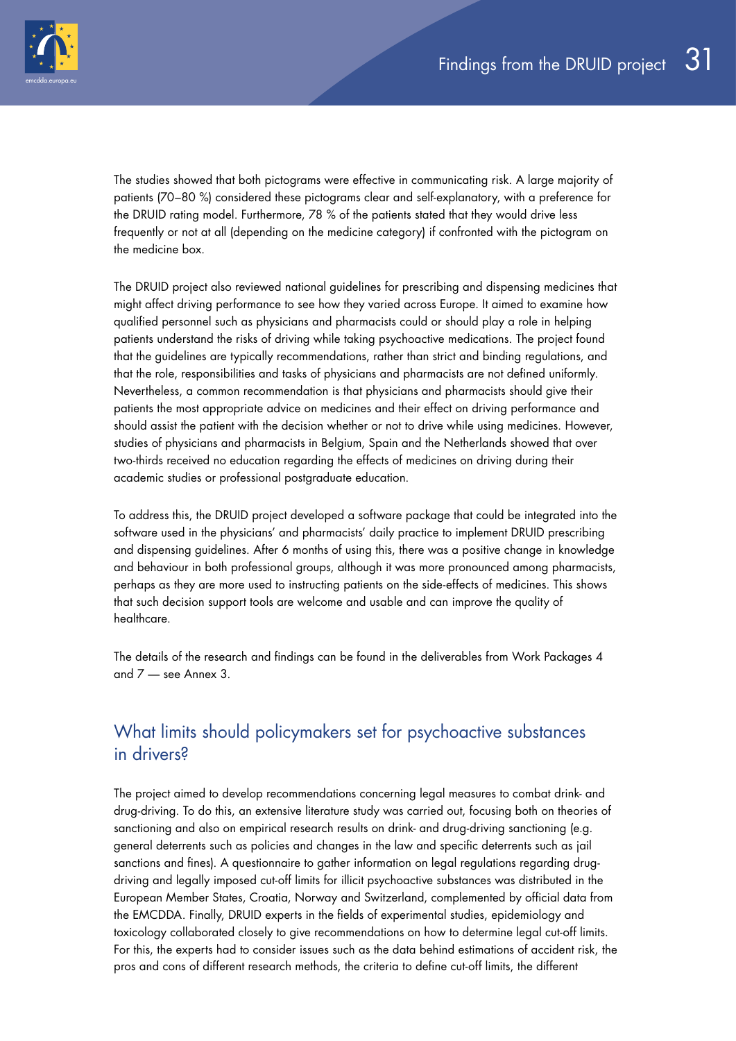The studies showed that both pictograms were effective in communicating risk. A large majority of patients (70–80 %) considered these pictograms clear and self-explanatory, with a preference for the DRUID rating model. Furthermore, 78 % of the patients stated that they would drive less frequently or not at all (depending on the medicine category) if confronted with the pictogram on the medicine box.

The DRUID project also reviewed national guidelines for prescribing and dispensing medicines that might affect driving performance to see how they varied across Europe. It aimed to examine how qualified personnel such as physicians and pharmacists could or should play a role in helping patients understand the risks of driving while taking psychoactive medications. The project found that the guidelines are typically recommendations, rather than strict and binding regulations, and that the role, responsibilities and tasks of physicians and pharmacists are not defined uniformly. Nevertheless, a common recommendation is that physicians and pharmacists should give their patients the most appropriate advice on medicines and their effect on driving performance and should assist the patient with the decision whether or not to drive while using medicines. However, studies of physicians and pharmacists in Belgium, Spain and the Netherlands showed that over two-thirds received no education regarding the effects of medicines on driving during their academic studies or professional postgraduate education.

To address this, the DRUID project developed a software package that could be integrated into the software used in the physicians' and pharmacists' daily practice to implement DRUID prescribing and dispensing guidelines. After 6 months of using this, there was a positive change in knowledge and behaviour in both professional groups, although it was more pronounced among pharmacists, perhaps as they are more used to instructing patients on the side-effects of medicines. This shows that such decision support tools are welcome and usable and can improve the quality of healthcare.

The details of the research and findings can be found in the deliverables from Work Packages 4 and 7 — see Annex 3.

## What limits should policymakers set for psychoactive substances in drivers?

The project aimed to develop recommendations concerning legal measures to combat drink- and drug-driving. To do this, an extensive literature study was carried out, focusing both on theories of sanctioning and also on empirical research results on drink- and drug-driving sanctioning (e.g. general deterrents such as policies and changes in the law and specific deterrents such as jail sanctions and fines). A questionnaire to gather information on legal regulations regarding drug-driving and legally imposed cut-off limits for illicit psychoactive substances was distributed in the European Member States, Croatia, Norway and Switzerland, complemented by official data from the EMCDDA. Finally, DRUID experts in the fields of experimental studies, epidemiology and toxicology collaborated closely to give recommendations on how to determine legal cut-off limits. For this, the experts had to consider issues such as the data behind estimations of accident risk, the pros and cons of different research methods, the criteria to define cut-off limits, the different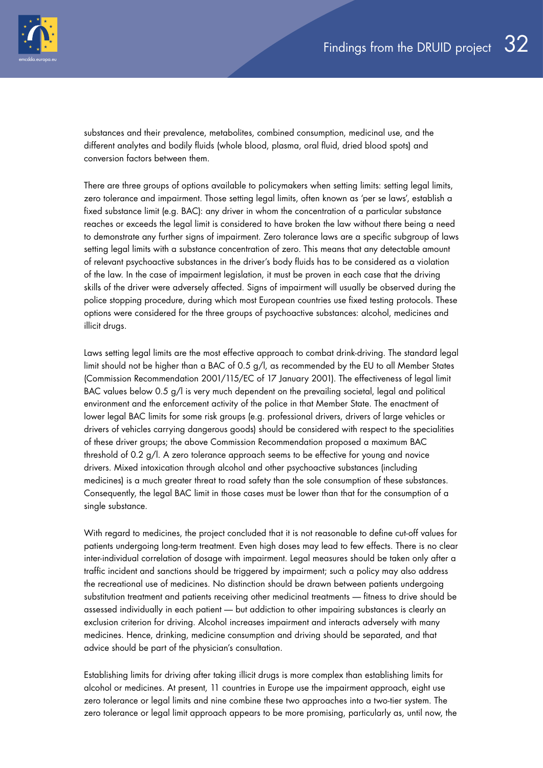substances and their prevalence, metabolites, combined consumption, medicinal use, and the different analytes and bodily fluids (whole blood, plasma, oral fluid, dried blood spots) and conversion factors between them.

There are three groups of options available to policymakers when setting limits: setting legal limits, zero tolerance and impairment. Those setting legal limits, often known as 'per se laws', establish a fixed substance limit (e.g. BAC): any driver in whom the concentration of a particular substance reaches or exceeds the legal limit is considered to have broken the law without there being a need to demonstrate any further signs of impairment. Zero tolerance laws are a specific subgroup of laws setting legal limits with a substance concentration of zero. This means that any detectable amount of relevant psychoactive substances in the driver's body fluids has to be considered as a violation of the law. In the case of impairment legislation, it must be proven in each case that the driving skills of the driver were adversely affected. Signs of impairment will usually be observed during the police stopping procedure, during which most European countries use fixed testing protocols. These options were considered for the three groups of psychoactive substances: alcohol, medicines and illicit drugs.

Laws setting legal limits are the most effective approach to combat drink-driving. The standard legal limit should not be higher than a BAC of 0.5 g/l, as recommended by the EU to all Member States (Commission Recommendation 2001/115/EC of 17 January 2001). The effectiveness of legal limit BAC values below 0.5 g/l is very much dependent on the prevailing societal, legal and political environment and the enforcement activity of the police in that Member State. The enactment of lower legal BAC limits for some risk groups (e.g. professional drivers, drivers of large vehicles or drivers of vehicles carrying dangerous goods) should be considered with respect to the specialities of these driver groups; the above Commission Recommendation proposed a maximum BAC threshold of 0.2 g/l. A zero tolerance approach seems to be effective for young and novice drivers. Mixed intoxication through alcohol and other psychoactive substances (including medicines) is a much greater threat to road safety than the sole consumption of these substances. Consequently, the legal BAC limit in those cases must be lower than that for the consumption of a single substance.

With regard to medicines, the project concluded that it is not reasonable to define cut-off values for patients undergoing long-term treatment. Even high doses may lead to few effects. There is no clear inter-individual correlation of dosage with impairment. Legal measures should be taken only after a traffic incident and sanctions should be triggered by impairment; such a policy may also address the recreational use of medicines. No distinction should be drawn between patients undergoing substitution treatment and patients receiving other medicinal treatments — fitness to drive should be assessed individually in each patient — but addiction to other impairing substances is clearly an exclusion criterion for driving. Alcohol increases impairment and interacts adversely with many medicines. Hence, drinking, medicine consumption and driving should be separated, and that advice should be part of the physician's consultation.

Establishing limits for driving after taking illicit drugs is more complex than establishing limits for alcohol or medicines. At present, 11 countries in Europe use the impairment approach, eight use zero tolerance or legal limits and nine combine these two approaches into a two-tier system. The zero tolerance or legal limit approach appears to be more promising, particularly as, until now, the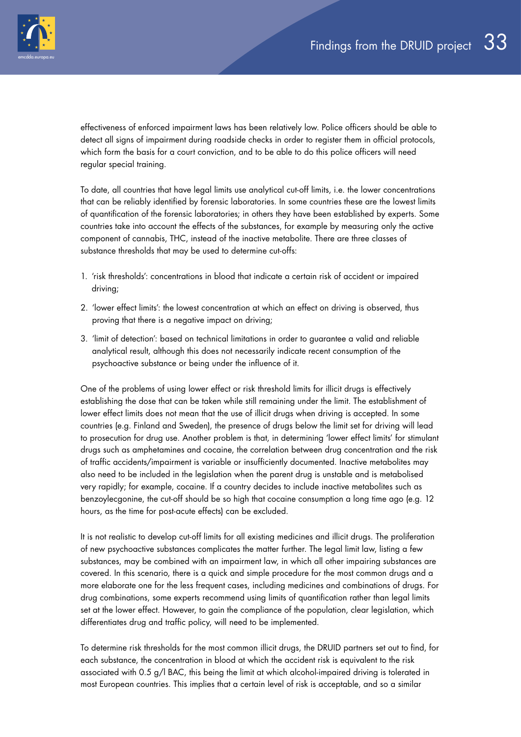effectiveness of enforced impairment laws has been relatively low. Police officers should be able to detect all signs of impairment during roadside checks in order to register them in official protocols, which form the basis for a court conviction, and to be able to do this police officers will need regular special training.

To date, all countries that have legal limits use analytical cut-off limits, i.e. the lower concentrations that can be reliably identified by forensic laboratories. In some countries these are the lowest limits of quantification of the forensic laboratories; in others they have been established by experts. Some countries take into account the effects of the substances, for example by measuring only the active component of cannabis, THC, instead of the inactive metabolite. There are three classes of substance thresholds that may be used to determine cut-offs:

1. 'risk thresholds': concentrations in blood that indicate a certain risk of accident or impaired driving;
2. 'lower effect limits': the lowest concentration at which an effect on driving is observed, thus proving that there is a negative impact on driving;
3. 'limit of detection': based on technical limitations in order to guarantee a valid and reliable analytical result, although this does not necessarily indicate recent consumption of the psychoactive substance or being under the influence of it.

One of the problems of using lower effect or risk threshold limits for illicit drugs is effectively establishing the dose that can be taken while still remaining under the limit. The establishment of lower effect limits does not mean that the use of illicit drugs when driving is accepted. In some countries (e.g. Finland and Sweden), the presence of drugs below the limit set for driving will lead to prosecution for drug use. Another problem is that, in determining 'lower effect limits' for stimulant drugs such as amphetamines and cocaine, the correlation between drug concentration and the risk of traffic accidents/impairment is variable or insufficiently documented. Inactive metabolites may also need to be included in the legislation when the parent drug is unstable and is metabolised very rapidly; for example, cocaine. If a country decides to include inactive metabolites such as benzoylecgonine, the cut-off should be so high that cocaine consumption a long time ago (e.g. 12 hours, as the time for post-acute effects) can be excluded.

It is not realistic to develop cut-off limits for all existing medicines and illicit drugs. The proliferation of new psychoactive substances complicates the matter further. The legal limit law, listing a few substances, may be combined with an impairment law, in which all other impairing substances are covered. In this scenario, there is a quick and simple procedure for the most common drugs and a more elaborate one for the less frequent cases, including medicines and combinations of drugs. For drug combinations, some experts recommend using limits of quantification rather than legal limits set at the lower effect. However, to gain the compliance of the population, clear legislation, which differentiates drug and traffic policy, will need to be implemented.

To determine risk thresholds for the most common illicit drugs, the DRUID partners set out to find, for each substance, the concentration in blood at which the accident risk is equivalent to the risk associated with 0.5 g/l BAC, this being the limit at which alcohol-impaired driving is tolerated in most European countries. This implies that a certain level of risk is acceptable, and so a similar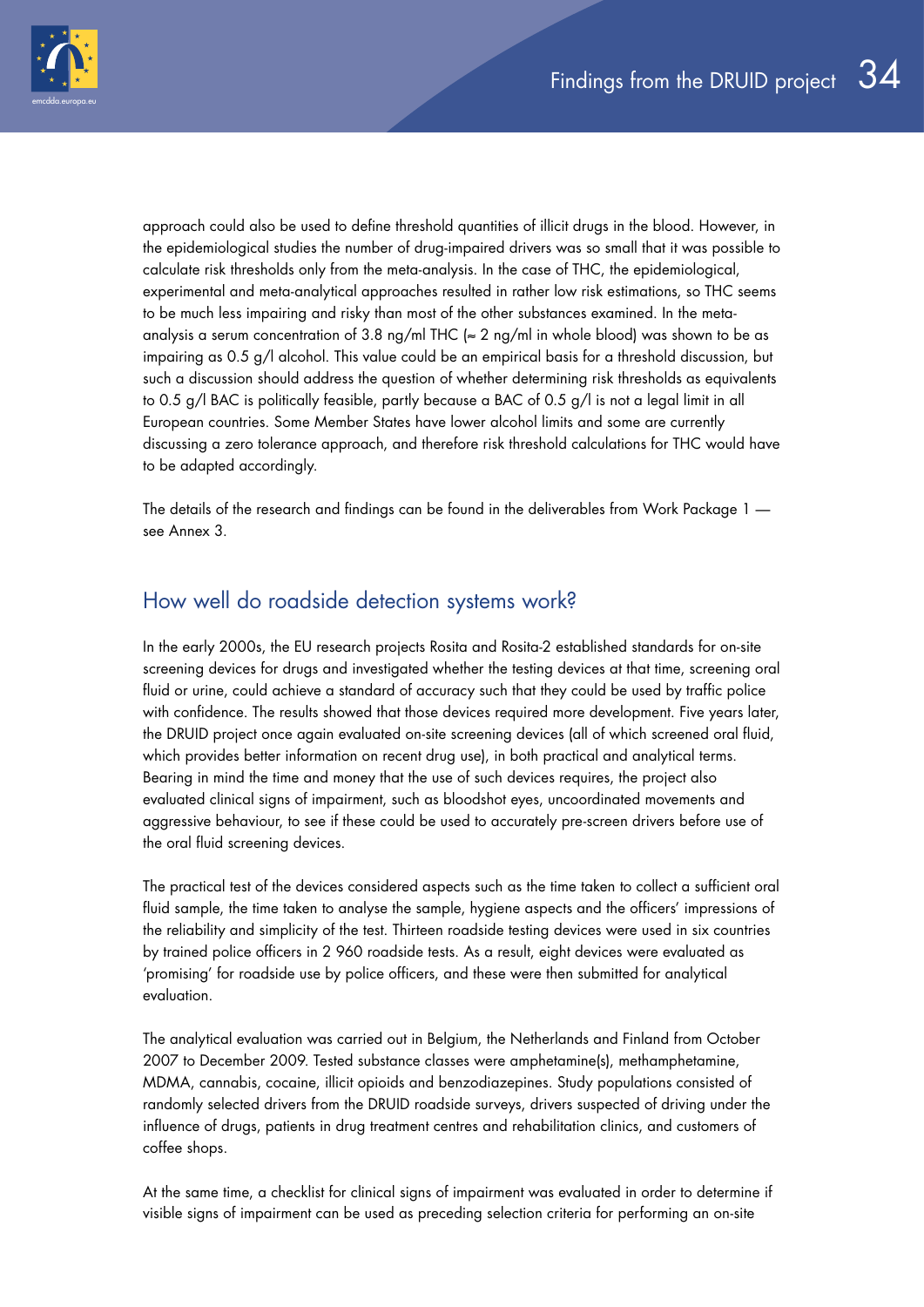approach could also be used to define threshold quantities of illicit drugs in the blood. However, in the epidemiological studies the number of drug-impaired drivers was so small that it was possible to calculate risk thresholds only from the meta-analysis. In the case of THC, the epidemiological, experimental and meta-analytical approaches resulted in rather low risk estimations, so THC seems to be much less impairing and risky than most of the other substances examined. In the meta-analysis a serum concentration of 3.8 ng/ml THC (≈ 2 ng/ml in whole blood) was shown to be as impairing as 0.5 g/l alcohol. This value could be an empirical basis for a threshold discussion, but such a discussion should address the question of whether determining risk thresholds as equivalents to 0.5 g/l BAC is politically feasible, partly because a BAC of 0.5 g/l is not a legal limit in all European countries. Some Member States have lower alcohol limits and some are currently discussing a zero tolerance approach, and therefore risk threshold calculations for THC would have to be adapted accordingly.

The details of the research and findings can be found in the deliverables from Work Package 1 — see Annex 3.

## How well do roadside detection systems work?

In the early 2000s, the EU research projects Rosita and Rosita-2 established standards for on-site screening devices for drugs and investigated whether the testing devices at that time, screening oral fluid or urine, could achieve a standard of accuracy such that they could be used by traffic police with confidence. The results showed that those devices required more development. Five years later, the DRUID project once again evaluated on-site screening devices (all of which screened oral fluid, which provides better information on recent drug use), in both practical and analytical terms. Bearing in mind the time and money that the use of such devices requires, the project also evaluated clinical signs of impairment, such as bloodshot eyes, uncoordinated movements and aggressive behaviour, to see if these could be used to accurately pre-screen drivers before use of the oral fluid screening devices.

The practical test of the devices considered aspects such as the time taken to collect a sufficient oral fluid sample, the time taken to analyse the sample, hygiene aspects and the officers' impressions of the reliability and simplicity of the test. Thirteen roadside testing devices were used in six countries by trained police officers in 2 960 roadside tests. As a result, eight devices were evaluated as 'promising' for roadside use by police officers, and these were then submitted for analytical evaluation.

The analytical evaluation was carried out in Belgium, the Netherlands and Finland from October 2007 to December 2009. Tested substance classes were amphetamine(s), methamphetamine, MDMA, cannabis, cocaine, illicit opioids and benzodiazepines. Study populations consisted of randomly selected drivers from the DRUID roadside surveys, drivers suspected of driving under the influence of drugs, patients in drug treatment centres and rehabilitation clinics, and customers of coffee shops.

At the same time, a checklist for clinical signs of impairment was evaluated in order to determine if visible signs of impairment can be used as preceding selection criteria for performing an on-site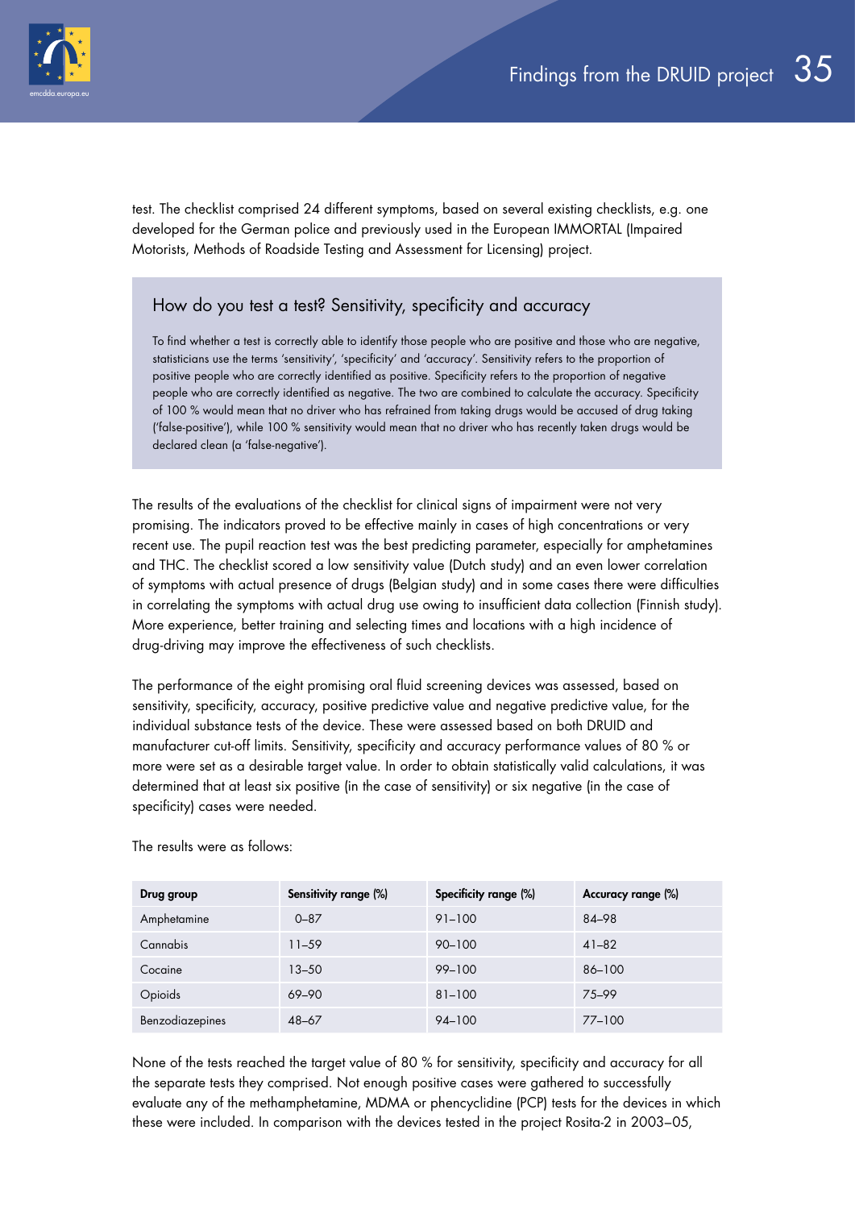test. The checklist comprised 24 different symptoms, based on several existing checklists, e.g. one developed for the German police and previously used in the European IMMORTAL (Impaired Motorists, Methods of Roadside Testing and Assessment for Licensing) project.

### How do you test a test? Sensitivity, specificity and accuracy

To find whether a test is correctly able to identify those people who are positive and those who are negative, statisticians use the terms 'sensitivity', 'specificity' and 'accuracy'. Sensitivity refers to the proportion of positive people who are correctly identified as positive. Specificity refers to the proportion of negative people who are correctly identified as negative. The two are combined to calculate the accuracy. Specificity of 100 % would mean that no driver who has refrained from taking drugs would be accused of drug taking ('false-positive'), while 100 % sensitivity would mean that no driver who has recently taken drugs would be declared clean (a 'false-negative').

The results of the evaluations of the checklist for clinical signs of impairment were not very promising. The indicators proved to be effective mainly in cases of high concentrations or very recent use. The pupil reaction test was the best predicting parameter, especially for amphetamines and THC. The checklist scored a low sensitivity value (Dutch study) and an even lower correlation of symptoms with actual presence of drugs (Belgian study) and in some cases there were difficulties in correlating the symptoms with actual drug use owing to insufficient data collection (Finnish study). More experience, better training and selecting times and locations with a high incidence of drug-driving may improve the effectiveness of such checklists.

The performance of the eight promising oral fluid screening devices was assessed, based on sensitivity, specificity, accuracy, positive predictive value and negative predictive value, for the individual substance tests of the device. These were assessed based on both DRUID and manufacturer cut-off limits. Sensitivity, specificity and accuracy performance values of 80 % or more were set as a desirable target value. In order to obtain statistically valid calculations, it was determined that at least six positive (in the case of sensitivity) or six negative (in the case of specificity) cases were needed.

The results were as follows:

| Drug group | Sensitivity range (%) | Specificity range (%) | Accuracy range (%) |
|---|---|---|---|
| Amphetamine | 0–87 | 91–100 | 84–98 |
| Cannabis | 11–59 | 90–100 | 41–82 |
| Cocaine | 13–50 | 99–100 | 86–100 |
| Opioids | 69–90 | 81–100 | 75–99 |
| Benzodiazepines | 48–67 | 94–100 | 77–100 |

None of the tests reached the target value of 80 % for sensitivity, specificity and accuracy for all the separate tests they comprised. Not enough positive cases were gathered to successfully evaluate any of the methamphetamine, MDMA or phencyclidine (PCP) tests for the devices in which these were included. In comparison with the devices tested in the project Rosita-2 in 2003–05,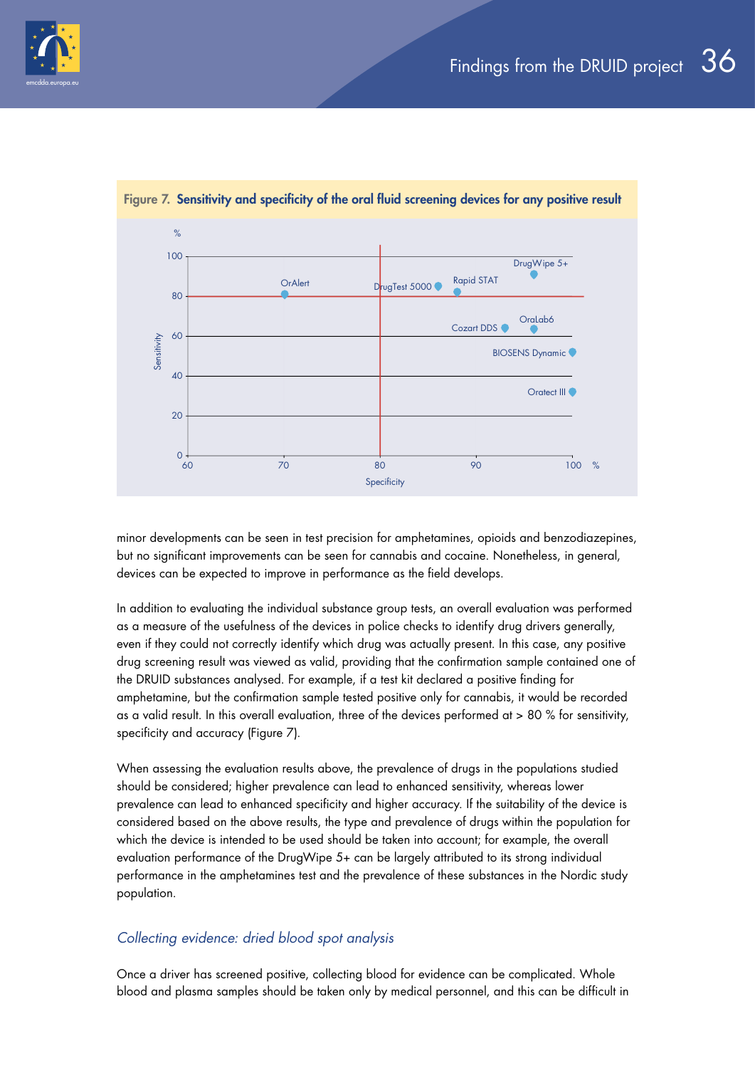Figure 7. **Sensitivity and specificity of the oral fluid screening devices for any positive result**

minor developments can be seen in test precision for amphetamines, opioids and benzodiazepines, but no significant improvements can be seen for cannabis and cocaine. Nonetheless, in general, devices can be expected to improve in performance as the field develops.

In addition to evaluating the individual substance group tests, an overall evaluation was performed as a measure of the usefulness of the devices in police checks to identify drug drivers generally, even if they could not correctly identify which drug was actually present. In this case, any positive drug screening result was viewed as valid, providing that the confirmation sample contained one of the DRUID substances analysed. For example, if a test kit declared a positive finding for amphetamine, but the confirmation sample tested positive only for cannabis, it would be recorded as a valid result. In this overall evaluation, three of the devices performed at > 80 % for sensitivity, specificity and accuracy (Figure 7).

When assessing the evaluation results above, the prevalence of drugs in the populations studied should be considered; higher prevalence can lead to enhanced sensitivity, whereas lower prevalence can lead to enhanced specificity and higher accuracy. If the suitability of the device is considered based on the above results, the type and prevalence of drugs within the population for which the device is intended to be used should be taken into account; for example, the overall evaluation performance of the DrugWipe 5+ can be largely attributed to its strong individual performance in the amphetamines test and the prevalence of these substances in the Nordic study population.

### *Collecting evidence: dried blood spot analysis*

Once a driver has screened positive, collecting blood for evidence can be complicated. Whole blood and plasma samples should be taken only by medical personnel, and this can be difficult in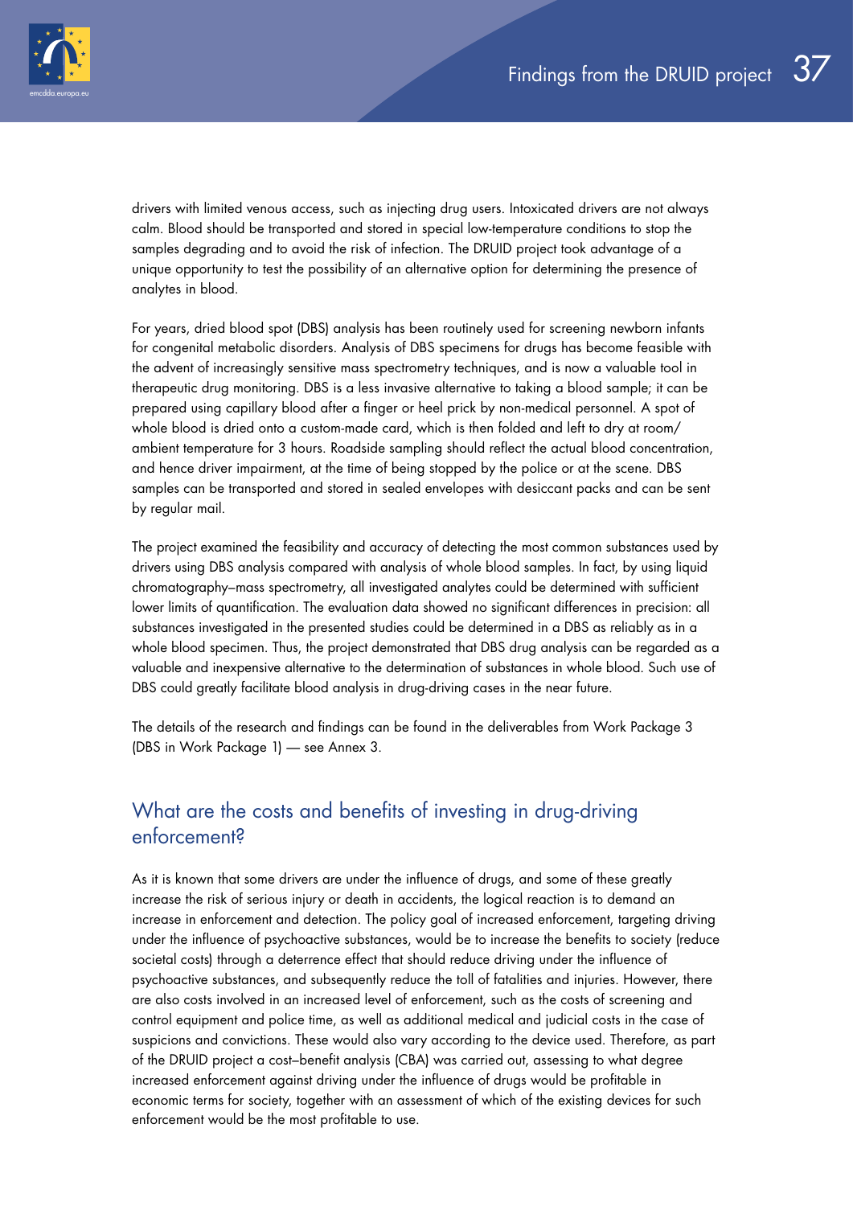drivers with limited venous access, such as injecting drug users. Intoxicated drivers are not always calm. Blood should be transported and stored in special low-temperature conditions to stop the samples degrading and to avoid the risk of infection. The DRUID project took advantage of a unique opportunity to test the possibility of an alternative option for determining the presence of analytes in blood.

For years, dried blood spot (DBS) analysis has been routinely used for screening newborn infants for congenital metabolic disorders. Analysis of DBS specimens for drugs has become feasible with the advent of increasingly sensitive mass spectrometry techniques, and is now a valuable tool in therapeutic drug monitoring. DBS is a less invasive alternative to taking a blood sample; it can be prepared using capillary blood after a finger or heel prick by non-medical personnel. A spot of whole blood is dried onto a custom-made card, which is then folded and left to dry at room/ambient temperature for 3 hours. Roadside sampling should reflect the actual blood concentration, and hence driver impairment, at the time of being stopped by the police or at the scene. DBS samples can be transported and stored in sealed envelopes with desiccant packs and can be sent by regular mail.

The project examined the feasibility and accuracy of detecting the most common substances used by drivers using DBS analysis compared with analysis of whole blood samples. In fact, by using liquid chromatography–mass spectrometry, all investigated analytes could be determined with sufficient lower limits of quantification. The evaluation data showed no significant differences in precision: all substances investigated in the presented studies could be determined in a DBS as reliably as in a whole blood specimen. Thus, the project demonstrated that DBS drug analysis can be regarded as a valuable and inexpensive alternative to the determination of substances in whole blood. Such use of DBS could greatly facilitate blood analysis in drug-driving cases in the near future.

The details of the research and findings can be found in the deliverables from Work Package 3 (DBS in Work Package 1) — see Annex 3.

## What are the costs and benefits of investing in drug-driving enforcement?

As it is known that some drivers are under the influence of drugs, and some of these greatly increase the risk of serious injury or death in accidents, the logical reaction is to demand an increase in enforcement and detection. The policy goal of increased enforcement, targeting driving under the influence of psychoactive substances, would be to increase the benefits to society (reduce societal costs) through a deterrence effect that should reduce driving under the influence of psychoactive substances, and subsequently reduce the toll of fatalities and injuries. However, there are also costs involved in an increased level of enforcement, such as the costs of screening and control equipment and police time, as well as additional medical and judicial costs in the case of suspicions and convictions. These would also vary according to the device used. Therefore, as part of the DRUID project a cost–benefit analysis (CBA) was carried out, assessing to what degree increased enforcement against driving under the influence of drugs would be profitable in economic terms for society, together with an assessment of which of the existing devices for such enforcement would be the most profitable to use.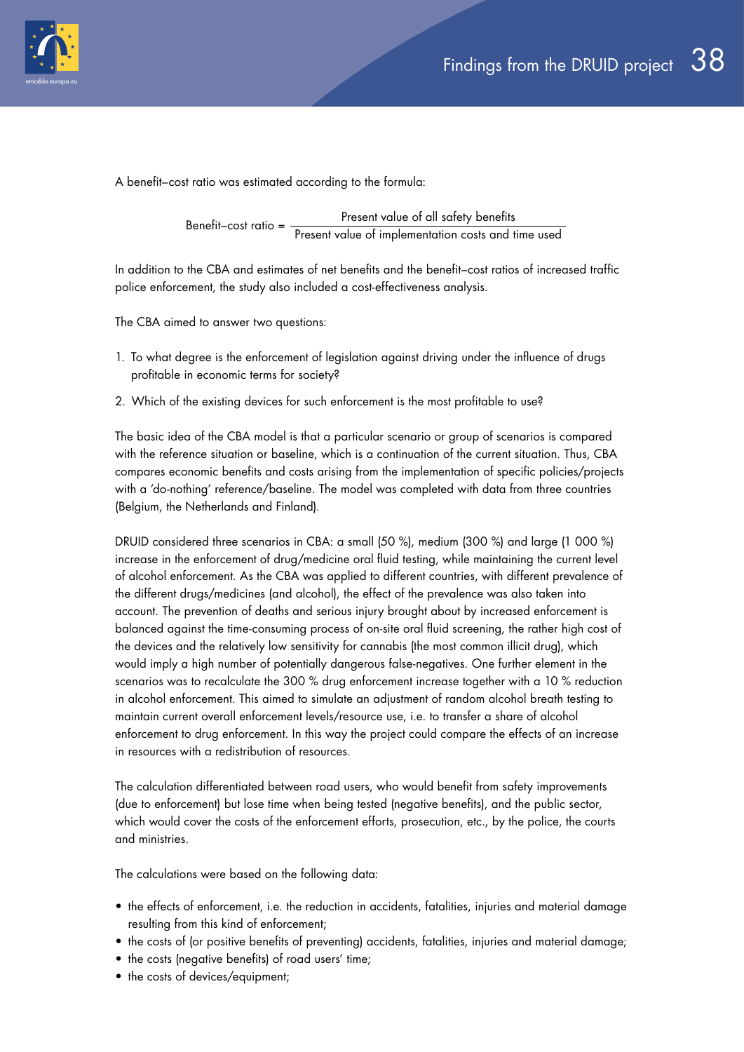A benefit–cost ratio was estimated according to the formula:

$$\text{Benefit–cost ratio} = \frac{\text{Present value of all safety benefits}}{\text{Present value of implementation costs and time used}}$$

In addition to the CBA and estimates of net benefits and the benefit–cost ratios of increased traffic police enforcement, the study also included a cost-effectiveness analysis.

The CBA aimed to answer two questions:

1. To what degree is the enforcement of legislation against driving under the influence of drugs profitable in economic terms for society?
2. Which of the existing devices for such enforcement is the most profitable to use?

The basic idea of the CBA model is that a particular scenario or group of scenarios is compared with the reference situation or baseline, which is a continuation of the current situation. Thus, CBA compares economic benefits and costs arising from the implementation of specific policies/projects with a 'do-nothing' reference/baseline. The model was completed with data from three countries (Belgium, the Netherlands and Finland).

DRUID considered three scenarios in CBA: a small (50 %), medium (300 %) and large (1 000 %) increase in the enforcement of drug/medicine oral fluid testing, while maintaining the current level of alcohol enforcement. As the CBA was applied to different countries, with different prevalence of the different drugs/medicines (and alcohol), the effect of the prevalence was also taken into account. The prevention of deaths and serious injury brought about by increased enforcement is balanced against the time-consuming process of on-site oral fluid screening, the rather high cost of the devices and the relatively low sensitivity for cannabis (the most common illicit drug), which would imply a high number of potentially dangerous false-negatives. One further element in the scenarios was to recalculate the 300 % drug enforcement increase together with a 10 % reduction in alcohol enforcement. This aimed to simulate an adjustment of random alcohol breath testing to maintain current overall enforcement levels/resource use, i.e. to transfer a share of alcohol enforcement to drug enforcement. In this way the project could compare the effects of an increase in resources with a redistribution of resources.

The calculation differentiated between road users, who would benefit from safety improvements (due to enforcement) but lose time when being tested (negative benefits), and the public sector, which would cover the costs of the enforcement efforts, prosecution, etc., by the police, the courts and ministries.

The calculations were based on the following data:

- the effects of enforcement, i.e. the reduction in accidents, fatalities, injuries and material damage resulting from this kind of enforcement;
- the costs of (or positive benefits of preventing) accidents, fatalities, injuries and material damage;
- the costs (negative benefits) of road users' time;
- the costs of devices/equipment;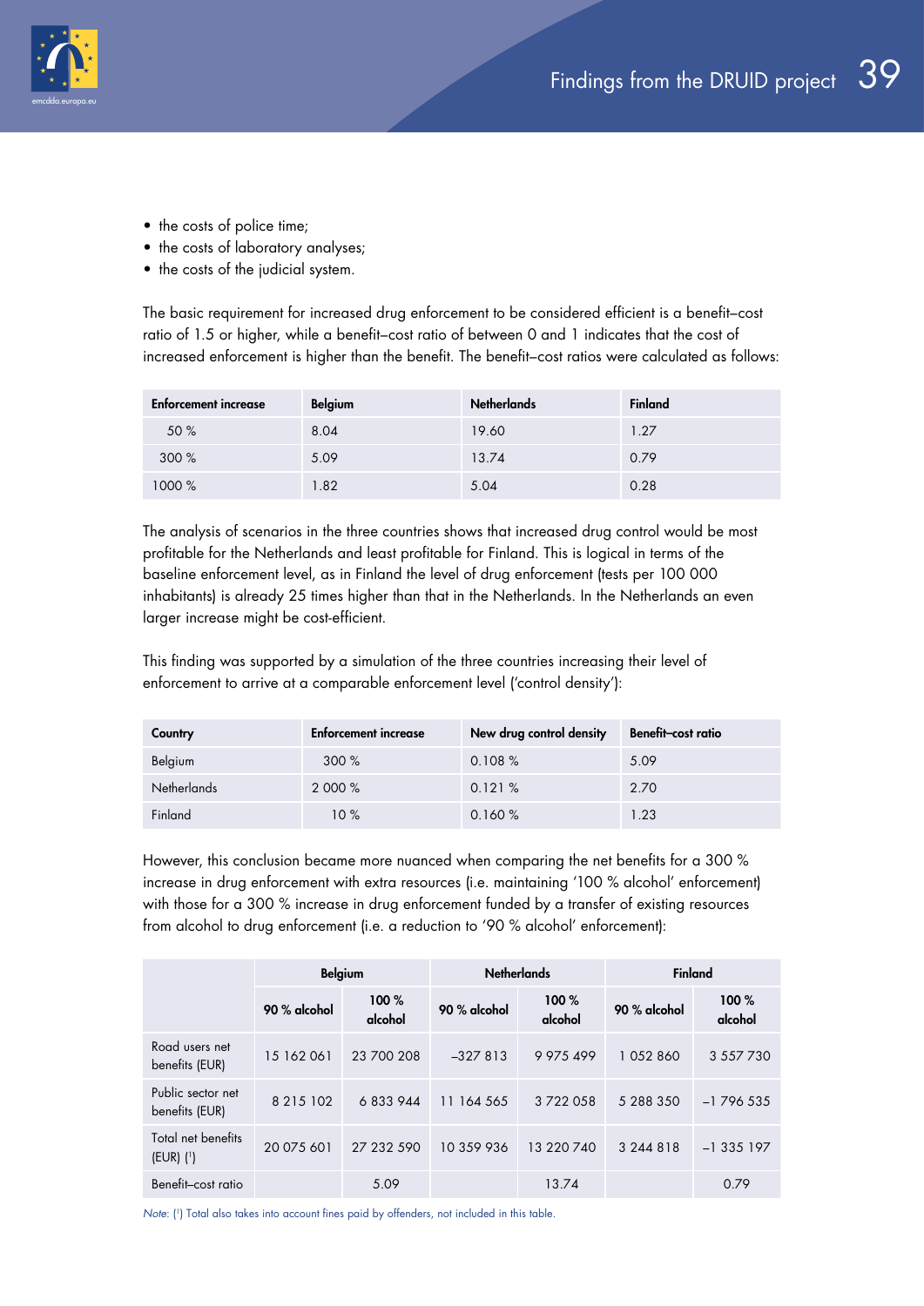- the costs of police time;
- the costs of laboratory analyses;
- the costs of the judicial system.

The basic requirement for increased drug enforcement to be considered efficient is a benefit–cost ratio of 1.5 or higher, while a benefit–cost ratio of between 0 and 1 indicates that the cost of increased enforcement is higher than the benefit. The benefit–cost ratios were calculated as follows:

| Enforcement increase | Belgium | Netherlands | Finland |
|---|---|---|---|
| 50 % | 8.04 | 19.60 | 1.27 |
| 300 % | 5.09 | 13.74 | 0.79 |
| 1000 % | 1.82 | 5.04 | 0.28 |

The analysis of scenarios in the three countries shows that increased drug control would be most profitable for the Netherlands and least profitable for Finland. This is logical in terms of the baseline enforcement level, as in Finland the level of drug enforcement (tests per 100 000 inhabitants) is already 25 times higher than that in the Netherlands. In the Netherlands an even larger increase might be cost-efficient.

This finding was supported by a simulation of the three countries increasing their level of enforcement to arrive at a comparable enforcement level ('control density'):

| Country | Enforcement increase | New drug control density | Benefit–cost ratio |
|---|---|---|---|
| Belgium | 300 % | 0.108 % | 5.09 |
| Netherlands | 2 000 % | 0.121 % | 2.70 |
| Finland | 10 % | 0.160 % | 1.23 |

However, this conclusion became more nuanced when comparing the net benefits for a 300 % increase in drug enforcement with extra resources (i.e. maintaining '100 % alcohol' enforcement) with those for a 300 % increase in drug enforcement funded by a transfer of existing resources from alcohol to drug enforcement (i.e. a reduction to '90 % alcohol' enforcement):

| | Belgium | | Netherlands | | Finland | |
|---|---|---|---|---|---|---|
| | 90 % alcohol | 100 % alcohol | 90 % alcohol | 100 % alcohol | 90 % alcohol | 100 % alcohol |
| Road users net benefits (EUR) | 15 162 061 | 23 700 208 | –327 813 | 9 975 499 | 1 052 860 | 3 557 730 |
| Public sector net benefits (EUR) | 8 215 102 | 6 833 944 | 11 164 565 | 3 722 058 | 5 288 350 | –1 796 535 |
| Total net benefits (EUR) (¹) | 20 075 601 | 27 232 590 | 10 359 936 | 13 220 740 | 3 244 818 | –1 335 197 |
| Benefit–cost ratio | | 5.09 | | 13.74 | | 0.79 |

*Note*: (¹) Total also takes into account fines paid by offenders, not included in this table.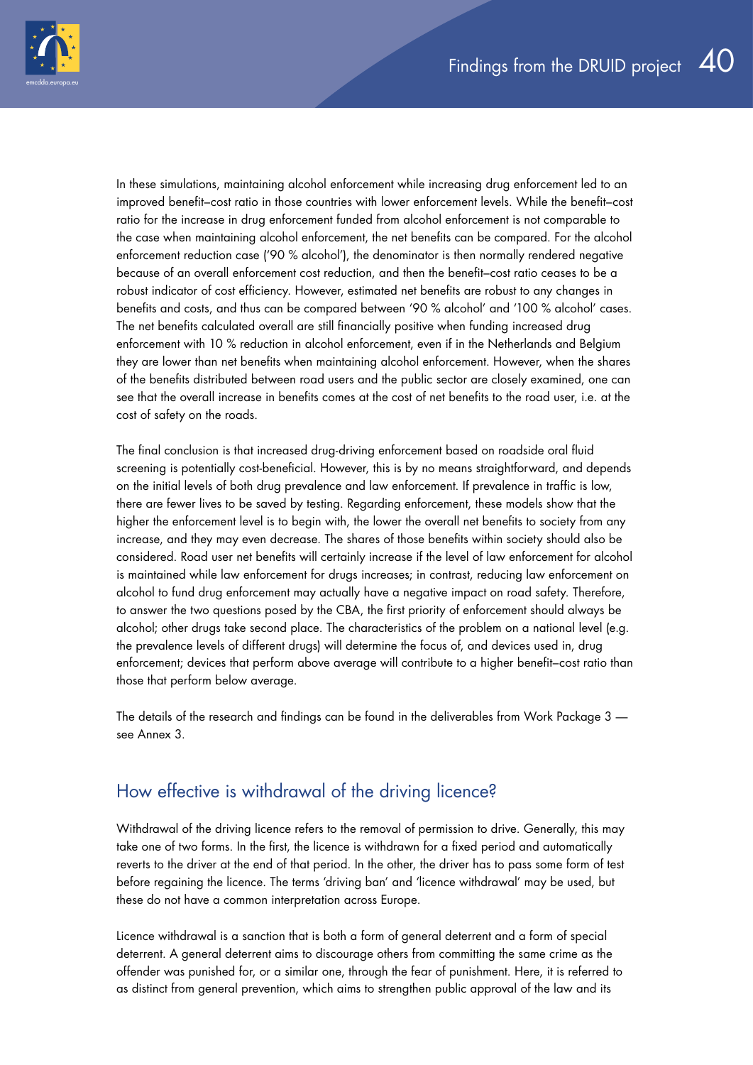In these simulations, maintaining alcohol enforcement while increasing drug enforcement led to an improved benefit–cost ratio in those countries with lower enforcement levels. While the benefit–cost ratio for the increase in drug enforcement funded from alcohol enforcement is not comparable to the case when maintaining alcohol enforcement, the net benefits can be compared. For the alcohol enforcement reduction case ('90 % alcohol'), the denominator is then normally rendered negative because of an overall enforcement cost reduction, and then the benefit–cost ratio ceases to be a robust indicator of cost efficiency. However, estimated net benefits are robust to any changes in benefits and costs, and thus can be compared between '90 % alcohol' and '100 % alcohol' cases. The net benefits calculated overall are still financially positive when funding increased drug enforcement with 10 % reduction in alcohol enforcement, even if in the Netherlands and Belgium they are lower than net benefits when maintaining alcohol enforcement. However, when the shares of the benefits distributed between road users and the public sector are closely examined, one can see that the overall increase in benefits comes at the cost of net benefits to the road user, i.e. at the cost of safety on the roads.

The final conclusion is that increased drug-driving enforcement based on roadside oral fluid screening is potentially cost-beneficial. However, this is by no means straightforward, and depends on the initial levels of both drug prevalence and law enforcement. If prevalence in traffic is low, there are fewer lives to be saved by testing. Regarding enforcement, these models show that the higher the enforcement level is to begin with, the lower the overall net benefits to society from any increase, and they may even decrease. The shares of those benefits within society should also be considered. Road user net benefits will certainly increase if the level of law enforcement for alcohol is maintained while law enforcement for drugs increases; in contrast, reducing law enforcement on alcohol to fund drug enforcement may actually have a negative impact on road safety. Therefore, to answer the two questions posed by the CBA, the first priority of enforcement should always be alcohol; other drugs take second place. The characteristics of the problem on a national level (e.g. the prevalence levels of different drugs) will determine the focus of, and devices used in, drug enforcement; devices that perform above average will contribute to a higher benefit–cost ratio than those that perform below average.

The details of the research and findings can be found in the deliverables from Work Package 3 — see Annex 3.

## How effective is withdrawal of the driving licence?

Withdrawal of the driving licence refers to the removal of permission to drive. Generally, this may take one of two forms. In the first, the licence is withdrawn for a fixed period and automatically reverts to the driver at the end of that period. In the other, the driver has to pass some form of test before regaining the licence. The terms 'driving ban' and 'licence withdrawal' may be used, but these do not have a common interpretation across Europe.

Licence withdrawal is a sanction that is both a form of general deterrent and a form of special deterrent. A general deterrent aims to discourage others from committing the same crime as the offender was punished for, or a similar one, through the fear of punishment. Here, it is referred to as distinct from general prevention, which aims to strengthen public approval of the law and its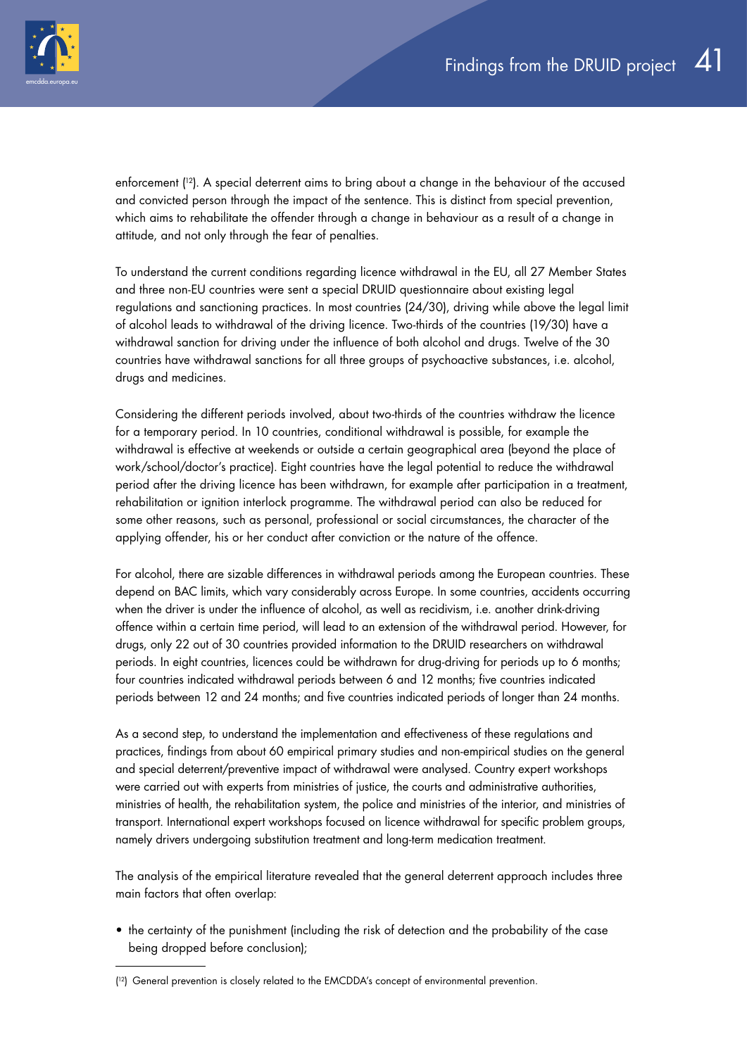enforcement ([12]). A special deterrent aims to bring about a change in the behaviour of the accused and convicted person through the impact of the sentence. This is distinct from special prevention, which aims to rehabilitate the offender through a change in behaviour as a result of a change in attitude, and not only through the fear of penalties.

To understand the current conditions regarding licence withdrawal in the EU, all 27 Member States and three non-EU countries were sent a special DRUID questionnaire about existing legal regulations and sanctioning practices. In most countries (24/30), driving while above the legal limit of alcohol leads to withdrawal of the driving licence. Two-thirds of the countries (19/30) have a withdrawal sanction for driving under the influence of both alcohol and drugs. Twelve of the 30 countries have withdrawal sanctions for all three groups of psychoactive substances, i.e. alcohol, drugs and medicines.

Considering the different periods involved, about two-thirds of the countries withdraw the licence for a temporary period. In 10 countries, conditional withdrawal is possible, for example the withdrawal is effective at weekends or outside a certain geographical area (beyond the place of work/school/doctor's practice). Eight countries have the legal potential to reduce the withdrawal period after the driving licence has been withdrawn, for example after participation in a treatment, rehabilitation or ignition interlock programme. The withdrawal period can also be reduced for some other reasons, such as personal, professional or social circumstances, the character of the applying offender, his or her conduct after conviction or the nature of the offence.

For alcohol, there are sizable differences in withdrawal periods among the European countries. These depend on BAC limits, which vary considerably across Europe. In some countries, accidents occurring when the driver is under the influence of alcohol, as well as recidivism, i.e. another drink-driving offence within a certain time period, will lead to an extension of the withdrawal period. However, for drugs, only 22 out of 30 countries provided information to the DRUID researchers on withdrawal periods. In eight countries, licences could be withdrawn for drug-driving for periods up to 6 months; four countries indicated withdrawal periods between 6 and 12 months; five countries indicated periods between 12 and 24 months; and five countries indicated periods of longer than 24 months.

As a second step, to understand the implementation and effectiveness of these regulations and practices, findings from about 60 empirical primary studies and non-empirical studies on the general and special deterrent/preventive impact of withdrawal were analysed. Country expert workshops were carried out with experts from ministries of justice, the courts and administrative authorities, ministries of health, the rehabilitation system, the police and ministries of the interior, and ministries of transport. International expert workshops focused on licence withdrawal for specific problem groups, namely drivers undergoing substitution treatment and long-term medication treatment.

The analysis of the empirical literature revealed that the general deterrent approach includes three main factors that often overlap:

- the certainty of the punishment (including the risk of detection and the probability of the case being dropped before conclusion);

([12]) General prevention is closely related to the EMCDDA's concept of environmental prevention.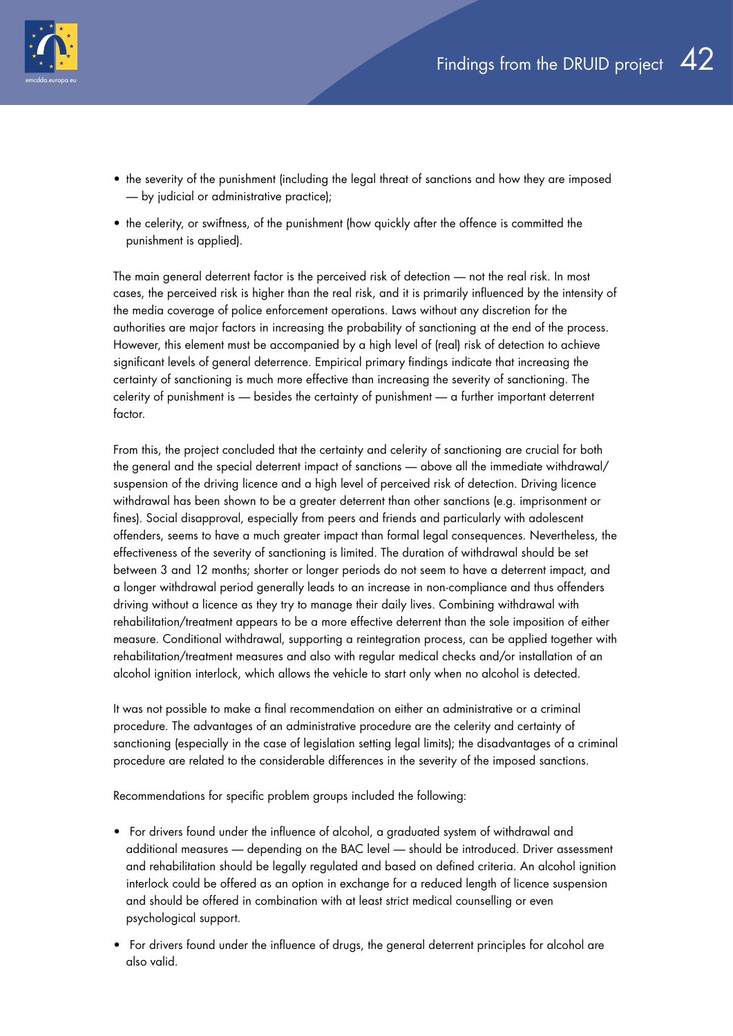- the severity of the punishment (including the legal threat of sanctions and how they are imposed — by judicial or administrative practice);
- the celerity, or swiftness, of the punishment (how quickly after the offence is committed the punishment is applied).

The main general deterrent factor is the perceived risk of detection — not the real risk. In most cases, the perceived risk is higher than the real risk, and it is primarily influenced by the intensity of the media coverage of police enforcement operations. Laws without any discretion for the authorities are major factors in increasing the probability of sanctioning at the end of the process. However, this element must be accompanied by a high level of (real) risk of detection to achieve significant levels of general deterrence. Empirical primary findings indicate that increasing the certainty of sanctioning is much more effective than increasing the severity of sanctioning. The celerity of punishment is — besides the certainty of punishment — a further important deterrent factor.

From this, the project concluded that the certainty and celerity of sanctioning are crucial for both the general and the special deterrent impact of sanctions — above all the immediate withdrawal/suspension of the driving licence and a high level of perceived risk of detection. Driving licence withdrawal has been shown to be a greater deterrent than other sanctions (e.g. imprisonment or fines). Social disapproval, especially from peers and friends and particularly with adolescent offenders, seems to have a much greater impact than formal legal consequences. Nevertheless, the effectiveness of the severity of sanctioning is limited. The duration of withdrawal should be set between 3 and 12 months; shorter or longer periods do not seem to have a deterrent impact, and a longer withdrawal period generally leads to an increase in non-compliance and thus offenders driving without a licence as they try to manage their daily lives. Combining withdrawal with rehabilitation/treatment appears to be a more effective deterrent than the sole imposition of either measure. Conditional withdrawal, supporting a reintegration process, can be applied together with rehabilitation/treatment measures and also with regular medical checks and/or installation of an alcohol ignition interlock, which allows the vehicle to start only when no alcohol is detected.

It was not possible to make a final recommendation on either an administrative or a criminal procedure. The advantages of an administrative procedure are the celerity and certainty of sanctioning (especially in the case of legislation setting legal limits); the disadvantages of a criminal procedure are related to the considerable differences in the severity of the imposed sanctions.

Recommendations for specific problem groups included the following:

- For drivers found under the influence of alcohol, a graduated system of withdrawal and additional measures — depending on the BAC level — should be introduced. Driver assessment and rehabilitation should be legally regulated and based on defined criteria. An alcohol ignition interlock could be offered as an option in exchange for a reduced length of licence suspension and should be offered in combination with at least strict medical counselling or even psychological support.
- For drivers found under the influence of drugs, the general deterrent principles for alcohol are also valid.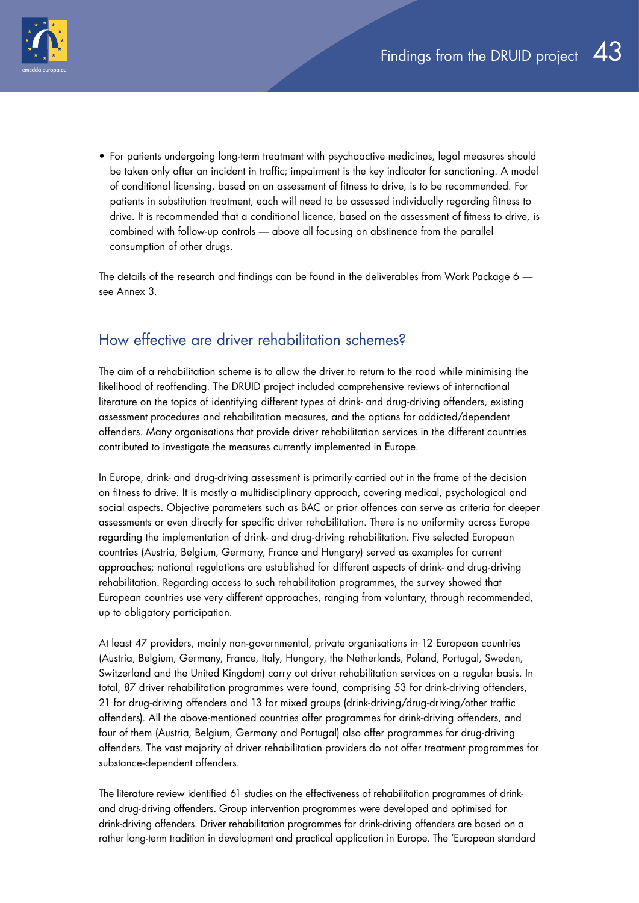- For patients undergoing long-term treatment with psychoactive medicines, legal measures should be taken only after an incident in traffic; impairment is the key indicator for sanctioning. A model of conditional licensing, based on an assessment of fitness to drive, is to be recommended. For patients in substitution treatment, each will need to be assessed individually regarding fitness to drive. It is recommended that a conditional licence, based on the assessment of fitness to drive, is combined with follow-up controls — above all focusing on abstinence from the parallel consumption of other drugs.

The details of the research and findings can be found in the deliverables from Work Package 6 — see Annex 3.

## How effective are driver rehabilitation schemes?

The aim of a rehabilitation scheme is to allow the driver to return to the road while minimising the likelihood of reoffending. The DRUID project included comprehensive reviews of international literature on the topics of identifying different types of drink- and drug-driving offenders, existing assessment procedures and rehabilitation measures, and the options for addicted/dependent offenders. Many organisations that provide driver rehabilitation services in the different countries contributed to investigate the measures currently implemented in Europe.

In Europe, drink- and drug-driving assessment is primarily carried out in the frame of the decision on fitness to drive. It is mostly a multidisciplinary approach, covering medical, psychological and social aspects. Objective parameters such as BAC or prior offences can serve as criteria for deeper assessments or even directly for specific driver rehabilitation. There is no uniformity across Europe regarding the implementation of drink- and drug-driving rehabilitation. Five selected European countries (Austria, Belgium, Germany, France and Hungary) served as examples for current approaches; national regulations are established for different aspects of drink- and drug-driving rehabilitation. Regarding access to such rehabilitation programmes, the survey showed that European countries use very different approaches, ranging from voluntary, through recommended, up to obligatory participation.

At least 47 providers, mainly non-governmental, private organisations in 12 European countries (Austria, Belgium, Germany, France, Italy, Hungary, the Netherlands, Poland, Portugal, Sweden, Switzerland and the United Kingdom) carry out driver rehabilitation services on a regular basis. In total, 87 driver rehabilitation programmes were found, comprising 53 for drink-driving offenders, 21 for drug-driving offenders and 13 for mixed groups (drink-driving/drug-driving/other traffic offenders). All the above-mentioned countries offer programmes for drink-driving offenders, and four of them (Austria, Belgium, Germany and Portugal) also offer programmes for drug-driving offenders. The vast majority of driver rehabilitation providers do not offer treatment programmes for substance-dependent offenders.

The literature review identified 61 studies on the effectiveness of rehabilitation programmes of drink- and drug-driving offenders. Group intervention programmes were developed and optimised for drink-driving offenders. Driver rehabilitation programmes for drink-driving offenders are based on a rather long-term tradition in development and practical application in Europe. The 'European standard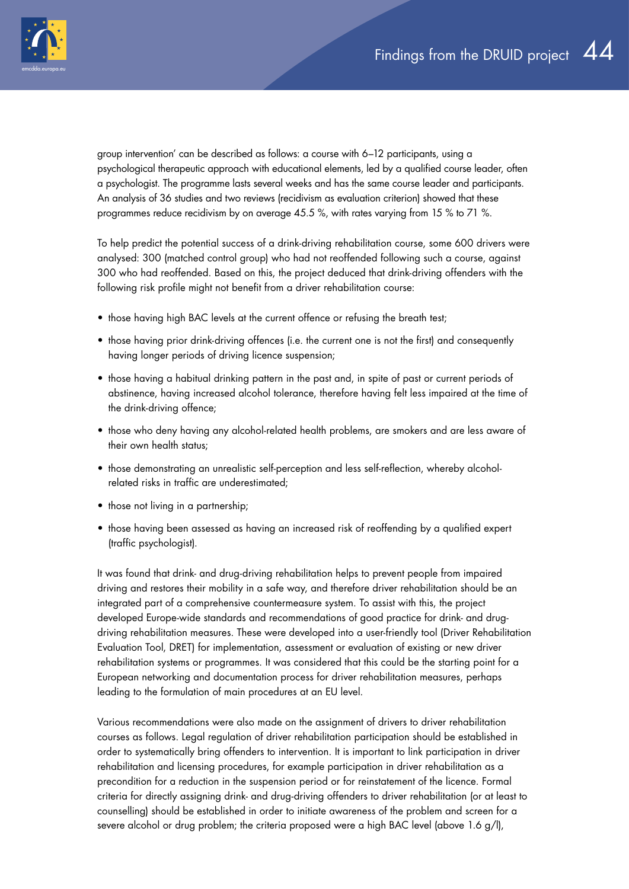group intervention' can be described as follows: a course with 6–12 participants, using a psychological therapeutic approach with educational elements, led by a qualified course leader, often a psychologist. The programme lasts several weeks and has the same course leader and participants. An analysis of 36 studies and two reviews (recidivism as evaluation criterion) showed that these programmes reduce recidivism by on average 45.5 %, with rates varying from 15 % to 71 %.

To help predict the potential success of a drink-driving rehabilitation course, some 600 drivers were analysed: 300 (matched control group) who had not reoffended following such a course, against 300 who had reoffended. Based on this, the project deduced that drink-driving offenders with the following risk profile might not benefit from a driver rehabilitation course:

- those having high BAC levels at the current offence or refusing the breath test;
- those having prior drink-driving offences (i.e. the current one is not the first) and consequently having longer periods of driving licence suspension;
- those having a habitual drinking pattern in the past and, in spite of past or current periods of abstinence, having increased alcohol tolerance, therefore having felt less impaired at the time of the drink-driving offence;
- those who deny having any alcohol-related health problems, are smokers and are less aware of their own health status;
- those demonstrating an unrealistic self-perception and less self-reflection, whereby alcohol-related risks in traffic are underestimated;
- those not living in a partnership;
- those having been assessed as having an increased risk of reoffending by a qualified expert (traffic psychologist).

It was found that drink- and drug-driving rehabilitation helps to prevent people from impaired driving and restores their mobility in a safe way, and therefore driver rehabilitation should be an integrated part of a comprehensive countermeasure system. To assist with this, the project developed Europe-wide standards and recommendations of good practice for drink- and drug-driving rehabilitation measures. These were developed into a user-friendly tool (Driver Rehabilitation Evaluation Tool, DRET) for implementation, assessment or evaluation of existing or new driver rehabilitation systems or programmes. It was considered that this could be the starting point for a European networking and documentation process for driver rehabilitation measures, perhaps leading to the formulation of main procedures at an EU level.

Various recommendations were also made on the assignment of drivers to driver rehabilitation courses as follows. Legal regulation of driver rehabilitation participation should be established in order to systematically bring offenders to intervention. It is important to link participation in driver rehabilitation and licensing procedures, for example participation in driver rehabilitation as a precondition for a reduction in the suspension period or for reinstatement of the licence. Formal criteria for directly assigning drink- and drug-driving offenders to driver rehabilitation (or at least to counselling) should be established in order to initiate awareness of the problem and screen for a severe alcohol or drug problem; the criteria proposed were a high BAC level (above 1.6 g/l),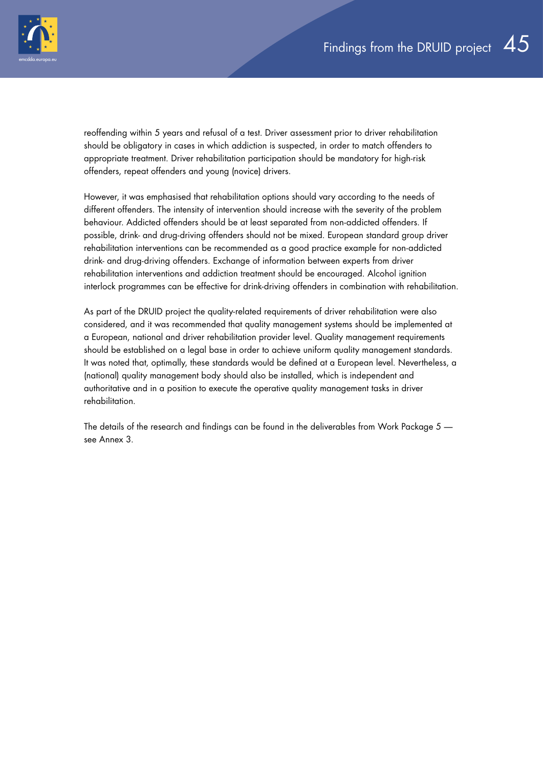reoffending within 5 years and refusal of a test. Driver assessment prior to driver rehabilitation should be obligatory in cases in which addiction is suspected, in order to match offenders to appropriate treatment. Driver rehabilitation participation should be mandatory for high-risk offenders, repeat offenders and young (novice) drivers.

However, it was emphasised that rehabilitation options should vary according to the needs of different offenders. The intensity of intervention should increase with the severity of the problem behaviour. Addicted offenders should be at least separated from non-addicted offenders. If possible, drink- and drug-driving offenders should not be mixed. European standard group driver rehabilitation interventions can be recommended as a good practice example for non-addicted drink- and drug-driving offenders. Exchange of information between experts from driver rehabilitation interventions and addiction treatment should be encouraged. Alcohol ignition interlock programmes can be effective for drink-driving offenders in combination with rehabilitation.

As part of the DRUID project the quality-related requirements of driver rehabilitation were also considered, and it was recommended that quality management systems should be implemented at a European, national and driver rehabilitation provider level. Quality management requirements should be established on a legal base in order to achieve uniform quality management standards. It was noted that, optimally, these standards would be defined at a European level. Nevertheless, a (national) quality management body should also be installed, which is independent and authoritative and in a position to execute the operative quality management tasks in driver rehabilitation.

The details of the research and findings can be found in the deliverables from Work Package 5 — see Annex 3.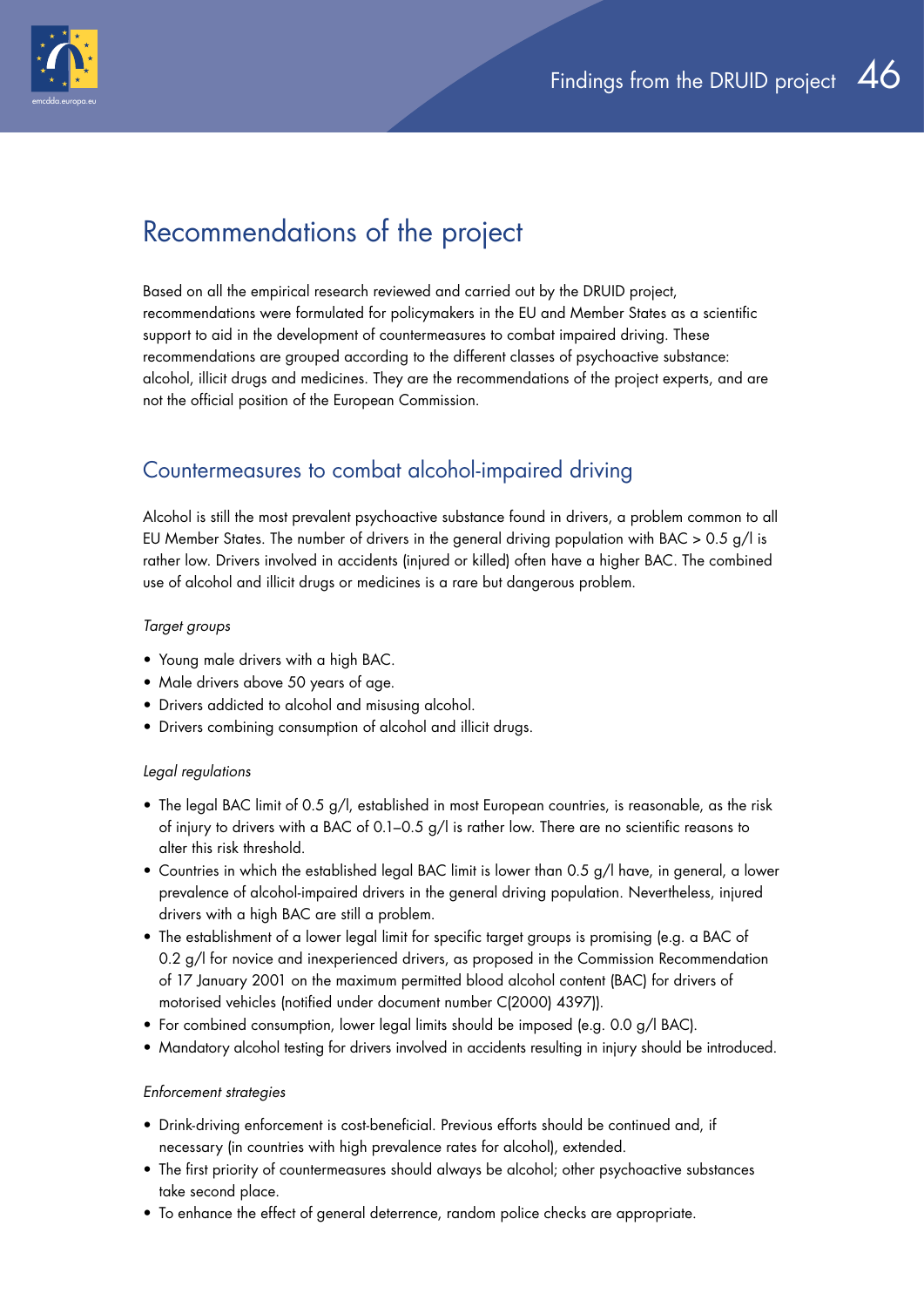# Recommendations of the project

Based on all the empirical research reviewed and carried out by the DRUID project, recommendations were formulated for policymakers in the EU and Member States as a scientific support to aid in the development of countermeasures to combat impaired driving. These recommendations are grouped according to the different classes of psychoactive substance: alcohol, illicit drugs and medicines. They are the recommendations of the project experts, and are not the official position of the European Commission.

## Countermeasures to combat alcohol-impaired driving

Alcohol is still the most prevalent psychoactive substance found in drivers, a problem common to all EU Member States. The number of drivers in the general driving population with BAC > 0.5 g/l is rather low. Drivers involved in accidents (injured or killed) often have a higher BAC. The combined use of alcohol and illicit drugs or medicines is a rare but dangerous problem.

*Target groups*

- Young male drivers with a high BAC.
- Male drivers above 50 years of age.
- Drivers addicted to alcohol and misusing alcohol.
- Drivers combining consumption of alcohol and illicit drugs.

*Legal regulations*

- The legal BAC limit of 0.5 g/l, established in most European countries, is reasonable, as the risk of injury to drivers with a BAC of 0.1–0.5 g/l is rather low. There are no scientific reasons to alter this risk threshold.
- Countries in which the established legal BAC limit is lower than 0.5 g/l have, in general, a lower prevalence of alcohol-impaired drivers in the general driving population. Nevertheless, injured drivers with a high BAC are still a problem.
- The establishment of a lower legal limit for specific target groups is promising (e.g. a BAC of 0.2 g/l for novice and inexperienced drivers, as proposed in the Commission Recommendation of 17 January 2001 on the maximum permitted blood alcohol content (BAC) for drivers of motorised vehicles (notified under document number C(2000) 4397)).
- For combined consumption, lower legal limits should be imposed (e.g. 0.0 g/l BAC).
- Mandatory alcohol testing for drivers involved in accidents resulting in injury should be introduced.

*Enforcement strategies*

- Drink-driving enforcement is cost-beneficial. Previous efforts should be continued and, if necessary (in countries with high prevalence rates for alcohol), extended.
- The first priority of countermeasures should always be alcohol; other psychoactive substances take second place.
- To enhance the effect of general deterrence, random police checks are appropriate.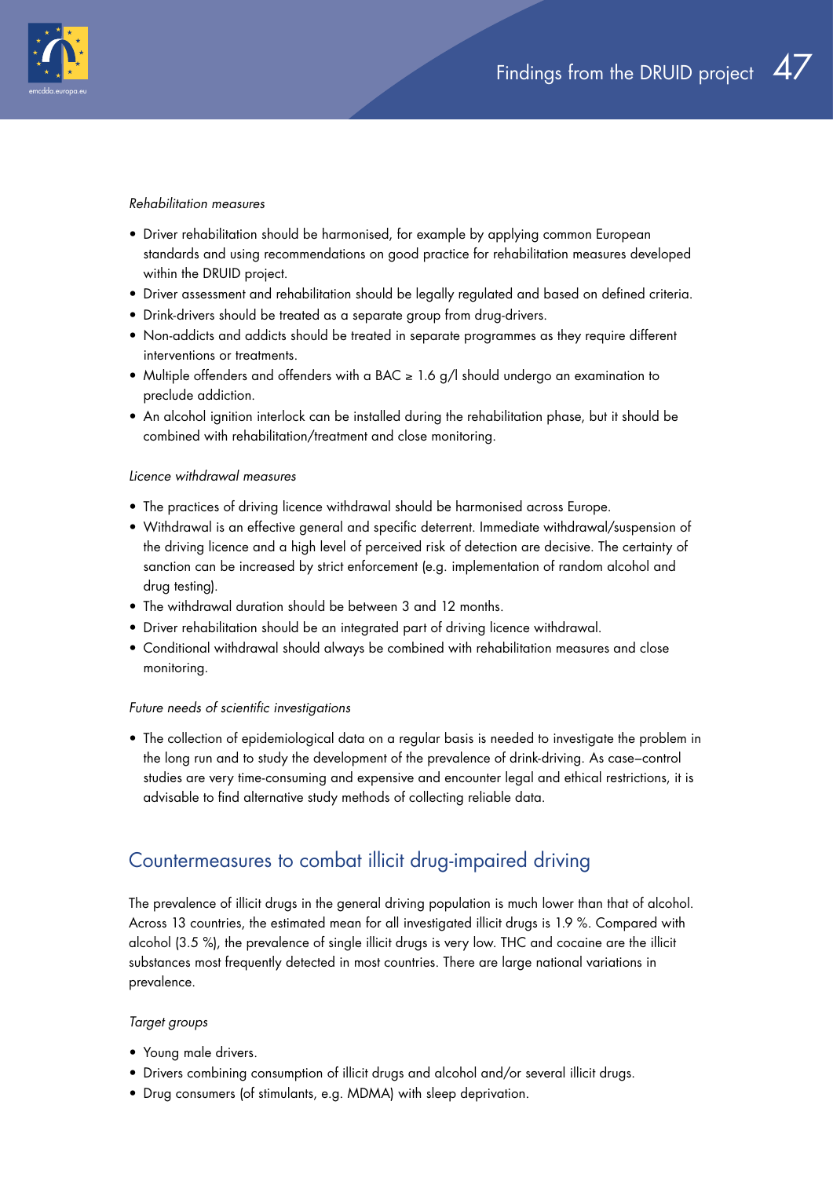*Rehabilitation measures*

- Driver rehabilitation should be harmonised, for example by applying common European standards and using recommendations on good practice for rehabilitation measures developed within the DRUID project.
- Driver assessment and rehabilitation should be legally regulated and based on defined criteria.
- Drink-drivers should be treated as a separate group from drug-drivers.
- Non-addicts and addicts should be treated in separate programmes as they require different interventions or treatments.
- Multiple offenders and offenders with a BAC ≥ 1.6 g/l should undergo an examination to preclude addiction.
- An alcohol ignition interlock can be installed during the rehabilitation phase, but it should be combined with rehabilitation/treatment and close monitoring.

*Licence withdrawal measures*

- The practices of driving licence withdrawal should be harmonised across Europe.
- Withdrawal is an effective general and specific deterrent. Immediate withdrawal/suspension of the driving licence and a high level of perceived risk of detection are decisive. The certainty of sanction can be increased by strict enforcement (e.g. implementation of random alcohol and drug testing).
- The withdrawal duration should be between 3 and 12 months.
- Driver rehabilitation should be an integrated part of driving licence withdrawal.
- Conditional withdrawal should always be combined with rehabilitation measures and close monitoring.

*Future needs of scientific investigations*

- The collection of epidemiological data on a regular basis is needed to investigate the problem in the long run and to study the development of the prevalence of drink-driving. As case–control studies are very time-consuming and expensive and encounter legal and ethical restrictions, it is advisable to find alternative study methods of collecting reliable data.

## Countermeasures to combat illicit drug-impaired driving

The prevalence of illicit drugs in the general driving population is much lower than that of alcohol. Across 13 countries, the estimated mean for all investigated illicit drugs is 1.9 %. Compared with alcohol (3.5 %), the prevalence of single illicit drugs is very low. THC and cocaine are the illicit substances most frequently detected in most countries. There are large national variations in prevalence.

*Target groups*

- Young male drivers.
- Drivers combining consumption of illicit drugs and alcohol and/or several illicit drugs.
- Drug consumers (of stimulants, e.g. MDMA) with sleep deprivation.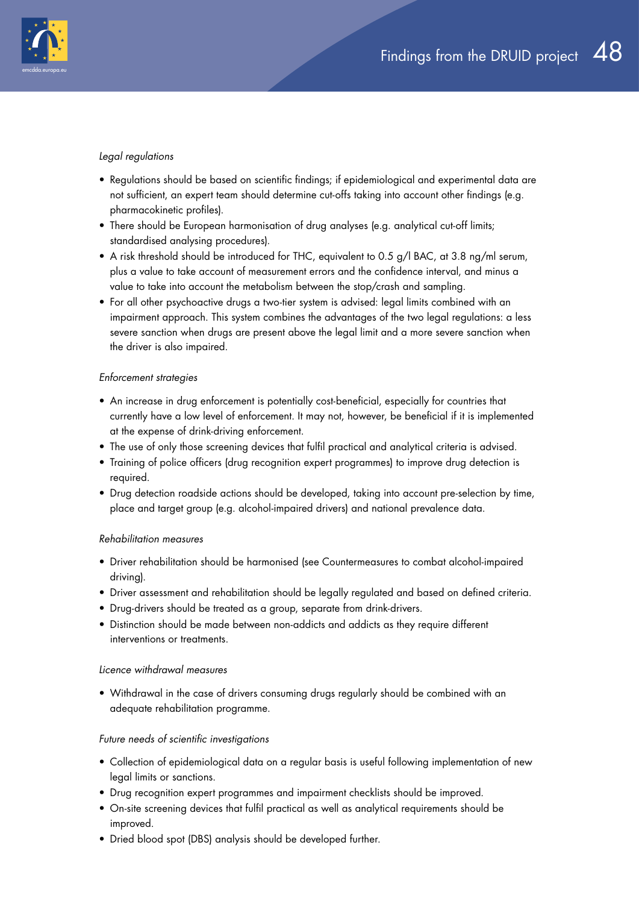*Legal regulations*

- Regulations should be based on scientific findings; if epidemiological and experimental data are not sufficient, an expert team should determine cut-offs taking into account other findings (e.g. pharmacokinetic profiles).
- There should be European harmonisation of drug analyses (e.g. analytical cut-off limits; standardised analysing procedures).
- A risk threshold should be introduced for THC, equivalent to 0.5 g/l BAC, at 3.8 ng/ml serum, plus a value to take account of measurement errors and the confidence interval, and minus a value to take into account the metabolism between the stop/crash and sampling.
- For all other psychoactive drugs a two-tier system is advised: legal limits combined with an impairment approach. This system combines the advantages of the two legal regulations: a less severe sanction when drugs are present above the legal limit and a more severe sanction when the driver is also impaired.

*Enforcement strategies*

- An increase in drug enforcement is potentially cost-beneficial, especially for countries that currently have a low level of enforcement. It may not, however, be beneficial if it is implemented at the expense of drink-driving enforcement.
- The use of only those screening devices that fulfil practical and analytical criteria is advised.
- Training of police officers (drug recognition expert programmes) to improve drug detection is required.
- Drug detection roadside actions should be developed, taking into account pre-selection by time, place and target group (e.g. alcohol-impaired drivers) and national prevalence data.

*Rehabilitation measures*

- Driver rehabilitation should be harmonised (see Countermeasures to combat alcohol-impaired driving).
- Driver assessment and rehabilitation should be legally regulated and based on defined criteria.
- Drug-drivers should be treated as a group, separate from drink-drivers.
- Distinction should be made between non-addicts and addicts as they require different interventions or treatments.

*Licence withdrawal measures*

- Withdrawal in the case of drivers consuming drugs regularly should be combined with an adequate rehabilitation programme.

*Future needs of scientific investigations*

- Collection of epidemiological data on a regular basis is useful following implementation of new legal limits or sanctions.
- Drug recognition expert programmes and impairment checklists should be improved.
- On-site screening devices that fulfil practical as well as analytical requirements should be improved.
- Dried blood spot (DBS) analysis should be developed further.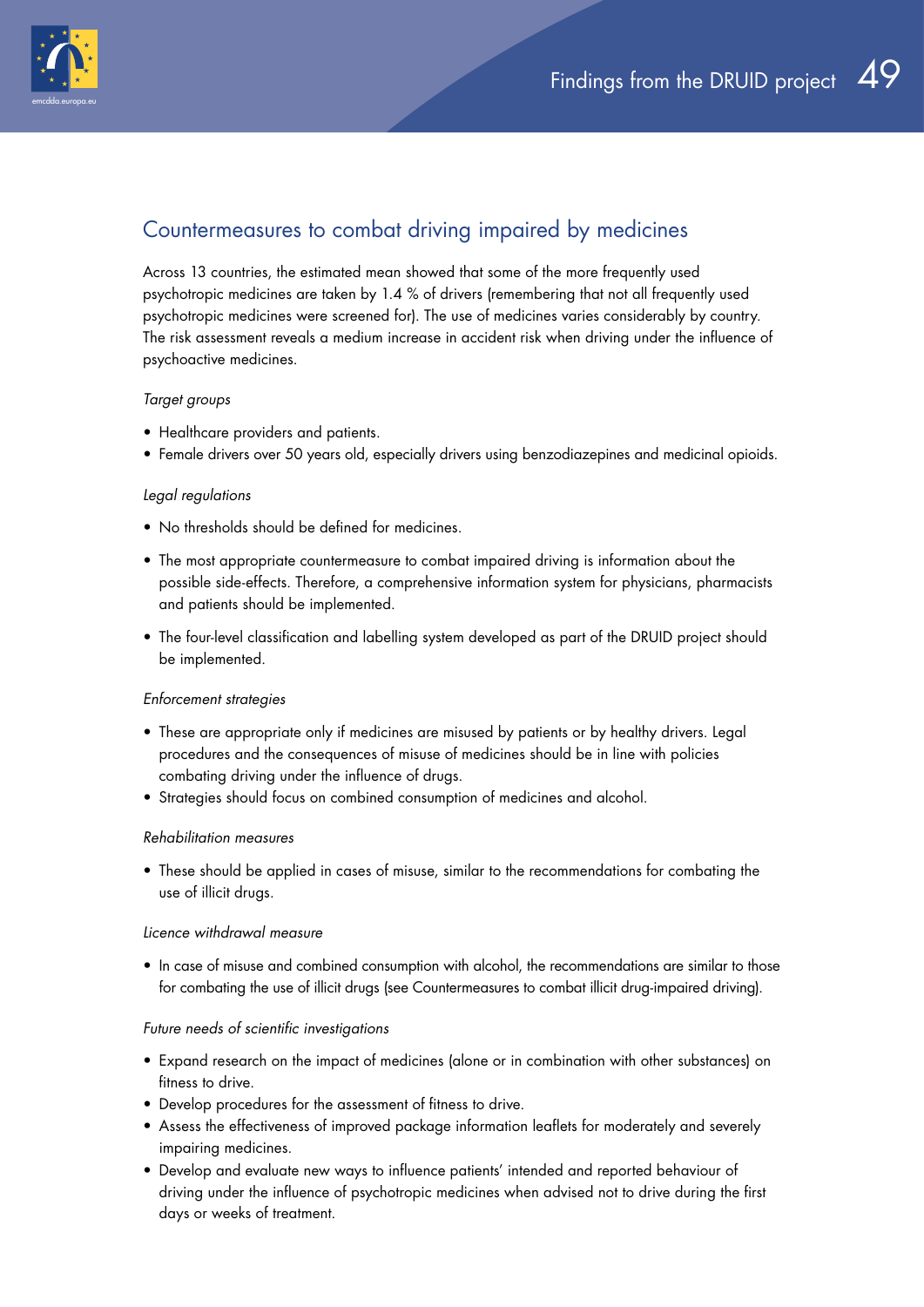## Countermeasures to combat driving impaired by medicines

Across 13 countries, the estimated mean showed that some of the more frequently used psychotropic medicines are taken by 1.4 % of drivers (remembering that not all frequently used psychotropic medicines were screened for). The use of medicines varies considerably by country. The risk assessment reveals a medium increase in accident risk when driving under the influence of psychoactive medicines.

*Target groups*

- Healthcare providers and patients.
- Female drivers over 50 years old, especially drivers using benzodiazepines and medicinal opioids.

*Legal regulations*

- No thresholds should be defined for medicines.
- The most appropriate countermeasure to combat impaired driving is information about the possible side-effects. Therefore, a comprehensive information system for physicians, pharmacists and patients should be implemented.
- The four-level classification and labelling system developed as part of the DRUID project should be implemented.

*Enforcement strategies*

- These are appropriate only if medicines are misused by patients or by healthy drivers. Legal procedures and the consequences of misuse of medicines should be in line with policies combating driving under the influence of drugs.
- Strategies should focus on combined consumption of medicines and alcohol.

*Rehabilitation measures*

- These should be applied in cases of misuse, similar to the recommendations for combating the use of illicit drugs.

*Licence withdrawal measure*

- In case of misuse and combined consumption with alcohol, the recommendations are similar to those for combating the use of illicit drugs (see Countermeasures to combat illicit drug-impaired driving).

*Future needs of scientific investigations*

- Expand research on the impact of medicines (alone or in combination with other substances) on fitness to drive.
- Develop procedures for the assessment of fitness to drive.
- Assess the effectiveness of improved package information leaflets for moderately and severely impairing medicines.
- Develop and evaluate new ways to influence patients' intended and reported behaviour of driving under the influence of psychotropic medicines when advised not to drive during the first days or weeks of treatment.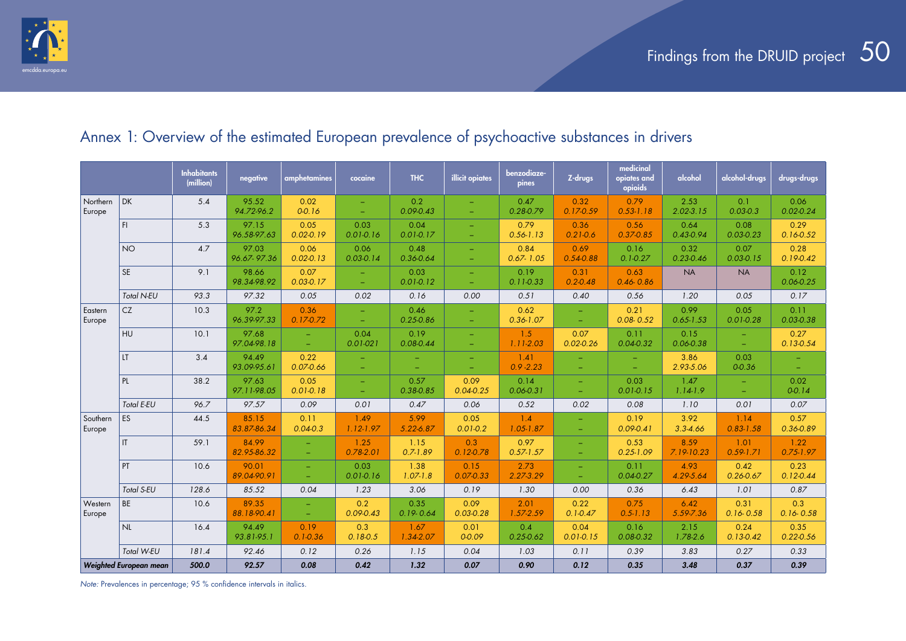## Annex 1: Overview of the estimated European prevalence of psychoactive substances in drivers

| | | Inhabitants (million) | negative | amphetamines | cocaine | THC | illicit opiates | benzodiazepines | Z-drugs | medicinal opiates and opioids | alcohol | alcohol-drugs | drugs-drugs |
|---|---|---|---|---|---|---|---|---|---|---|---|---|---|
| Northern Europe | DK | 5.4 | 95.52 *94.72-96.2* | 0.02 *0-0.16* | – | 0.2 *0.09-0.43* | – | 0.47 *0.28-0.79* | 0.32 *0.17-0.59* | 0.79 *0.53-1.18* | 2.53 *2.02-3.15* | 0.1 *0.03-0.3* | 0.06 *0.02-0.24* |
| | FI | 5.3 | 97.15 *96.58-97.63* | 0.05 *0.02-0.19* | 0.03 *0.01-0.16* | 0.04 *0.01-0.17* | – | 0.79 *0.56-1.13* | 0.36 *0.21-0.6* | 0.56 *0.37-0.85* | 0.64 *0.43-0.94* | 0.08 *0.03-0.23* | 0.29 *0.16-0.52* |
| | NO | 4.7 | 97.03 *96.67- 97.36* | 0.06 *0.02-0.13* | 0.06 *0.03-0.14* | 0.48 *0.36-0.64* | – | 0.84 *0.67- 1.05* | 0.69 *0.54-0.88* | 0.16 *0.1-0.27* | 0.32 *0.23-0.46* | 0.07 *0.03-0.15* | 0.28 *0.19-0.42* |
| | SE | 9.1 | 98.66 *98.34-98.92* | 0.07 *0.03-0.17* | – | 0.03 *0.01-0.12* | – | 0.19 *0.11-0.33* | 0.31 *0.2-0.48* | 0.63 *0.46- 0.86* | NA | NA | 0.12 *0.06-0.25* |
| | *Total N-EU* | 93.3 | *97.32* | *0.05* | *0.02* | *0.16* | *0.00* | *0.51* | *0.40* | *0.56* | *1.20* | *0.05* | *0.17* |
| Eastern Europe | CZ | 10.3 | 97.2 *96.39-97.33* | 0.36 *0.17-0.72* | – | 0.46 *0.25-0.86* | – | 0.62 *0.36-1.07* | – | 0.21 *0.08- 0.52* | 0.99 *0.65-1.53* | 0.05 *0.01-0.28* | 0.11 *0.03-0.38* |
| | HU | 10.1 | 97.68 *97.04-98.18* | – | 0.04 *0.01-021* | 0.19 *0.08-0.44* | – | 1.5 *1.11-2.03* | 0.07 *0.02-0.26* | 0.11 *0.04-0.32* | 0.15 *0.06-0.38* | – | 0.27 *0.13-0.54* |
| | LT | 3.4 | 94.49 *93.09-95.61* | 0.22 *0.07-0.66* | – | – | – | 1.41 *0.9 -2.23* | – | – | 3.86 *2.93-5.06* | 0.03 *0-0.36* | – |
| | PL | 38.2 | 97.63 *97.11-98.05* | 0.05 *0.01-0.18* | – | 0.57 *0.38-0.85* | 0.09 *0.04-0.25* | 0.14 *0.06-0.31* | – | 0.03 *0.01-0.15* | 1.47 *1.14-1.9* | – | 0.02 *0-0.14* |
| | *Total E-EU* | 96.7 | *97.57* | *0.09* | *0.01* | *0.47* | *0.06* | *0.52* | *0.02* | *0.08* | *1.10* | *0.01* | *0.07* |
| Southern Europe | ES | 44.5 | 85.15 *83.87-86.34* | 0.11 *0.04-0.3* | 1.49 *1.12-1.97* | 5.99 *5.22-6.87* | 0.05 *0.01-0.2* | 1.4 *1.05-1.87* | – | 0.19 *0.09-0.41* | 3.92 *3.3-4.66* | 1.14 *0.83-1.58* | 0.57 *0.36-0.89* |
| | IT | 59.1 | 84.99 *82.95-86.32* | – | 1.25 *0.78-2.01* | 1.15 *0.7-1.89* | 0.3 *0.12-0.78* | 0.97 *0.57-1.57* | – | 0.53 *0.25-1.09* | 8.59 *7.19-10.23* | 1.01 *0.59-1.71* | 1.22 *0.75-1.97* |
| | PT | 10.6 | 90.01 *89.04-90.91* | – | 0.03 *0.01-0.16* | 1.38 *1.07-1.8* | 0.15 *0.07-0.33* | 2.73 *2.27-3.29* | – | 0.11 *0.04-0.27* | 4.93 *4.29-5.64* | 0.42 *0.26-0.67* | 0.23 *0.12-0.44* |
| | *Total S-EU* | 128.6 | *85.52* | *0.04* | *1.23* | *3.06* | *0.19* | *1.30* | *0.00* | *0.36* | *6.43* | *1.01* | *0.87* |
| Western Europe | BE | 10.6 | 89.35 *88.18-90.41* | – | 0.2 *0.09-0.43* | 0.35 *0.19- 0.64* | 0.09 *0.03-0.28* | 2.01 *1.57-2.59* | 0.22 *0.1-0.47* | 0.75 *0.5-1.13* | 6.42 *5.59-7.36* | 0.31 *0.16- 0.58* | 0.3 *0.16- 0.58* |
| | NL | 16.4 | 94.49 *93.81-95.1* | 0.19 *0.1-0.36* | 0.3 *0.18-0.5* | 1.67 *1.34-2.07* | 0.01 *0-0.09* | 0.4 *0.25-0.62* | 0.04 *0.01-0.15* | 0.16 *0.08-0.32* | 2.15 *1.78-2.6* | 0.24 *0.13-0.42* | 0.35 *0.22-0.56* |
| | *Total W-EU* | 181.4 | *92.46* | *0.12* | *0.26* | *1.15* | *0.04* | *1.03* | *0.11* | *0.39* | *3.83* | *0.27* | *0.33* |
| ***Weighted European mean*** | | **500.0** | ***92.57*** | ***0.08*** | ***0.42*** | ***1.32*** | ***0.07*** | ***0.90*** | ***0.12*** | ***0.35*** | ***3.48*** | ***0.37*** | ***0.39*** |

*Note:* Prevalences in percentage; 95 % confidence intervals in italics.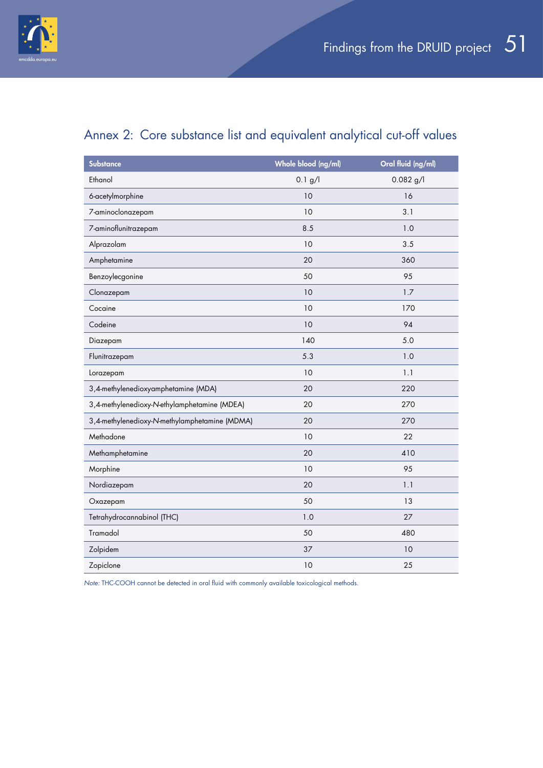## Annex 2: Core substance list and equivalent analytical cut-off values

| Substance | Whole blood (ng/ml) | Oral fluid (ng/ml) |
|---|---|---|
| Ethanol | 0.1 g/l | 0.082 g/l |
| 6-acetylmorphine | 10 | 16 |
| 7-aminoclonazepam | 10 | 3.1 |
| 7-aminoflunitrazepam | 8.5 | 1.0 |
| Alprazolam | 10 | 3.5 |
| Amphetamine | 20 | 360 |
| Benzoylecgonine | 50 | 95 |
| Clonazepam | 10 | 1.7 |
| Cocaine | 10 | 170 |
| Codeine | 10 | 94 |
| Diazepam | 140 | 5.0 |
| Flunitrazepam | 5.3 | 1.0 |
| Lorazepam | 10 | 1.1 |
| 3,4-methylenedioxyamphetamine (MDA) | 20 | 220 |
| 3,4-methylenedioxy-*N*-ethylamphetamine (MDEA) | 20 | 270 |
| 3,4-methylenedioxy-*N*-methylamphetamine (MDMA) | 20 | 270 |
| Methadone | 10 | 22 |
| Methamphetamine | 20 | 410 |
| Morphine | 10 | 95 |
| Nordiazepam | 20 | 1.1 |
| Oxazepam | 50 | 13 |
| Tetrahydrocannabinol (THC) | 1.0 | 27 |
| Tramadol | 50 | 480 |
| Zolpidem | 37 | 10 |
| Zopiclone | 10 | 25 |

*Note:* THC-COOH cannot be detected in oral fluid with commonly available toxicological methods.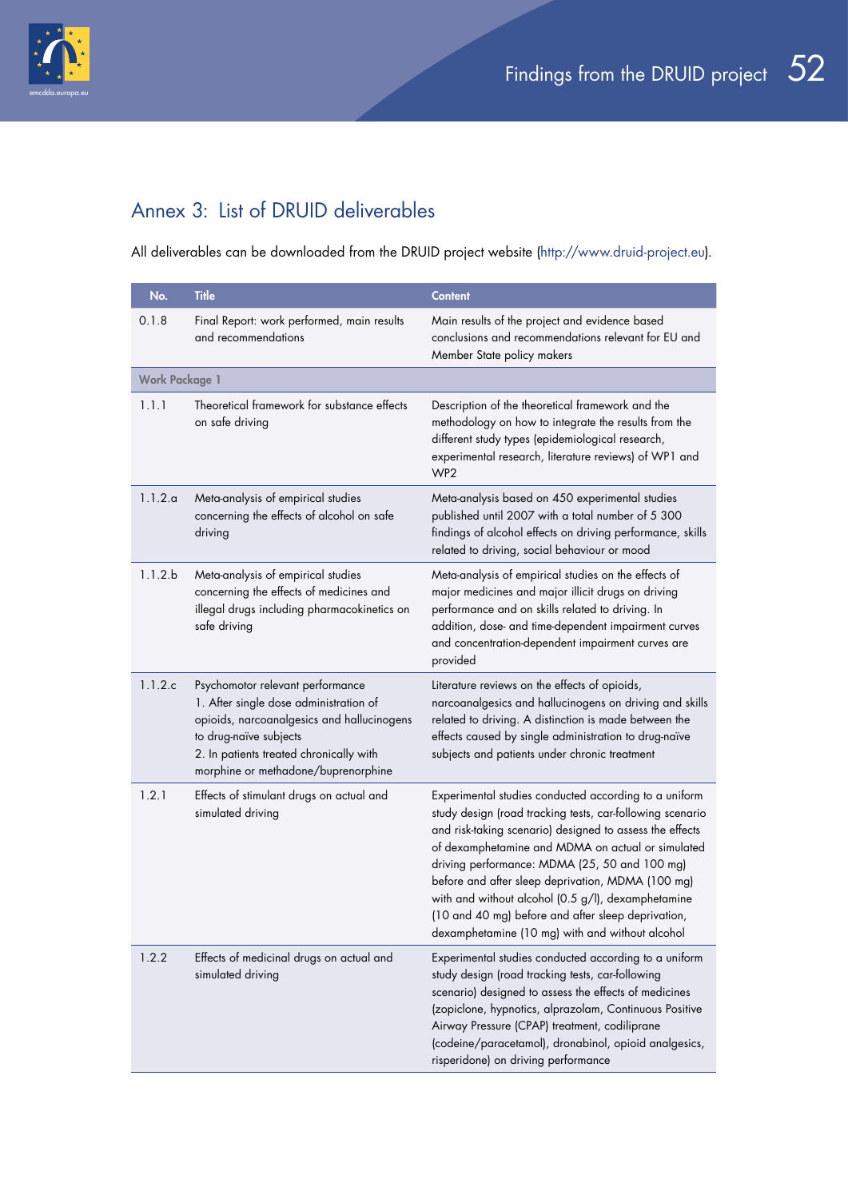## Annex 3: List of DRUID deliverables

All deliverables can be downloaded from the DRUID project website (http://www.druid-project.eu).

| No. | Title | Content |
|---|---|---|
| 0.1.8 | Final Report: work performed, main results and recommendations | Main results of the project and evidence based conclusions and recommendations relevant for EU and Member State policy makers |
| **Work Package 1** | | |
| 1.1.1 | Theoretical framework for substance effects on safe driving | Description of the theoretical framework and the methodology on how to integrate the results from the different study types (epidemiological research, experimental research, literature reviews) of WP1 and WP2 |
| 1.1.2.a | Meta-analysis of empirical studies concerning the effects of alcohol on safe driving | Meta-analysis based on 450 experimental studies published until 2007 with a total number of 5 300 findings of alcohol effects on driving performance, skills related to driving, social behaviour or mood |
| 1.1.2.b | Meta-analysis of empirical studies concerning the effects of medicines and illegal drugs including pharmacokinetics on safe driving | Meta-analysis of empirical studies on the effects of major medicines and major illicit drugs on driving performance and on skills related to driving. In addition, dose- and time-dependent impairment curves and concentration-dependent impairment curves are provided |
| 1.1.2.c | Psychomotor relevant performance<br>1. After single dose administration of opioids, narcoanalgesics and hallucinogens to drug-naïve subjects<br>2. In patients treated chronically with morphine or methadone/buprenorphine | Literature reviews on the effects of opioids, narcoanalgesics and hallucinogens on driving and skills related to driving. A distinction is made between the effects caused by single administration to drug-naïve subjects and patients under chronic treatment |
| 1.2.1 | Effects of stimulant drugs on actual and simulated driving | Experimental studies conducted according to a uniform study design (road tracking tests, car-following scenario and risk-taking scenario) designed to assess the effects of dexamphetamine and MDMA on actual or simulated driving performance: MDMA (25, 50 and 100 mg) before and after sleep deprivation, MDMA (100 mg) with and without alcohol (0.5 g/l), dexamphetamine (10 and 40 mg) before and after sleep deprivation, dexamphetamine (10 mg) with and without alcohol |
| 1.2.2 | Effects of medicinal drugs on actual and simulated driving | Experimental studies conducted according to a uniform study design (road tracking tests, car-following scenario) designed to assess the effects of medicines (zopiclone, hypnotics, alprazolam, Continuous Positive Airway Pressure (CPAP) treatment, codiliprane (codeine/paracetamol), dronabinol, opioid analgesics, risperidone) on driving performance |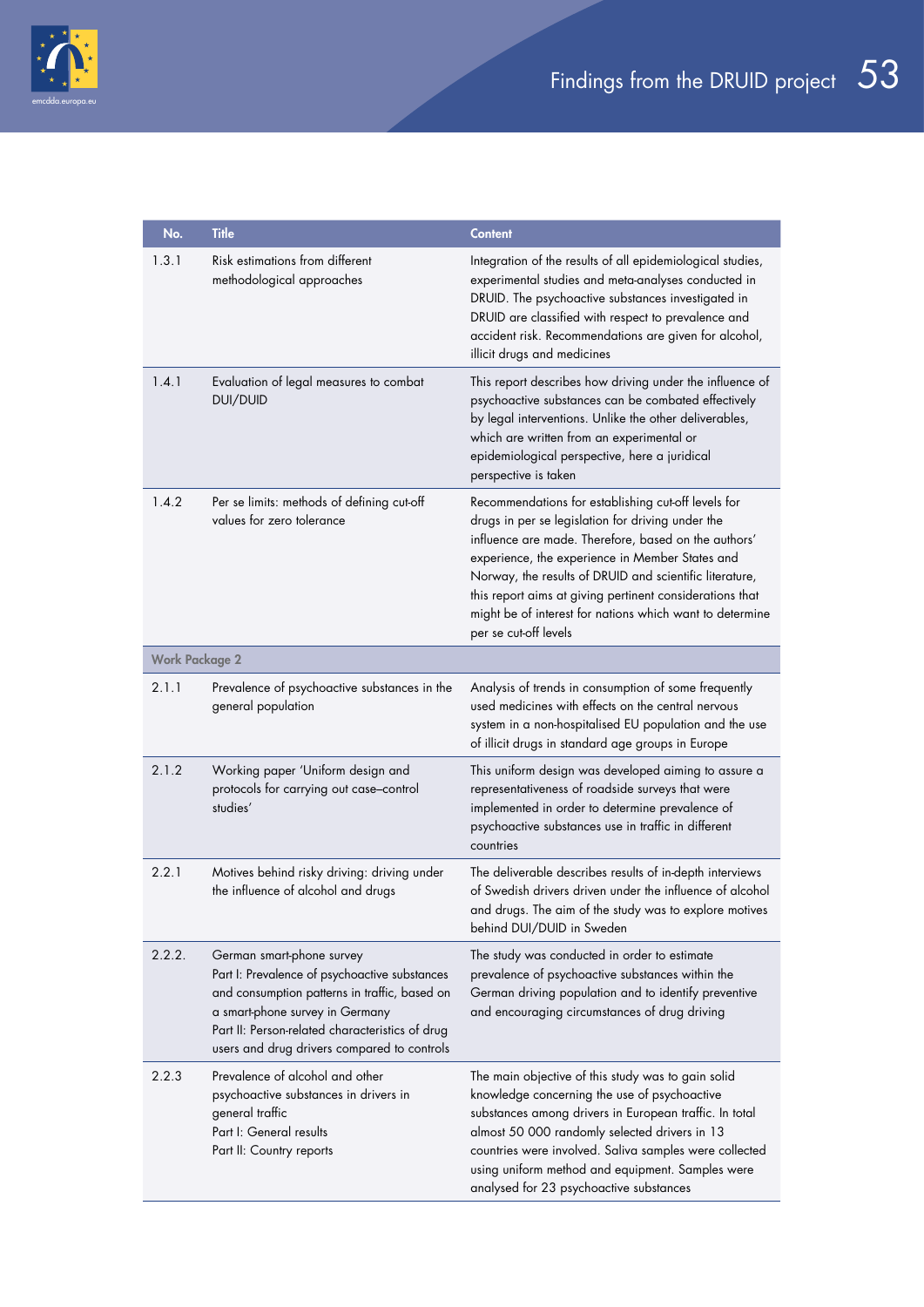| No. | Title | Content |
|---|---|---|
| 1.3.1 | Risk estimations from different methodological approaches | Integration of the results of all epidemiological studies, experimental studies and meta-analyses conducted in DRUID. The psychoactive substances investigated in DRUID are classified with respect to prevalence and accident risk. Recommendations are given for alcohol, illicit drugs and medicines |
| 1.4.1 | Evaluation of legal measures to combat DUI/DUID | This report describes how driving under the influence of psychoactive substances can be combated effectively by legal interventions. Unlike the other deliverables, which are written from an experimental or epidemiological perspective, here a juridical perspective is taken |
| 1.4.2 | Per se limits: methods of defining cut-off values for zero tolerance | Recommendations for establishing cut-off levels for drugs in per se legislation for driving under the influence are made. Therefore, based on the authors' experience, the experience in Member States and Norway, the results of DRUID and scientific literature, this report aims at giving pertinent considerations that might be of interest for nations which want to determine per se cut-off levels |
| **Work Package 2** | | |
| 2.1.1 | Prevalence of psychoactive substances in the general population | Analysis of trends in consumption of some frequently used medicines with effects on the central nervous system in a non-hospitalised EU population and the use of illicit drugs in standard age groups in Europe |
| 2.1.2 | Working paper 'Uniform design and protocols for carrying out case–control studies' | This uniform design was developed aiming to assure a representativeness of roadside surveys that were implemented in order to determine prevalence of psychoactive substances use in traffic in different countries |
| 2.2.1 | Motives behind risky driving: driving under the influence of alcohol and drugs | The deliverable describes results of in-depth interviews of Swedish drivers driven under the influence of alcohol and drugs. The aim of the study was to explore motives behind DUI/DUID in Sweden |
| 2.2.2. | German smart-phone survey<br>Part I: Prevalence of psychoactive substances and consumption patterns in traffic, based on a smart-phone survey in Germany<br>Part II: Person-related characteristics of drug users and drug drivers compared to controls | The study was conducted in order to estimate prevalence of psychoactive substances within the German driving population and to identify preventive and encouraging circumstances of drug driving |
| 2.2.3 | Prevalence of alcohol and other psychoactive substances in drivers in general traffic<br>Part I: General results<br>Part II: Country reports | The main objective of this study was to gain solid knowledge concerning the use of psychoactive substances among drivers in European traffic. In total almost 50 000 randomly selected drivers in 13 countries were involved. Saliva samples were collected using uniform method and equipment. Samples were analysed for 23 psychoactive substances |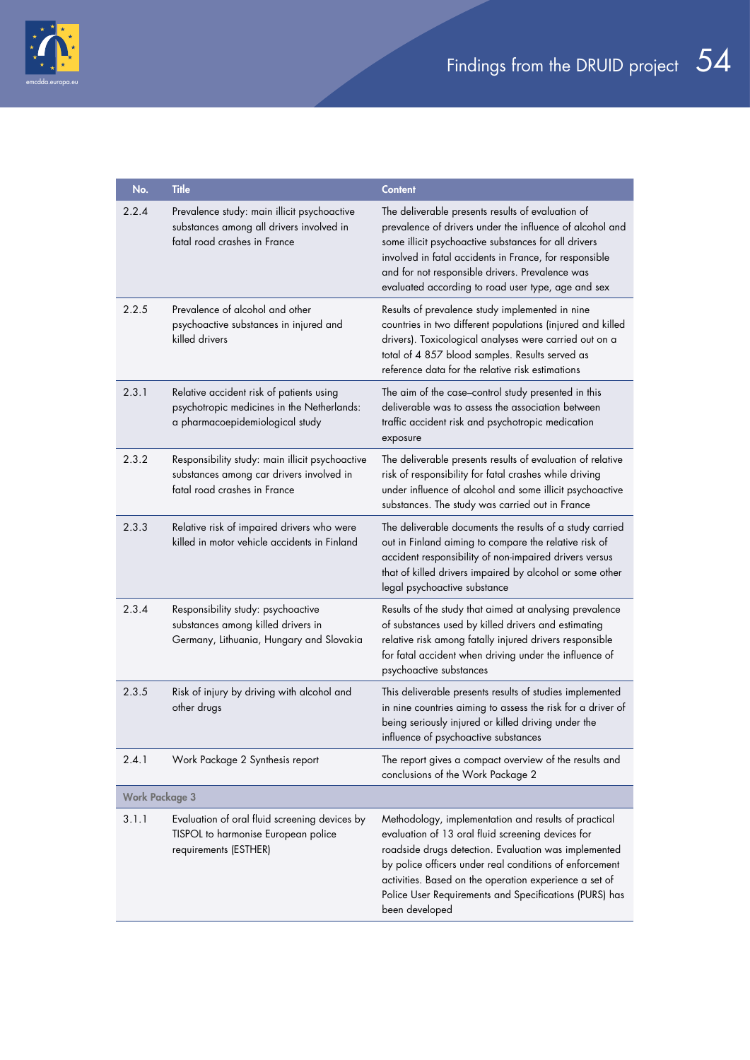| No. | Title | Content |
|---|---|---|
| 2.2.4 | Prevalence study: main illicit psychoactive substances among all drivers involved in fatal road crashes in France | The deliverable presents results of evaluation of prevalence of drivers under the influence of alcohol and some illicit psychoactive substances for all drivers involved in fatal accidents in France, for responsible and for not responsible drivers. Prevalence was evaluated according to road user type, age and sex |
| 2.2.5 | Prevalence of alcohol and other psychoactive substances in injured and killed drivers | Results of prevalence study implemented in nine countries in two different populations (injured and killed drivers). Toxicological analyses were carried out on a total of 4 857 blood samples. Results served as reference data for the relative risk estimations |
| 2.3.1 | Relative accident risk of patients using psychotropic medicines in the Netherlands: a pharmacoepidemiological study | The aim of the case–control study presented in this deliverable was to assess the association between traffic accident risk and psychotropic medication exposure |
| 2.3.2 | Responsibility study: main illicit psychoactive substances among car drivers involved in fatal road crashes in France | The deliverable presents results of evaluation of relative risk of responsibility for fatal crashes while driving under influence of alcohol and some illicit psychoactive substances. The study was carried out in France |
| 2.3.3 | Relative risk of impaired drivers who were killed in motor vehicle accidents in Finland | The deliverable documents the results of a study carried out in Finland aiming to compare the relative risk of accident responsibility of non-impaired drivers versus that of killed drivers impaired by alcohol or some other legal psychoactive substance |
| 2.3.4 | Responsibility study: psychoactive substances among killed drivers in Germany, Lithuania, Hungary and Slovakia | Results of the study that aimed at analysing prevalence of substances used by killed drivers and estimating relative risk among fatally injured drivers responsible for fatal accident when driving under the influence of psychoactive substances |
| 2.3.5 | Risk of injury by driving with alcohol and other drugs | This deliverable presents results of studies implemented in nine countries aiming to assess the risk for a driver of being seriously injured or killed driving under the influence of psychoactive substances |
| 2.4.1 | Work Package 2 Synthesis report | The report gives a compact overview of the results and conclusions of the Work Package 2 |
| **Work Package 3** | | |
| 3.1.1 | Evaluation of oral fluid screening devices by TISPOL to harmonise European police requirements (ESTHER) | Methodology, implementation and results of practical evaluation of 13 oral fluid screening devices for roadside drugs detection. Evaluation was implemented by police officers under real conditions of enforcement activities. Based on the operation experience a set of Police User Requirements and Specifications (PURS) has been developed |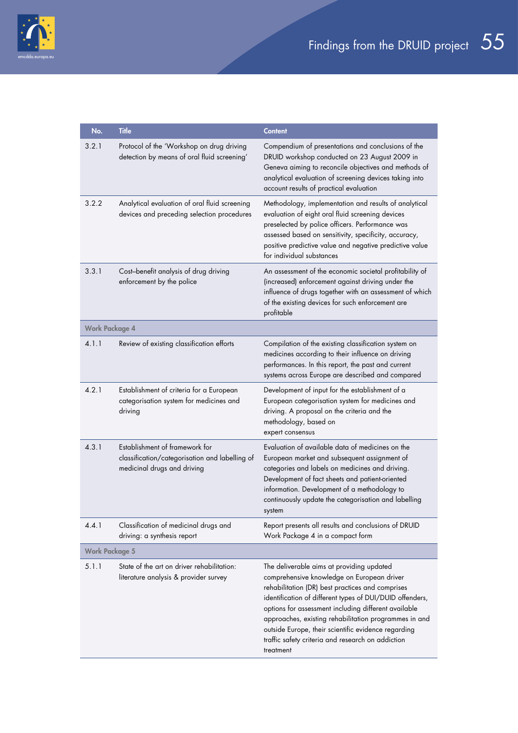| No. | Title | Content |
|---|---|---|
| 3.2.1 | Protocol of the 'Workshop on drug driving detection by means of oral fluid screening' | Compendium of presentations and conclusions of the DRUID workshop conducted on 23 August 2009 in Geneva aiming to reconcile objectives and methods of analytical evaluation of screening devices taking into account results of practical evaluation |
| 3.2.2 | Analytical evaluation of oral fluid screening devices and preceding selection procedures | Methodology, implementation and results of analytical evaluation of eight oral fluid screening devices preselected by police officers. Performance was assessed based on sensitivity, specificity, accuracy, positive predictive value and negative predictive value for individual substances |
| 3.3.1 | Cost–benefit analysis of drug driving enforcement by the police | An assessment of the economic societal profitability of (increased) enforcement against driving under the influence of drugs together with an assessment of which of the existing devices for such enforcement are profitable |
| **Work Package 4** | | |
| 4.1.1 | Review of existing classification efforts | Compilation of the existing classification system on medicines according to their influence on driving performances. In this report, the past and current systems across Europe are described and compared |
| 4.2.1 | Establishment of criteria for a European categorisation system for medicines and driving | Development of input for the establishment of a European categorisation system for medicines and driving. A proposal on the criteria and the methodology, based on expert consensus |
| 4.3.1 | Establishment of framework for classification/categorisation and labelling of medicinal drugs and driving | Evaluation of available data of medicines on the European market and subsequent assignment of categories and labels on medicines and driving. Development of fact sheets and patient-oriented information. Development of a methodology to continuously update the categorisation and labelling system |
| 4.4.1 | Classification of medicinal drugs and driving: a synthesis report | Report presents all results and conclusions of DRUID Work Package 4 in a compact form |
| **Work Package 5** | | |
| 5.1.1 | State of the art on driver rehabilitation: literature analysis & provider survey | The deliverable aims at providing updated comprehensive knowledge on European driver rehabilitation (DR) best practices and comprises identification of different types of DUI/DUID offenders, options for assessment including different available approaches, existing rehabilitation programmes in and outside Europe, their scientific evidence regarding traffic safety criteria and research on addiction treatment |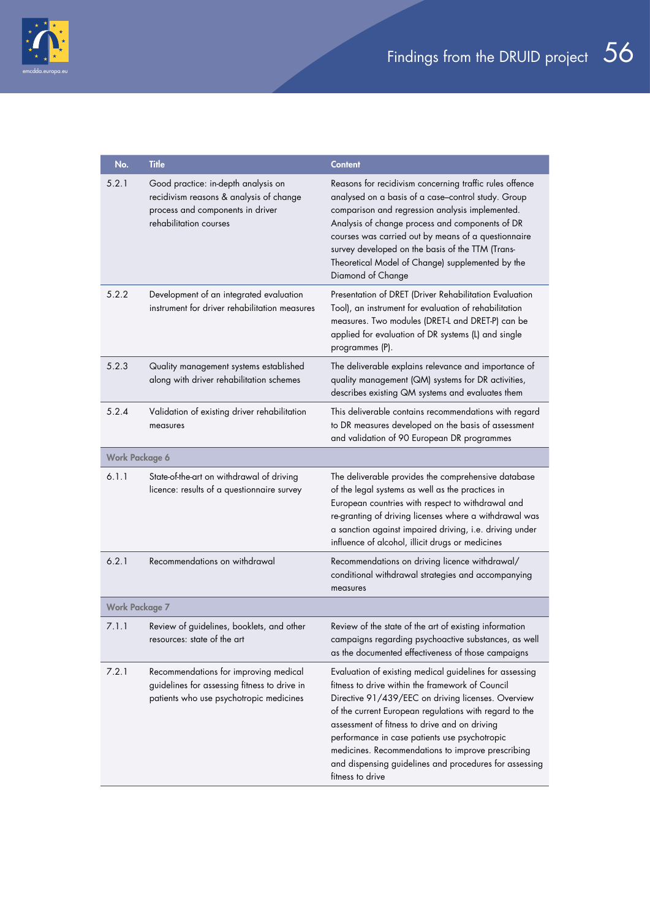| No. | Title | Content |
|---|---|---|
| 5.2.1 | Good practice: in-depth analysis on recidivism reasons & analysis of change process and components in driver rehabilitation courses | Reasons for recidivism concerning traffic rules offence analysed on a basis of a case–control study. Group comparison and regression analysis implemented. Analysis of change process and components of DR courses was carried out by means of a questionnaire survey developed on the basis of the TTM (Trans-Theoretical Model of Change) supplemented by the Diamond of Change |
| 5.2.2 | Development of an integrated evaluation instrument for driver rehabilitation measures | Presentation of DRET (Driver Rehabilitation Evaluation Tool), an instrument for evaluation of rehabilitation measures. Two modules (DRET-L and DRET-P) can be applied for evaluation of DR systems (L) and single programmes (P). |
| 5.2.3 | Quality management systems established along with driver rehabilitation schemes | The deliverable explains relevance and importance of quality management (QM) systems for DR activities, describes existing QM systems and evaluates them |
| 5.2.4 | Validation of existing driver rehabilitation measures | This deliverable contains recommendations with regard to DR measures developed on the basis of assessment and validation of 90 European DR programmes |
| **Work Package 6** | | |
| 6.1.1 | State-of-the-art on withdrawal of driving licence: results of a questionnaire survey | The deliverable provides the comprehensive database of the legal systems as well as the practices in European countries with respect to withdrawal and re-granting of driving licenses where a withdrawal was a sanction against impaired driving, i.e. driving under influence of alcohol, illicit drugs or medicines |
| 6.2.1 | Recommendations on withdrawal | Recommendations on driving licence withdrawal/ conditional withdrawal strategies and accompanying measures |
| **Work Package 7** | | |
| 7.1.1 | Review of guidelines, booklets, and other resources: state of the art | Review of the state of the art of existing information campaigns regarding psychoactive substances, as well as the documented effectiveness of those campaigns |
| 7.2.1 | Recommendations for improving medical guidelines for assessing fitness to drive in patients who use psychotropic medicines | Evaluation of existing medical guidelines for assessing fitness to drive within the framework of Council Directive 91/439/EEC on driving licenses. Overview of the current European regulations with regard to the assessment of fitness to drive and on driving performance in case patients use psychotropic medicines. Recommendations to improve prescribing and dispensing guidelines and procedures for assessing fitness to drive |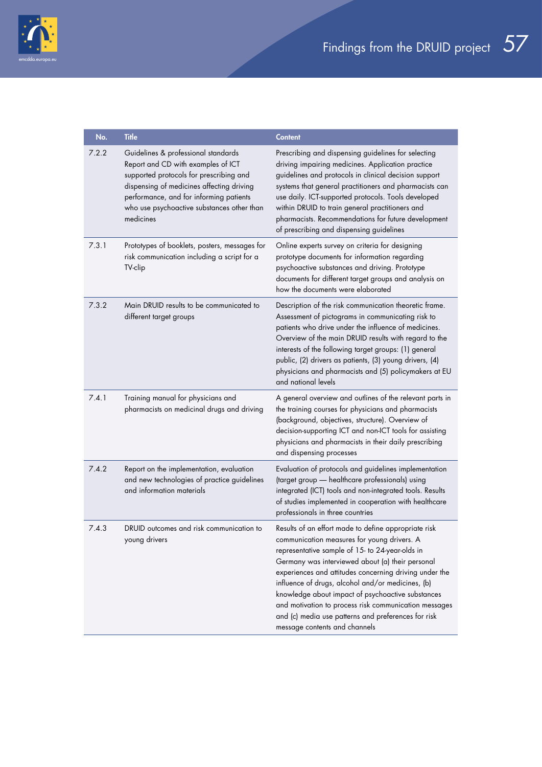| No. | Title | Content |
|---|---|---|
| 7.2.2 | Guidelines & professional standards Report and CD with examples of ICT supported protocols for prescribing and dispensing of medicines affecting driving performance, and for informing patients who use psychoactive substances other than medicines | Prescribing and dispensing guidelines for selecting driving impairing medicines. Application practice guidelines and protocols in clinical decision support systems that general practitioners and pharmacists can use daily. ICT-supported protocols. Tools developed within DRUID to train general practitioners and pharmacists. Recommendations for future development of prescribing and dispensing guidelines |
| 7.3.1 | Prototypes of booklets, posters, messages for risk communication including a script for a TV-clip | Online experts survey on criteria for designing prototype documents for information regarding psychoactive substances and driving. Prototype documents for different target groups and analysis on how the documents were elaborated |
| 7.3.2 | Main DRUID results to be communicated to different target groups | Description of the risk communication theoretic frame. Assessment of pictograms in communicating risk to patients who drive under the influence of medicines. Overview of the main DRUID results with regard to the interests of the following target groups: (1) general public, (2) drivers as patients, (3) young drivers, (4) physicians and pharmacists and (5) policymakers at EU and national levels |
| 7.4.1 | Training manual for physicians and pharmacists on medicinal drugs and driving | A general overview and outlines of the relevant parts in the training courses for physicians and pharmacists (background, objectives, structure). Overview of decision-supporting ICT and non-ICT tools for assisting physicians and pharmacists in their daily prescribing and dispensing processes |
| 7.4.2 | Report on the implementation, evaluation and new technologies of practice guidelines and information materials | Evaluation of protocols and guidelines implementation (target group — healthcare professionals) using integrated (ICT) tools and non-integrated tools. Results of studies implemented in cooperation with healthcare professionals in three countries |
| 7.4.3 | DRUID outcomes and risk communication to young drivers | Results of an effort made to define appropriate risk communication measures for young drivers. A representative sample of 15- to 24-year-olds in Germany was interviewed about (a) their personal experiences and attitudes concerning driving under the influence of drugs, alcohol and/or medicines, (b) knowledge about impact of psychoactive substances and motivation to process risk communication messages and (c) media use patterns and preferences for risk message contents and channels |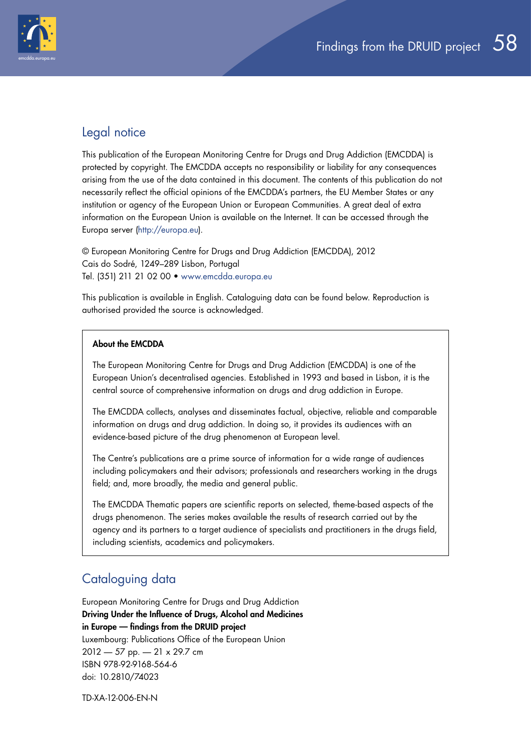## Legal notice

This publication of the European Monitoring Centre for Drugs and Drug Addiction (EMCDDA) is protected by copyright. The EMCDDA accepts no responsibility or liability for any consequences arising from the use of the data contained in this document. The contents of this publication do not necessarily reflect the official opinions of the EMCDDA's partners, the EU Member States or any institution or agency of the European Union or European Communities. A great deal of extra information on the European Union is available on the Internet. It can be accessed through the Europa server (http://europa.eu).

© European Monitoring Centre for Drugs and Drug Addiction (EMCDDA), 2012
Cais do Sodré, 1249–289 Lisbon, Portugal
Tel. (351) 211 21 02 00 • www.emcdda.europa.eu

This publication is available in English. Cataloguing data can be found below. Reproduction is authorised provided the source is acknowledged.

**About the EMCDDA**

The European Monitoring Centre for Drugs and Drug Addiction (EMCDDA) is one of the European Union's decentralised agencies. Established in 1993 and based in Lisbon, it is the central source of comprehensive information on drugs and drug addiction in Europe.

The EMCDDA collects, analyses and disseminates factual, objective, reliable and comparable information on drugs and drug addiction. In doing so, it provides its audiences with an evidence-based picture of the drug phenomenon at European level.

The Centre's publications are a prime source of information for a wide range of audiences including policymakers and their advisors; professionals and researchers working in the drugs field; and, more broadly, the media and general public.

The EMCDDA Thematic papers are scientific reports on selected, theme-based aspects of the drugs phenomenon. The series makes available the results of research carried out by the agency and its partners to a target audience of specialists and practitioners in the drugs field, including scientists, academics and policymakers.

## Cataloguing data

European Monitoring Centre for Drugs and Drug Addiction
**Driving Under the Influence of Drugs, Alcohol and Medicines in Europe — findings from the DRUID project**
Luxembourg: Publications Office of the European Union
2012 — 57 pp. — 21 x 29.7 cm
ISBN 978-92-9168-564-6
doi: 10.2810/74023

TD-XA-12-006-EN-N